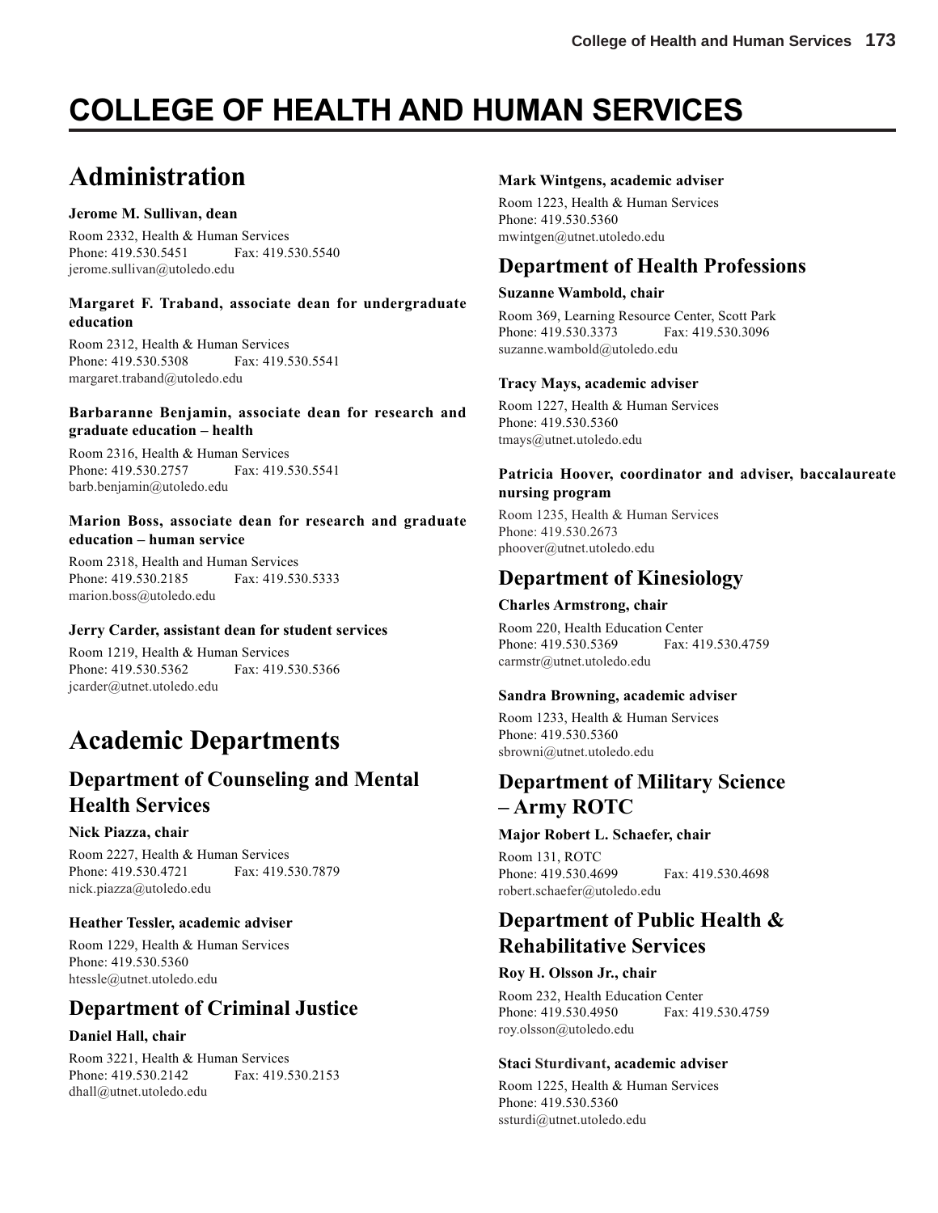# COLLEGE OF HEALTH AND HUMAN SERVICES

## Administration

**Jerome M. Sullivan, dean**

Room 2332, Health & Human Services
Phone: 419.530.5451 Fax: 419.530.5540
jerome.sullivan@utoledo.edu

**Margaret F. Traband, associate dean for undergraduate education**

Room 2312, Health & Human Services
Phone: 419.530.5308 Fax: 419.530.5541
margaret.traband@utoledo.edu

**Barbaranne Benjamin, associate dean for research and graduate education – health**

Room 2316, Health & Human Services
Phone: 419.530.2757 Fax: 419.530.5541
barb.benjamin@utoledo.edu

**Marion Boss, associate dean for research and graduate education – human service**

Room 2318, Health and Human Services
Phone: 419.530.2185 Fax: 419.530.5333
marion.boss@utoledo.edu

**Jerry Carder, assistant dean for student services**

Room 1219, Health & Human Services
Phone: 419.530.5362 Fax: 419.530.5366
jcarder@utnet.utoledo.edu

## Academic Departments

### Department of Counseling and Mental Health Services

**Nick Piazza, chair**

Room 2227, Health & Human Services
Phone: 419.530.4721 Fax: 419.530.7879
nick.piazza@utoledo.edu

**Heather Tessler, academic adviser**

Room 1229, Health & Human Services
Phone: 419.530.5360
htessle@utnet.utoledo.edu

### Department of Criminal Justice

**Daniel Hall, chair**

Room 3221, Health & Human Services
Phone: 419.530.2142 Fax: 419.530.2153
dhall@utnet.utoledo.edu

**Mark Wintgens, academic adviser**

Room 1223, Health & Human Services
Phone: 419.530.5360
mwintgen@utnet.utoledo.edu

### Department of Health Professions

**Suzanne Wambold, chair**

Room 369, Learning Resource Center, Scott Park
Phone: 419.530.3373 Fax: 419.530.3096
suzanne.wambold@utoledo.edu

**Tracy Mays, academic adviser**

Room 1227, Health & Human Services
Phone: 419.530.5360
tmays@utnet.utoledo.edu

**Patricia Hoover, coordinator and adviser, baccalaureate nursing program**

Room 1235, Health & Human Services
Phone: 419.530.2673
phoover@utnet.utoledo.edu

### Department of Kinesiology

**Charles Armstrong, chair**

Room 220, Health Education Center
Phone: 419.530.5369 Fax: 419.530.4759
carmstr@utnet.utoledo.edu

**Sandra Browning, academic adviser**

Room 1233, Health & Human Services
Phone: 419.530.5360
sbrowni@utnet.utoledo.edu

### Department of Military Science – Army ROTC

**Major Robert L. Schaefer, chair**

Room 131, ROTC
Phone: 419.530.4699 Fax: 419.530.4698
robert.schaefer@utoledo.edu

### Department of Public Health & Rehabilitative Services

**Roy H. Olsson Jr., chair**

Room 232, Health Education Center
Phone: 419.530.4950 Fax: 419.530.4759
roy.olsson@utoledo.edu

**Staci Sturdivant, academic adviser**

Room 1225, Health & Human Services
Phone: 419.530.5360
ssturdi@utnet.utoledo.edu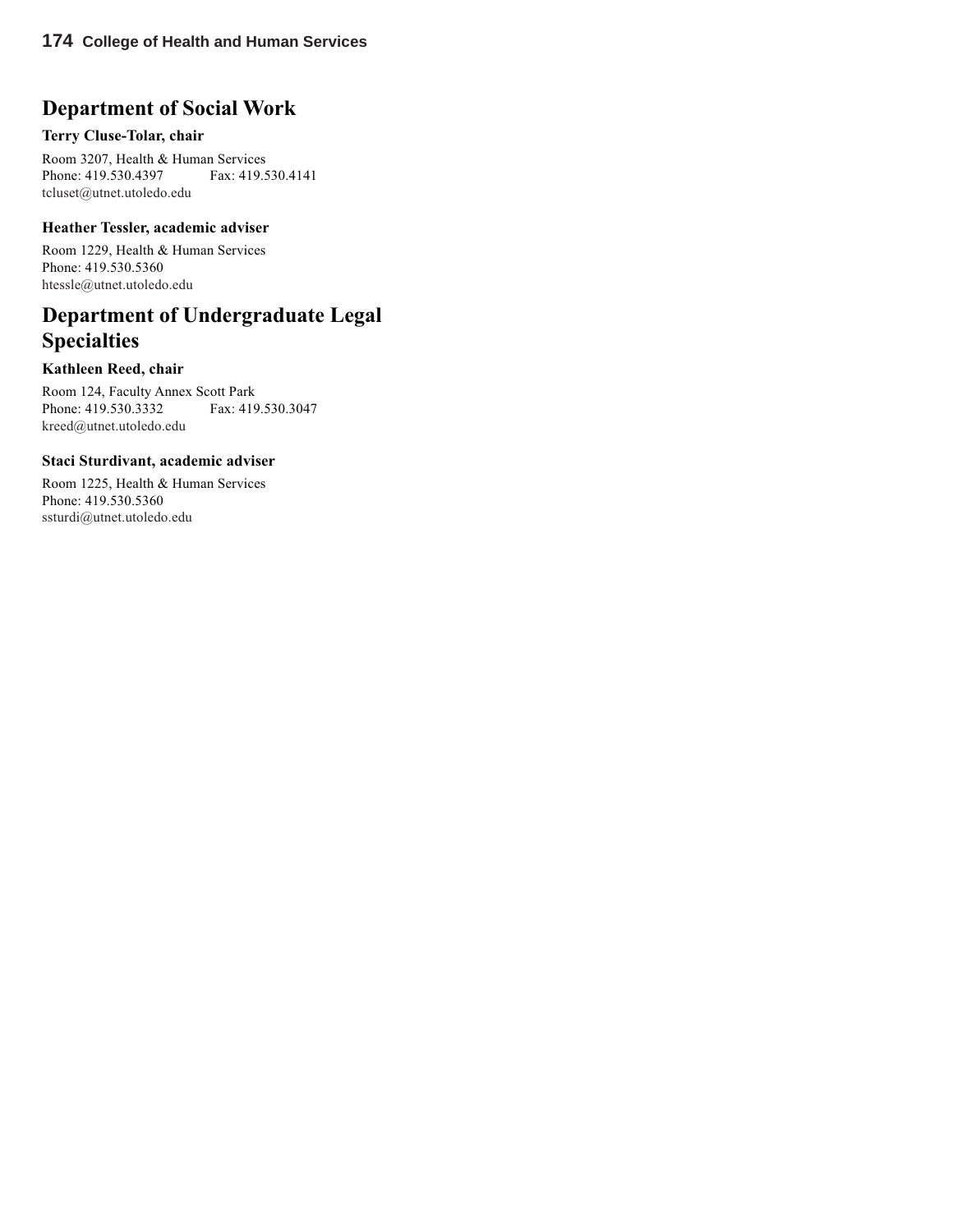## Department of Social Work

**Terry Cluse-Tolar, chair**

Room 3207, Health & Human Services
Phone: 419.530.4397 Fax: 419.530.4141
tcluset@utnet.utoledo.edu

**Heather Tessler, academic adviser**

Room 1229, Health & Human Services
Phone: 419.530.5360
htessle@utnet.utoledo.edu

## Department of Undergraduate Legal Specialties

**Kathleen Reed, chair**

Room 124, Faculty Annex Scott Park
Phone: 419.530.3332 Fax: 419.530.3047
kreed@utnet.utoledo.edu

**Staci Sturdivant, academic adviser**

Room 1225, Health & Human Services
Phone: 419.530.5360
ssturdi@utnet.utoledo.edu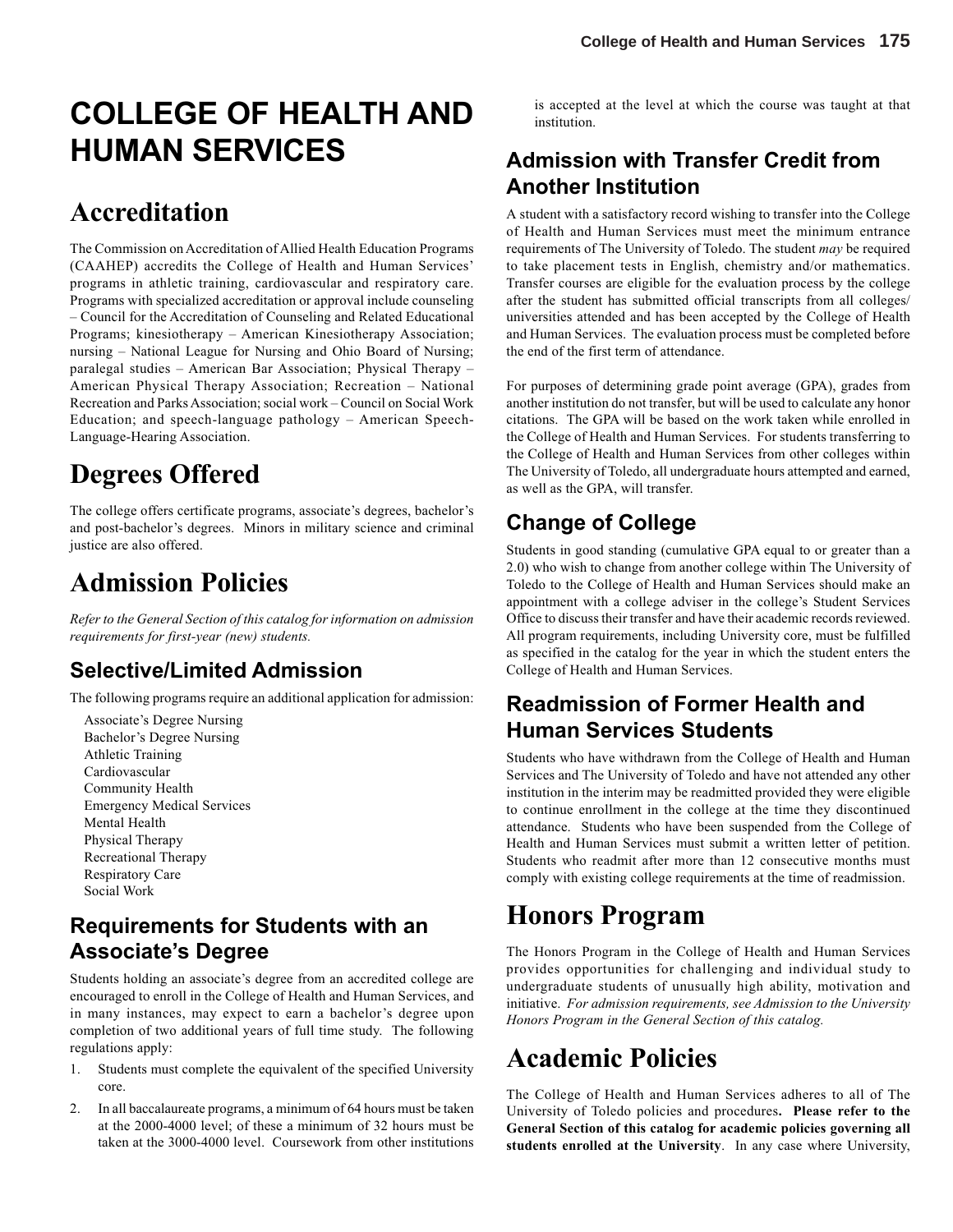# COLLEGE OF HEALTH AND HUMAN SERVICES

# Accreditation

The Commission on Accreditation of Allied Health Education Programs (CAAHEP) accredits the College of Health and Human Services' programs in athletic training, cardiovascular and respiratory care. Programs with specialized accreditation or approval include counseling – Council for the Accreditation of Counseling and Related Educational Programs; kinesiotherapy – American Kinesiotherapy Association; nursing – National League for Nursing and Ohio Board of Nursing; paralegal studies – American Bar Association; Physical Therapy – American Physical Therapy Association; Recreation – National Recreation and Parks Association; social work – Council on Social Work Education; and speech-language pathology – American Speech-Language-Hearing Association.

# Degrees Offered

The college offers certificate programs, associate's degrees, bachelor's and post-bachelor's degrees. Minors in military science and criminal justice are also offered.

# Admission Policies

*Refer to the General Section of this catalog for information on admission requirements for first-year (new) students.*

## Selective/Limited Admission

The following programs require an additional application for admission:

- Associate's Degree Nursing
- Bachelor's Degree Nursing
- Athletic Training
- Cardiovascular
- Community Health
- Emergency Medical Services
- Mental Health
- Physical Therapy
- Recreational Therapy
- Respiratory Care
- Social Work

## Requirements for Students with an Associate's Degree

Students holding an associate's degree from an accredited college are encouraged to enroll in the College of Health and Human Services, and in many instances, may expect to earn a bachelor's degree upon completion of two additional years of full time study. The following regulations apply:

1. Students must complete the equivalent of the specified University core.
2. In all baccalaureate programs, a minimum of 64 hours must be taken at the 2000-4000 level; of these a minimum of 32 hours must be taken at the 3000-4000 level. Coursework from other institutions is accepted at the level at which the course was taught at that institution.

## Admission with Transfer Credit from Another Institution

A student with a satisfactory record wishing to transfer into the College of Health and Human Services must meet the minimum entrance requirements of The University of Toledo. The student *may* be required to take placement tests in English, chemistry and/or mathematics. Transfer courses are eligible for the evaluation process by the college after the student has submitted official transcripts from all colleges/universities attended and has been accepted by the College of Health and Human Services. The evaluation process must be completed before the end of the first term of attendance.

For purposes of determining grade point average (GPA), grades from another institution do not transfer, but will be used to calculate any honor citations. The GPA will be based on the work taken while enrolled in the College of Health and Human Services. For students transferring to the College of Health and Human Services from other colleges within The University of Toledo, all undergraduate hours attempted and earned, as well as the GPA, will transfer.

## Change of College

Students in good standing (cumulative GPA equal to or greater than a 2.0) who wish to change from another college within The University of Toledo to the College of Health and Human Services should make an appointment with a college adviser in the college's Student Services Office to discuss their transfer and have their academic records reviewed. All program requirements, including University core, must be fulfilled as specified in the catalog for the year in which the student enters the College of Health and Human Services.

## Readmission of Former Health and Human Services Students

Students who have withdrawn from the College of Health and Human Services and The University of Toledo and have not attended any other institution in the interim may be readmitted provided they were eligible to continue enrollment in the college at the time they discontinued attendance. Students who have been suspended from the College of Health and Human Services must submit a written letter of petition. Students who readmit after more than 12 consecutive months must comply with existing college requirements at the time of readmission.

# Honors Program

The Honors Program in the College of Health and Human Services provides opportunities for challenging and individual study to undergraduate students of unusually high ability, motivation and initiative. *For admission requirements, see Admission to the University Honors Program in the General Section of this catalog.*

# Academic Policies

The College of Health and Human Services adheres to all of The University of Toledo policies and procedures**. Please refer to the General Section of this catalog for academic policies governing all students enrolled at the University**. In any case where University,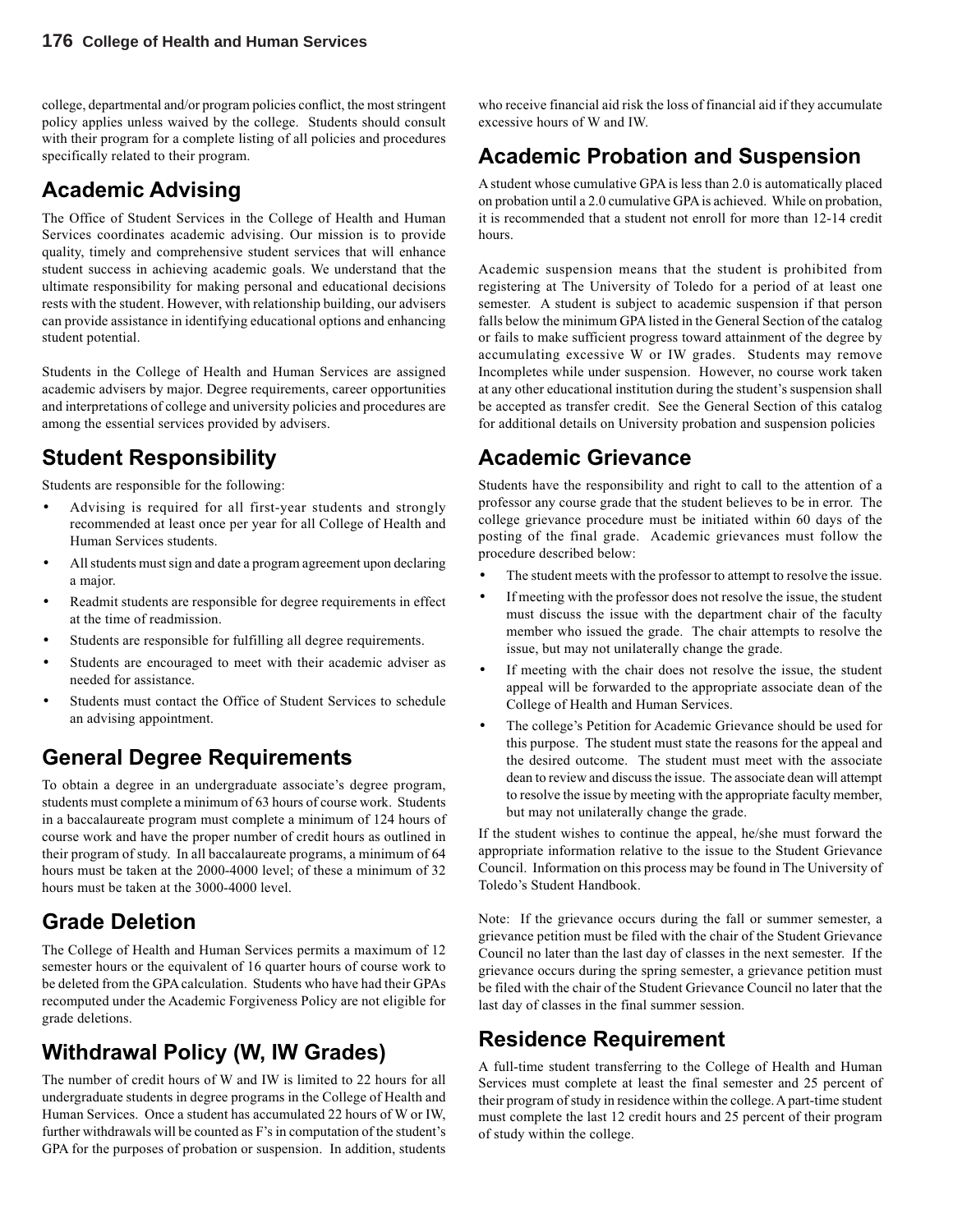college, departmental and/or program policies conflict, the most stringent policy applies unless waived by the college. Students should consult with their program for a complete listing of all policies and procedures specifically related to their program.

## Academic Advising

The Office of Student Services in the College of Health and Human Services coordinates academic advising. Our mission is to provide quality, timely and comprehensive student services that will enhance student success in achieving academic goals. We understand that the ultimate responsibility for making personal and educational decisions rests with the student. However, with relationship building, our advisers can provide assistance in identifying educational options and enhancing student potential.

Students in the College of Health and Human Services are assigned academic advisers by major. Degree requirements, career opportunities and interpretations of college and university policies and procedures are among the essential services provided by advisers.

## Student Responsibility

Students are responsible for the following:

- Advising is required for all first-year students and strongly recommended at least once per year for all College of Health and Human Services students.
- All students must sign and date a program agreement upon declaring a major.
- Readmit students are responsible for degree requirements in effect at the time of readmission.
- Students are responsible for fulfilling all degree requirements.
- Students are encouraged to meet with their academic adviser as needed for assistance.
- Students must contact the Office of Student Services to schedule an advising appointment.

## General Degree Requirements

To obtain a degree in an undergraduate associate's degree program, students must complete a minimum of 63 hours of course work. Students in a baccalaureate program must complete a minimum of 124 hours of course work and have the proper number of credit hours as outlined in their program of study. In all baccalaureate programs, a minimum of 64 hours must be taken at the 2000-4000 level; of these a minimum of 32 hours must be taken at the 3000-4000 level.

## Grade Deletion

The College of Health and Human Services permits a maximum of 12 semester hours or the equivalent of 16 quarter hours of course work to be deleted from the GPA calculation. Students who have had their GPAs recomputed under the Academic Forgiveness Policy are not eligible for grade deletions.

## Withdrawal Policy (W, IW Grades)

The number of credit hours of W and IW is limited to 22 hours for all undergraduate students in degree programs in the College of Health and Human Services. Once a student has accumulated 22 hours of W or IW, further withdrawals will be counted as F's in computation of the student's GPA for the purposes of probation or suspension. In addition, students who receive financial aid risk the loss of financial aid if they accumulate excessive hours of W and IW.

## Academic Probation and Suspension

A student whose cumulative GPA is less than 2.0 is automatically placed on probation until a 2.0 cumulative GPA is achieved. While on probation, it is recommended that a student not enroll for more than 12-14 credit hours.

Academic suspension means that the student is prohibited from registering at The University of Toledo for a period of at least one semester. A student is subject to academic suspension if that person falls below the minimum GPA listed in the General Section of the catalog or fails to make sufficient progress toward attainment of the degree by accumulating excessive W or IW grades. Students may remove Incompletes while under suspension. However, no course work taken at any other educational institution during the student's suspension shall be accepted as transfer credit. See the General Section of this catalog for additional details on University probation and suspension policies

## Academic Grievance

Students have the responsibility and right to call to the attention of a professor any course grade that the student believes to be in error. The college grievance procedure must be initiated within 60 days of the posting of the final grade. Academic grievances must follow the procedure described below:

- The student meets with the professor to attempt to resolve the issue.
- If meeting with the professor does not resolve the issue, the student must discuss the issue with the department chair of the faculty member who issued the grade. The chair attempts to resolve the issue, but may not unilaterally change the grade.
- If meeting with the chair does not resolve the issue, the student appeal will be forwarded to the appropriate associate dean of the College of Health and Human Services.
- The college's Petition for Academic Grievance should be used for this purpose. The student must state the reasons for the appeal and the desired outcome. The student must meet with the associate dean to review and discuss the issue. The associate dean will attempt to resolve the issue by meeting with the appropriate faculty member, but may not unilaterally change the grade.

If the student wishes to continue the appeal, he/she must forward the appropriate information relative to the issue to the Student Grievance Council. Information on this process may be found in The University of Toledo's Student Handbook.

Note: If the grievance occurs during the fall or summer semester, a grievance petition must be filed with the chair of the Student Grievance Council no later than the last day of classes in the next semester. If the grievance occurs during the spring semester, a grievance petition must be filed with the chair of the Student Grievance Council no later that the last day of classes in the final summer session.

## Residence Requirement

A full-time student transferring to the College of Health and Human Services must complete at least the final semester and 25 percent of their program of study in residence within the college. A part-time student must complete the last 12 credit hours and 25 percent of their program of study within the college.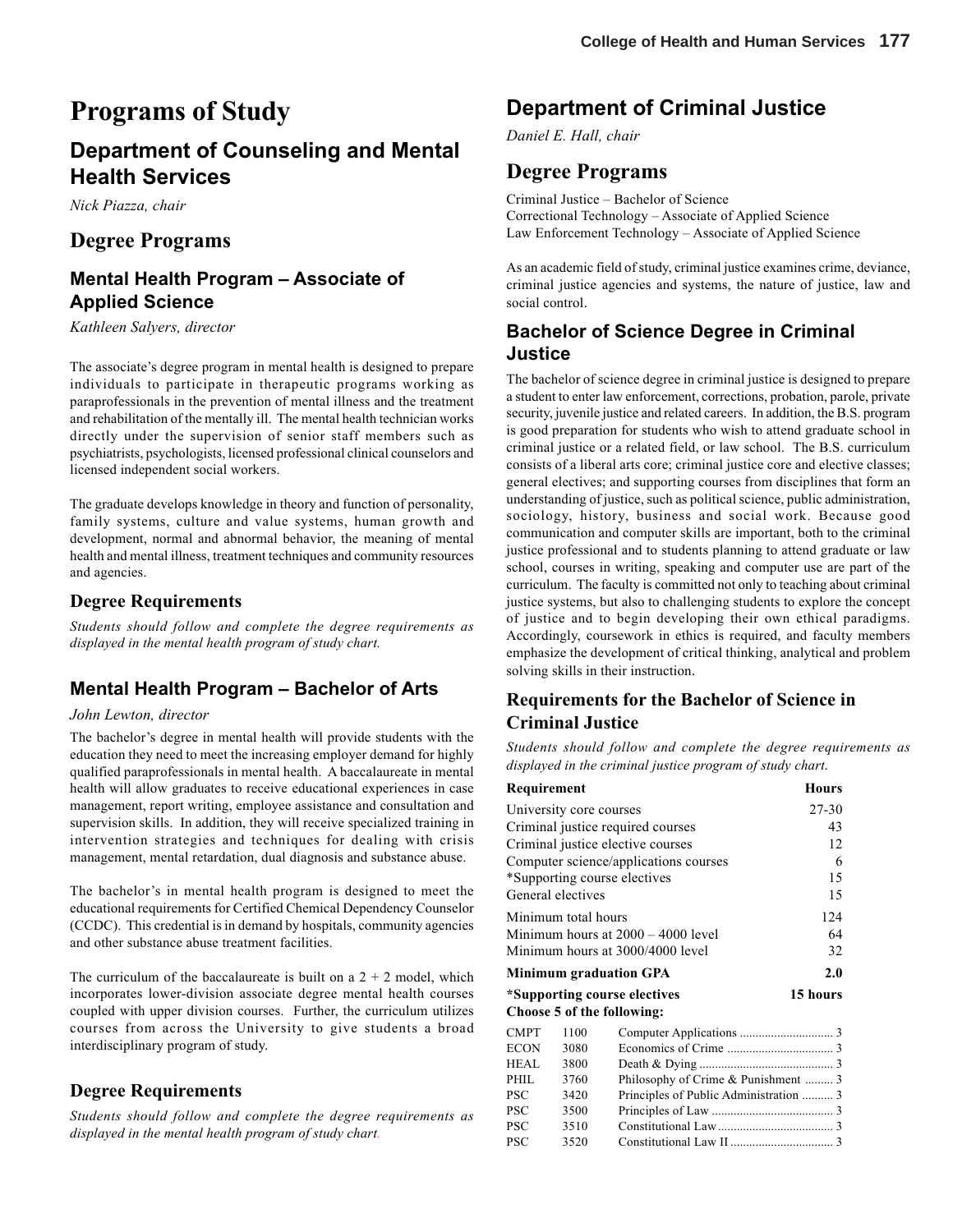# Programs of Study

## Department of Counseling and Mental Health Services

*Nick Piazza, chair*

## Degree Programs

### Mental Health Program – Associate of Applied Science

*Kathleen Salyers, director*

The associate's degree program in mental health is designed to prepare individuals to participate in therapeutic programs working as paraprofessionals in the prevention of mental illness and the treatment and rehabilitation of the mentally ill. The mental health technician works directly under the supervision of senior staff members such as psychiatrists, psychologists, licensed professional clinical counselors and licensed independent social workers.

The graduate develops knowledge in theory and function of personality, family systems, culture and value systems, human growth and development, normal and abnormal behavior, the meaning of mental health and mental illness, treatment techniques and community resources and agencies.

### Degree Requirements

*Students should follow and complete the degree requirements as displayed in the mental health program of study chart.*

### Mental Health Program – Bachelor of Arts

*John Lewton, director*

The bachelor's degree in mental health will provide students with the education they need to meet the increasing employer demand for highly qualified paraprofessionals in mental health. A baccalaureate in mental health will allow graduates to receive educational experiences in case management, report writing, employee assistance and consultation and supervision skills. In addition, they will receive specialized training in intervention strategies and techniques for dealing with crisis management, mental retardation, dual diagnosis and substance abuse.

The bachelor's in mental health program is designed to meet the educational requirements for Certified Chemical Dependency Counselor (CCDC). This credential is in demand by hospitals, community agencies and other substance abuse treatment facilities.

The curriculum of the baccalaureate is built on a 2 + 2 model, which incorporates lower-division associate degree mental health courses coupled with upper division courses. Further, the curriculum utilizes courses from across the University to give students a broad interdisciplinary program of study.

### Degree Requirements

*Students should follow and complete the degree requirements as displayed in the mental health program of study chart.*

## Department of Criminal Justice

*Daniel E. Hall, chair*

## Degree Programs

Criminal Justice – Bachelor of Science
Correctional Technology – Associate of Applied Science
Law Enforcement Technology – Associate of Applied Science

As an academic field of study, criminal justice examines crime, deviance, criminal justice agencies and systems, the nature of justice, law and social control.

### Bachelor of Science Degree in Criminal Justice

The bachelor of science degree in criminal justice is designed to prepare a student to enter law enforcement, corrections, probation, parole, private security, juvenile justice and related careers. In addition, the B.S. program is good preparation for students who wish to attend graduate school in criminal justice or a related field, or law school. The B.S. curriculum consists of a liberal arts core; criminal justice core and elective classes; general electives; and supporting courses from disciplines that form an understanding of justice, such as political science, public administration, sociology, history, business and social work. Because good communication and computer skills are important, both to the criminal justice professional and to students planning to attend graduate or law school, courses in writing, speaking and computer use are part of the curriculum. The faculty is committed not only to teaching about criminal justice systems, but also to challenging students to explore the concept of justice and to begin developing their own ethical paradigms. Accordingly, coursework in ethics is required, and faculty members emphasize the development of critical thinking, analytical and problem solving skills in their instruction.

### Requirements for the Bachelor of Science in Criminal Justice

*Students should follow and complete the degree requirements as displayed in the criminal justice program of study chart.*

| Requirement | Hours |
|---|---|
| University core courses | 27-30 |
| Criminal justice required courses | 43 |
| Criminal justice elective courses | 12 |
| Computer science/applications courses | 6 |
| *Supporting course electives | 15 |
| General electives | 15 |
| Minimum total hours | 124 |
| Minimum hours at 2000 – 4000 level | 64 |
| Minimum hours at 3000/4000 level | 32 |
| **Minimum graduation GPA** | **2.0** |

**\*Supporting course electives** **15 hours**
**Choose 5 of the following:**

| | | | |
|---|---|---|---|
| CMPT | 1100 | Computer Applications | 3 |
| ECON | 3080 | Economics of Crime | 3 |
| HEAL | 3800 | Death & Dying | 3 |
| PHIL | 3760 | Philosophy of Crime & Punishment | 3 |
| PSC | 3420 | Principles of Public Administration | 3 |
| PSC | 3500 | Principles of Law | 3 |
| PSC | 3510 | Constitutional Law | 3 |
| PSC | 3520 | Constitutional Law II | 3 |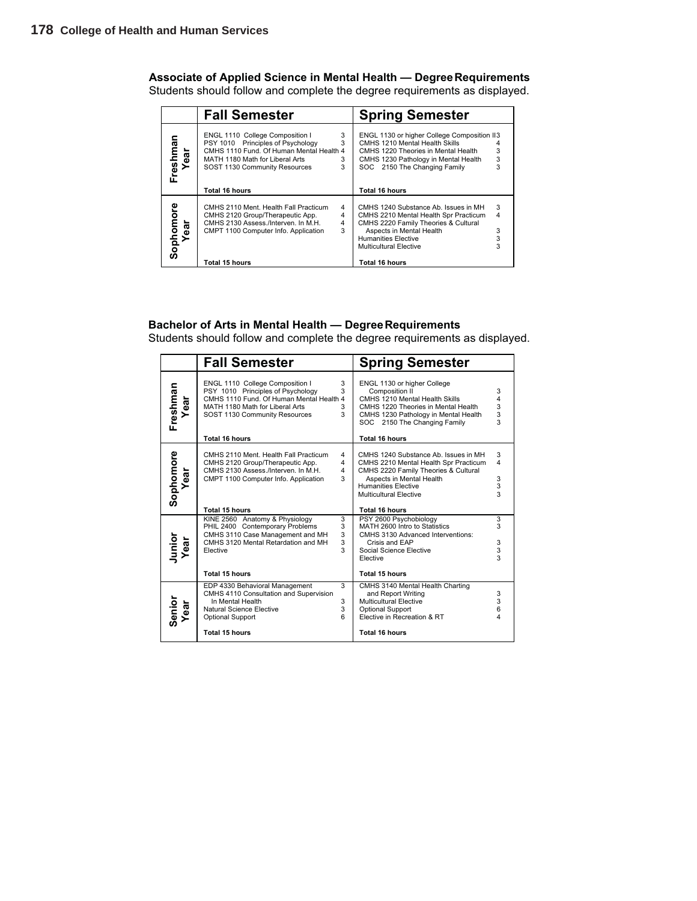### Associate of Applied Science in Mental Health — Degree Requirements

Students should follow and complete the degree requirements as displayed.

| | Fall Semester | | Spring Semester | |
|---|---|---|---|---|
| Freshman Year | ENGL 1110 College Composition I | 3 | ENGL 1130 or higher College Composition II | 3 |
| | PSY 1010 Principles of Psychology | 3 | CMHS 1210 Mental Health Skills | 4 |
| | CMHS 1110 Fund. Of Human Mental Health | 4 | CMHS 1220 Theories in Mental Health | 3 |
| | MATH 1180 Math for Liberal Arts | 3 | CMHS 1230 Pathology in Mental Health | 3 |
| | SOST 1130 Community Resources | 3 | SOC 2150 The Changing Family | 3 |
| | **Total 16 hours** | | **Total 16 hours** | |
| Sophomore Year | CMHS 2110 Ment. Health Fall Practicum | 4 | CMHS 1240 Substance Ab. Issues in MH | 3 |
| | CMHS 2120 Group/Therapeutic App. | 4 | CMHS 2210 Mental Health Spr Practicum | 4 |
| | CMHS 2130 Assess./Interven. In M.H. | 4 | CMHS 2220 Family Theories & Cultural Aspects in Mental Health | 3 |
| | CMPT 1100 Computer Info. Application | 3 | Humanities Elective | 3 |
| | | | Multicultural Elective | 3 |
| | **Total 15 hours** | | **Total 16 hours** | |

### Bachelor of Arts in Mental Health — Degree Requirements

Students should follow and complete the degree requirements as displayed.

| | Fall Semester | | Spring Semester | |
|---|---|---|---|---|
| Freshman Year | ENGL 1110 College Composition I | 3 | ENGL 1130 or higher College Composition II | 3 |
| | PSY 1010 Principles of Psychology | 3 | CMHS 1210 Mental Health Skills | 4 |
| | CMHS 1110 Fund. Of Human Mental Health | 4 | CMHS 1220 Theories in Mental Health | 3 |
| | MATH 1180 Math for Liberal Arts | 3 | CMHS 1230 Pathology in Mental Health | 3 |
| | SOST 1130 Community Resources | 3 | SOC 2150 The Changing Family | 3 |
| | **Total 16 hours** | | **Total 16 hours** | |
| Sophomore Year | CMHS 2110 Ment. Health Fall Practicum | 4 | CMHS 1240 Substance Ab. Issues in MH | 3 |
| | CMHS 2120 Group/Therapeutic App. | 4 | CMHS 2210 Mental Health Spr Practicum | 4 |
| | CMHS 2130 Assess./Interven. In M.H. | 4 | CMHS 2220 Family Theories & Cultural Aspects in Mental Health | 3 |
| | CMPT 1100 Computer Info. Application | 3 | Humanities Elective | 3 |
| | | | Multicultural Elective | 3 |
| | **Total 15 hours** | | **Total 16 hours** | |
| Junior Year | KINE 2560 Anatomy & Physiology | 3 | PSY 2600 Psychobiology | 3 |
| | PHIL 2400 Contemporary Problems | 3 | MATH 2600 Intro to Statistics | 3 |
| | CMHS 3110 Case Management and MH | 3 | CMHS 3130 Advanced Interventions: Crisis and EAP | 3 |
| | CMHS 3120 Mental Retardation and MH | 3 | Social Science Elective | 3 |
| | Elective | 3 | Elective | 3 |
| | **Total 15 hours** | | **Total 15 hours** | |
| Senior Year | EDP 4330 Behavioral Management | 3 | CMHS 3140 Mental Health Charting and Report Writing | 3 |
| | CMHS 4110 Consultation and Supervision In Mental Health | 3 | Multicultural Elective | 3 |
| | Natural Science Elective | 3 | Optional Support | 6 |
| | Optional Support | 6 | Elective in Recreation & RT | 4 |
| | **Total 15 hours** | | **Total 16 hours** | |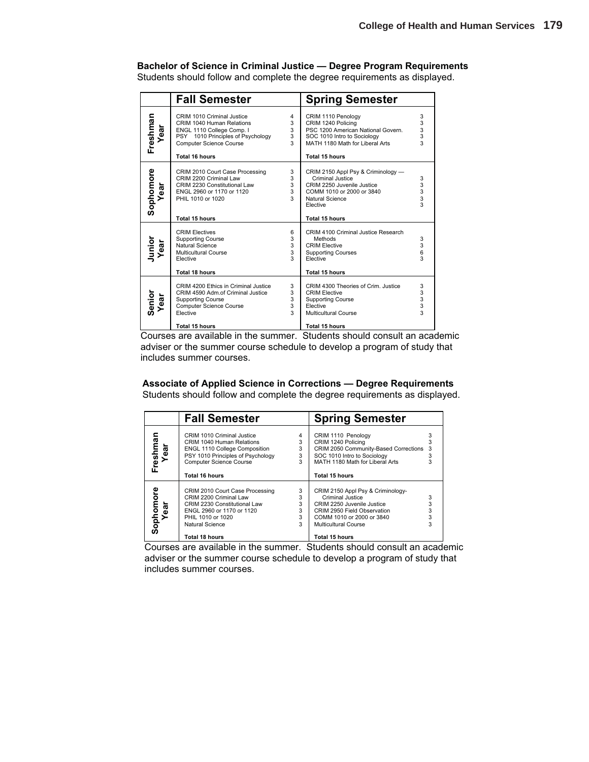**Bachelor of Science in Criminal Justice — Degree Program Requirements**

Students should follow and complete the degree requirements as displayed.

| | Fall Semester | | Spring Semester | |
|---|---|---|---|---|
| **Freshman Year** | CRIM 1010 Criminal Justice | 4 | CRIM 1110 Penology | 3 |
| | CRIM 1040 Human Relations | 3 | CRIM 1240 Policing | 3 |
| | ENGL 1110 College Comp. I | 3 | PSC 1200 American National Govern. | 3 |
| | PSY 1010 Principles of Psychology | 3 | SOC 1010 Intro to Sociology | 3 |
| | Computer Science Course | 3 | MATH 1180 Math for Liberal Arts | 3 |
| | **Total 16 hours** | | **Total 15 hours** | |
| **Sophomore Year** | CRIM 2010 Court Case Processing | 3 | CRIM 2150 Appl Psy & Criminology — Criminal Justice | 3 |
| | CRIM 2200 Criminal Law | 3 | CRIM 2250 Juvenile Justice | 3 |
| | CRIM 2230 Constitutional Law | 3 | COMM 1010 or 2000 or 3840 | 3 |
| | ENGL 2960 or 1170 or 1120 | 3 | Natural Science | 3 |
| | PHIL 1010 or 1020 | 3 | Elective | 3 |
| | **Total 15 hours** | | **Total 15 hours** | |
| **Junior Year** | CRIM Electives | 6 | CRIM 4100 Criminal Justice Research Methods | 3 |
| | Supporting Course | 3 | CRIM Elective | 3 |
| | Natural Science | 3 | Supporting Courses | 6 |
| | Multicultural Course | 3 | Elective | 3 |
| | Elective | 3 | | |
| | **Total 18 hours** | | **Total 15 hours** | |
| **Senior Year** | CRIM 4200 Ethics in Criminal Justice | 3 | CRIM 4300 Theories of Crim. Justice | 3 |
| | CRIM 4590 Adm.of Criminal Justice | 3 | CRIM Elective | 3 |
| | Supporting Course | 3 | Supporting Course | 3 |
| | Computer Science Course | 3 | Elective | 3 |
| | Elective | 3 | Multicultural Course | 3 |
| | **Total 15 hours** | | **Total 15 hours** | |

Courses are available in the summer. Students should consult an academic adviser or the summer course schedule to develop a program of study that includes summer courses.

**Associate of Applied Science in Corrections — Degree Requirements**

Students should follow and complete the degree requirements as displayed.

| | Fall Semester | | Spring Semester | |
|---|---|---|---|---|
| **Freshman Year** | CRIM 1010 Criminal Justice | 4 | CRIM 1110 Penology | 3 |
| | CRIM 1040 Human Relations | 3 | CRIM 1240 Policing | 3 |
| | ENGL 1110 College Composition | 3 | CRIM 2050 Community-Based Corrections | 3 |
| | PSY 1010 Principles of Psychology | 3 | SOC 1010 Intro to Sociology | 3 |
| | Computer Science Course | 3 | MATH 1180 Math for Liberal Arts | 3 |
| | **Total 16 hours** | | **Total 15 hours** | |
| **Sophomore Year** | CRIM 2010 Court Case Processing | 3 | CRIM 2150 Appl Psy & Criminology- Criminal Justice | 3 |
| | CRIM 2200 Criminal Law | 3 | CRIM 2250 Juvenile Justice | 3 |
| | CRIM 2230 Constitutional Law | 3 | CRIM 2950 Field Observation | 3 |
| | ENGL 2960 or 1170 or 1120 | 3 | COMM 1010 or 2000 or 3840 | 3 |
| | PHIL 1010 or 1020 | 3 | Multicultural Course | 3 |
| | Natural Science | 3 | | |
| | **Total 18 hours** | | **Total 15 hours** | |

Courses are available in the summer. Students should consult an academic adviser or the summer course schedule to develop a program of study that includes summer courses.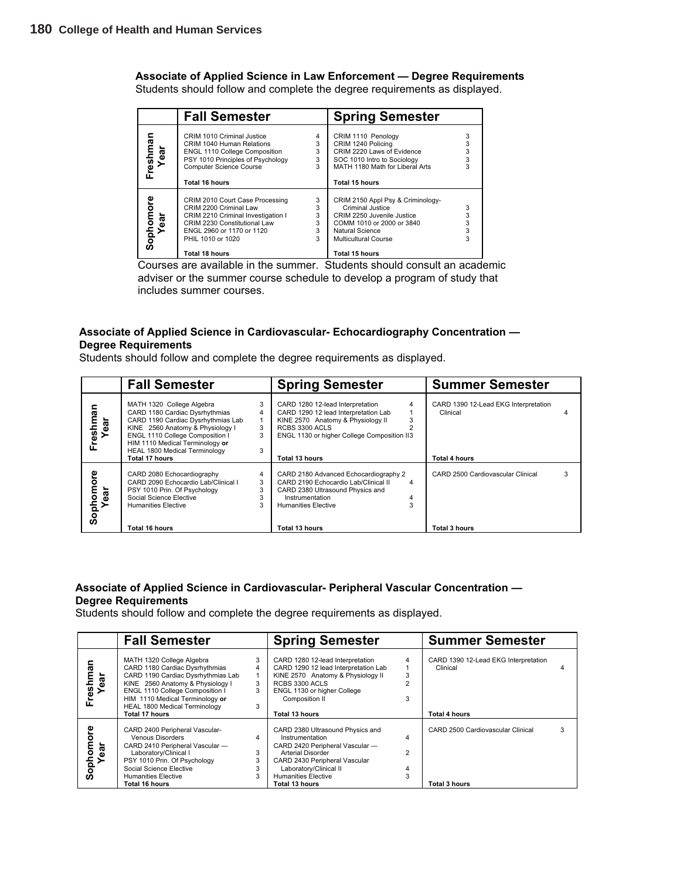### Associate of Applied Science in Law Enforcement — Degree Requirements

Students should follow and complete the degree requirements as displayed.

| | Fall Semester | | Spring Semester | |
|---|---|---|---|---|
| Freshman Year | CRIM 1010 Criminal Justice | 4 | CRIM 1110 Penology | 3 |
| | CRIM 1040 Human Relations | 3 | CRIM 1240 Policing | 3 |
| | ENGL 1110 College Composition | 3 | CRIM 2220 Laws of Evidence | 3 |
| | PSY 1010 Principles of Psychology | 3 | SOC 1010 Intro to Sociology | 3 |
| | Computer Science Course | 3 | MATH 1180 Math for Liberal Arts | 3 |
| | **Total 16 hours** | | **Total 15 hours** | |
| Sophomore Year | CRIM 2010 Court Case Processing | 3 | CRIM 2150 Appl Psy & Criminology-Criminal Justice | 3 |
| | CRIM 2200 Criminal Law | 3 | CRIM 2250 Juvenile Justice | 3 |
| | CRIM 2210 Criminal Investigation I | 3 | COMM 1010 or 2000 or 3840 | 3 |
| | CRIM 2230 Constitutional Law | 3 | Natural Science | 3 |
| | ENGL 2960 or 1170 or 1120 | 3 | Multicultural Course | 3 |
| | PHIL 1010 or 1020 | 3 | | |
| | **Total 18 hours** | | **Total 15 hours** | |

Courses are available in the summer. Students should consult an academic adviser or the summer course schedule to develop a program of study that includes summer courses.

### Associate of Applied Science in Cardiovascular- Echocardiography Concentration — Degree Requirements

Students should follow and complete the degree requirements as displayed.

| | Fall Semester | | Spring Semester | | Summer Semester | |
|---|---|---|---|---|---|---|
| Freshman Year | MATH 1320 College Algebra | 3 | CARD 1280 12-lead Interpretation | 4 | CARD 1390 12-Lead EKG Interpretation Clinical | 4 |
| | CARD 1180 Cardiac Dysrhythmias | 4 | CARD 1290 12 lead Interpretation Lab | 1 | | |
| | CARD 1190 Cardiac Dysrhythmias Lab | 1 | KINE 2570 Anatomy & Physiology II | 3 | | |
| | KINE 2560 Anatomy & Physiology I | 3 | RCBS 3300 ACLS | 2 | | |
| | ENGL 1110 College Composition I | 3 | ENGL 1130 or higher College Composition II | 3 | | |
| | HIM 1110 Medical Terminology **or** HEAL 1800 Medical Terminology | 3 | | | | |
| | **Total 17 hours** | | **Total 13 hours** | | **Total 4 hours** | |
| Sophomore Year | CARD 2080 Echocardiography | 4 | CARD 2180 Advanced Echocardiography | 2 | CARD 2500 Cardiovascular Clinical | 3 |
| | CARD 2090 Echocardio Lab/Clinical I | 3 | CARD 2190 Echocardio Lab/Clinical II | 4 | | |
| | PSY 1010 Prin. Of Psychology | 3 | CARD 2380 Ultrasound Physics and Instrumentation | 4 | | |
| | Social Science Elective | 3 | Humanities Elective | 3 | | |
| | Humanities Elective | 3 | | | | |
| | **Total 16 hours** | | **Total 13 hours** | | **Total 3 hours** | |

### Associate of Applied Science in Cardiovascular- Peripheral Vascular Concentration — Degree Requirements

Students should follow and complete the degree requirements as displayed.

| | Fall Semester | | Spring Semester | | Summer Semester | |
|---|---|---|---|---|---|---|
| Freshman Year | MATH 1320 College Algebra | 3 | CARD 1280 12-lead Interpretation | 4 | CARD 1390 12-Lead EKG Interpretation Clinical | 4 |
| | CARD 1180 Cardiac Dysrhythmias | 4 | CARD 1290 12 lead Interpretation Lab | 1 | | |
| | CARD 1190 Cardiac Dysrhythmias Lab | 1 | KINE 2570 Anatomy & Physiology II | 3 | | |
| | KINE 2560 Anatomy & Physiology I | 3 | RCBS 3300 ACLS | 2 | | |
| | ENGL 1110 College Composition I | 3 | ENGL 1130 or higher College Composition II | 3 | | |
| | HIM 1110 Medical Terminology **or** HEAL 1800 Medical Terminology | 3 | | | | |
| | **Total 17 hours** | | **Total 13 hours** | | **Total 4 hours** | |
| Sophomore Year | CARD 2400 Peripheral Vascular-Venous Disorders | 4 | CARD 2380 Ultrasound Physics and Instrumentation | 4 | CARD 2500 Cardiovascular Clinical | 3 |
| | CARD 2410 Peripheral Vascular — Laboratory/Clinical I | 3 | CARD 2420 Peripheral Vascular — Arterial Disorder | 2 | | |
| | PSY 1010 Prin. Of Psychology | 3 | CARD 2430 Peripheral Vascular Laboratory/Clinical II | 4 | | |
| | Social Science Elective | 3 | Humanities Elective | 3 | | |
| | Humanities Elective | 3 | | | | |
| | **Total 16 hours** | | **Total 13 hours** | | **Total 3 hours** | |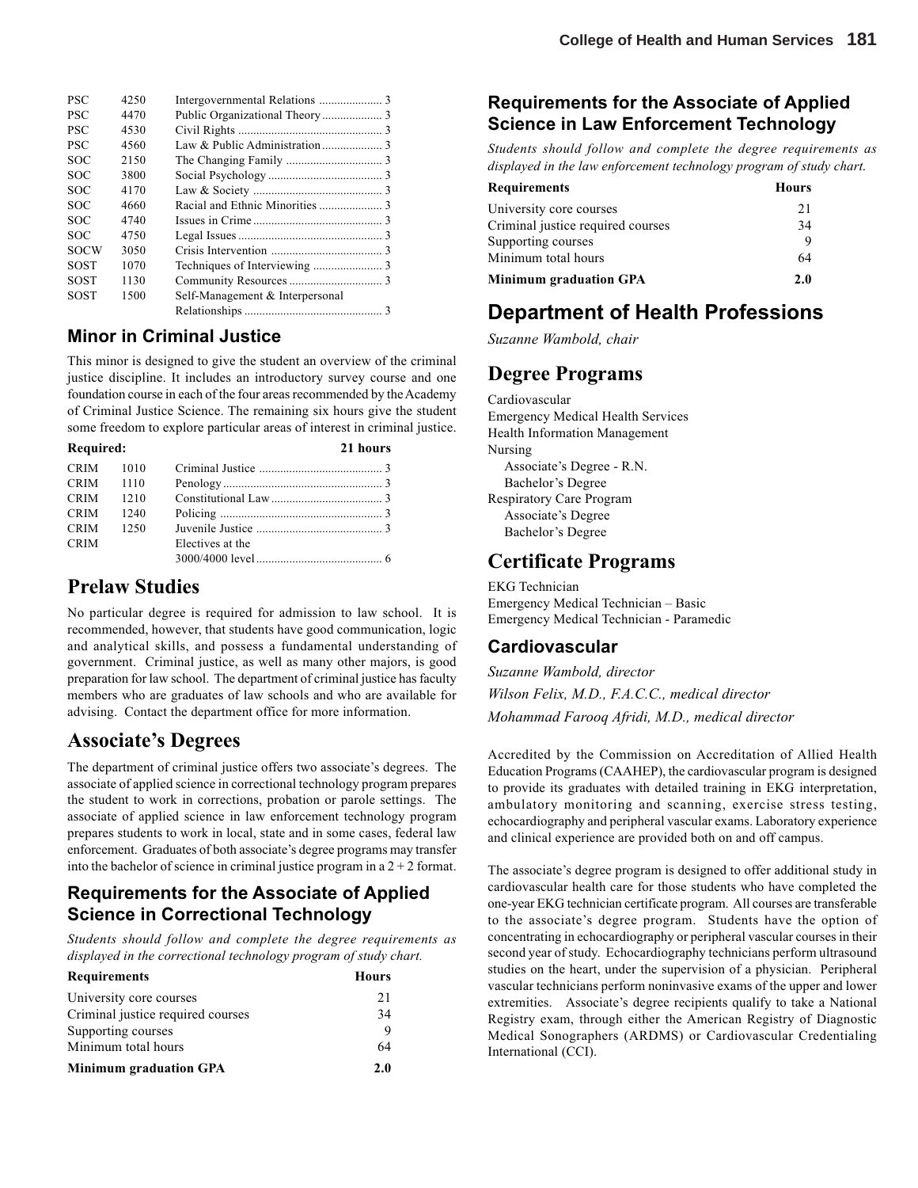| | | | |
|---|---|---|---|
| PSC | 4250 | Intergovernmental Relations | 3 |
| PSC | 4470 | Public Organizational Theory | 3 |
| PSC | 4530 | Civil Rights | 3 |
| PSC | 4560 | Law & Public Administration | 3 |
| SOC | 2150 | The Changing Family | 3 |
| SOC | 3800 | Social Psychology | 3 |
| SOC | 4170 | Law & Society | 3 |
| SOC | 4660 | Racial and Ethnic Minorities | 3 |
| SOC | 4740 | Issues in Crime | 3 |
| SOC | 4750 | Legal Issues | 3 |
| SOCW | 3050 | Crisis Intervention | 3 |
| SOST | 1070 | Techniques of Interviewing | 3 |
| SOST | 1130 | Community Resources | 3 |
| SOST | 1500 | Self-Management & Interpersonal Relationships | 3 |

### Minor in Criminal Justice

This minor is designed to give the student an overview of the criminal justice discipline. It includes an introductory survey course and one foundation course in each of the four areas recommended by the Academy of Criminal Justice Science. The remaining six hours give the student some freedom to explore particular areas of interest in criminal justice.

| **Required:** | | | **21 hours** |
|---|---|---|---|
| CRIM | 1010 | Criminal Justice | 3 |
| CRIM | 1110 | Penology | 3 |
| CRIM | 1210 | Constitutional Law | 3 |
| CRIM | 1240 | Policing | 3 |
| CRIM | 1250 | Juvenile Justice | 3 |
| CRIM | | Electives at the 3000/4000 level | 6 |

## Prelaw Studies

No particular degree is required for admission to law school. It is recommended, however, that students have good communication, logic and analytical skills, and possess a fundamental understanding of government. Criminal justice, as well as many other majors, is good preparation for law school. The department of criminal justice has faculty members who are graduates of law schools and who are available for advising. Contact the department office for more information.

## Associate's Degrees

The department of criminal justice offers two associate's degrees. The associate of applied science in correctional technology program prepares the student to work in corrections, probation or parole settings. The associate of applied science in law enforcement technology program prepares students to work in local, state and in some cases, federal law enforcement. Graduates of both associate's degree programs may transfer into the bachelor of science in criminal justice program in a 2 + 2 format.

### Requirements for the Associate of Applied Science in Correctional Technology

*Students should follow and complete the degree requirements as displayed in the correctional technology program of study chart.*

| **Requirements** | **Hours** |
|---|---|
| University core courses | 21 |
| Criminal justice required courses | 34 |
| Supporting courses | 9 |
| Minimum total hours | 64 |
| **Minimum graduation GPA** | **2.0** |

### Requirements for the Associate of Applied Science in Law Enforcement Technology

*Students should follow and complete the degree requirements as displayed in the law enforcement technology program of study chart.*

| **Requirements** | **Hours** |
|---|---|
| University core courses | 21 |
| Criminal justice required courses | 34 |
| Supporting courses | 9 |
| Minimum total hours | 64 |
| **Minimum graduation GPA** | **2.0** |

## Department of Health Professions

*Suzanne Wambold, chair*

## Degree Programs

Cardiovascular
Emergency Medical Health Services
Health Information Management
Nursing
- Associate's Degree - R.N.
- Bachelor's Degree

Respiratory Care Program
- Associate's Degree
- Bachelor's Degree

## Certificate Programs

EKG Technician
Emergency Medical Technician – Basic
Emergency Medical Technician - Paramedic

### Cardiovascular

*Suzanne Wambold, director*

*Wilson Felix, M.D., F.A.C.C., medical director*

*Mohammad Farooq Afridi, M.D., medical director*

Accredited by the Commission on Accreditation of Allied Health Education Programs (CAAHEP), the cardiovascular program is designed to provide its graduates with detailed training in EKG interpretation, ambulatory monitoring and scanning, exercise stress testing, echocardiography and peripheral vascular exams. Laboratory experience and clinical experience are provided both on and off campus.

The associate's degree program is designed to offer additional study in cardiovascular health care for those students who have completed the one-year EKG technician certificate program. All courses are transferable to the associate's degree program. Students have the option of concentrating in echocardiography or peripheral vascular courses in their second year of study. Echocardiography technicians perform ultrasound studies on the heart, under the supervision of a physician. Peripheral vascular technicians perform noninvasive exams of the upper and lower extremities. Associate's degree recipients qualify to take a National Registry exam, through either the American Registry of Diagnostic Medical Sonographers (ARDMS) or Cardiovascular Credentialing International (CCI).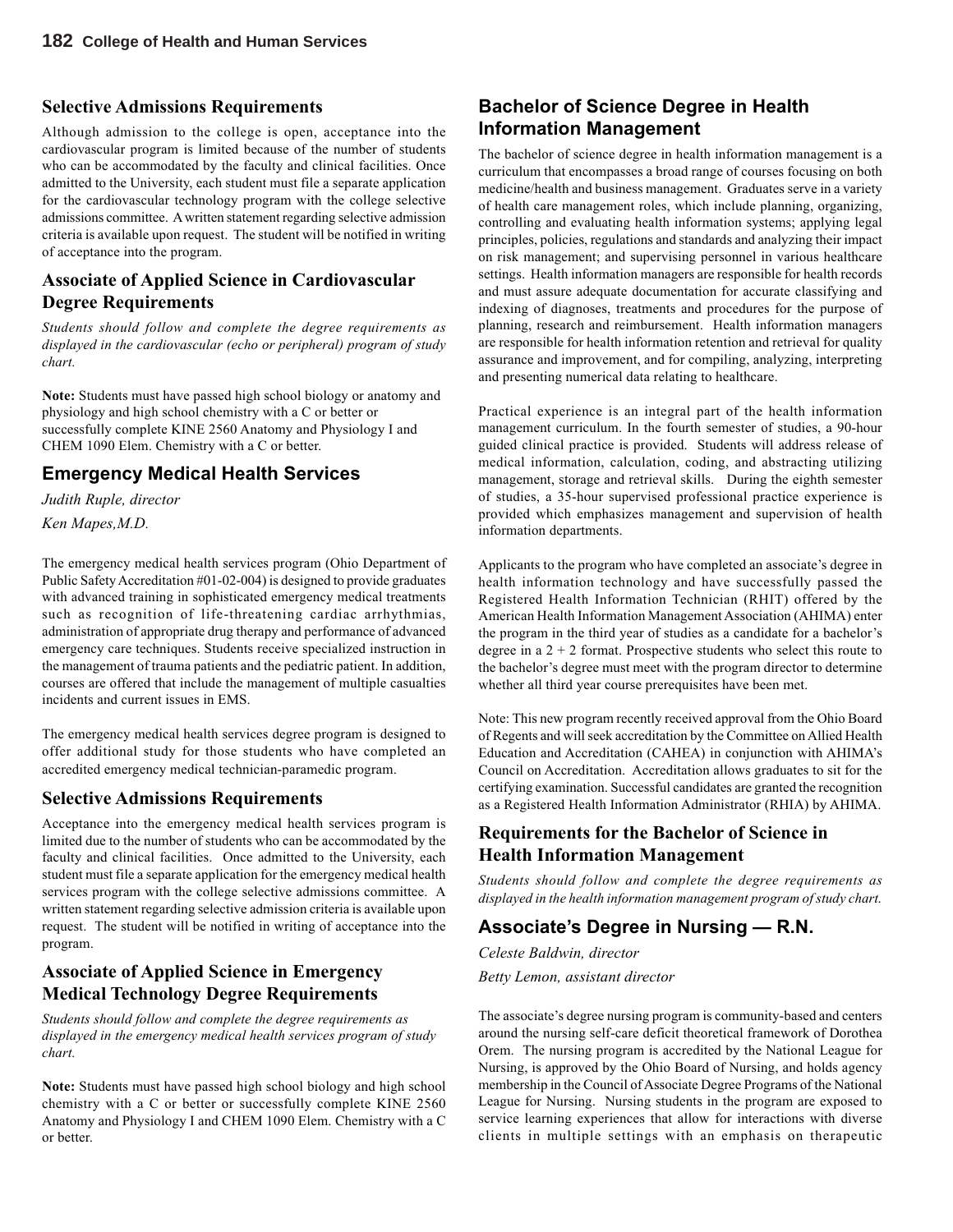### Selective Admissions Requirements

Although admission to the college is open, acceptance into the cardiovascular program is limited because of the number of students who can be accommodated by the faculty and clinical facilities. Once admitted to the University, each student must file a separate application for the cardiovascular technology program with the college selective admissions committee. A written statement regarding selective admission criteria is available upon request. The student will be notified in writing of acceptance into the program.

### Associate of Applied Science in Cardiovascular Degree Requirements

*Students should follow and complete the degree requirements as displayed in the cardiovascular (echo or peripheral) program of study chart.*

**Note:** Students must have passed high school biology or anatomy and physiology and high school chemistry with a C or better or successfully complete KINE 2560 Anatomy and Physiology I and CHEM 1090 Elem. Chemistry with a C or better.

## Emergency Medical Health Services

*Judith Ruple, director*

*Ken Mapes,M.D.*

The emergency medical health services program (Ohio Department of Public Safety Accreditation #01-02-004) is designed to provide graduates with advanced training in sophisticated emergency medical treatments such as recognition of life-threatening cardiac arrhythmias, administration of appropriate drug therapy and performance of advanced emergency care techniques. Students receive specialized instruction in the management of trauma patients and the pediatric patient. In addition, courses are offered that include the management of multiple casualties incidents and current issues in EMS.

The emergency medical health services degree program is designed to offer additional study for those students who have completed an accredited emergency medical technician-paramedic program.

### Selective Admissions Requirements

Acceptance into the emergency medical health services program is limited due to the number of students who can be accommodated by the faculty and clinical facilities. Once admitted to the University, each student must file a separate application for the emergency medical health services program with the college selective admissions committee. A written statement regarding selective admission criteria is available upon request. The student will be notified in writing of acceptance into the program.

### Associate of Applied Science in Emergency Medical Technology Degree Requirements

*Students should follow and complete the degree requirements as displayed in the emergency medical health services program of study chart.*

**Note:** Students must have passed high school biology and high school chemistry with a C or better or successfully complete KINE 2560 Anatomy and Physiology I and CHEM 1090 Elem. Chemistry with a C or better.

## Bachelor of Science Degree in Health Information Management

The bachelor of science degree in health information management is a curriculum that encompasses a broad range of courses focusing on both medicine/health and business management. Graduates serve in a variety of health care management roles, which include planning, organizing, controlling and evaluating health information systems; applying legal principles, policies, regulations and standards and analyzing their impact on risk management; and supervising personnel in various healthcare settings. Health information managers are responsible for health records and must assure adequate documentation for accurate classifying and indexing of diagnoses, treatments and procedures for the purpose of planning, research and reimbursement. Health information managers are responsible for health information retention and retrieval for quality assurance and improvement, and for compiling, analyzing, interpreting and presenting numerical data relating to healthcare.

Practical experience is an integral part of the health information management curriculum. In the fourth semester of studies, a 90-hour guided clinical practice is provided. Students will address release of medical information, calculation, coding, and abstracting utilizing management, storage and retrieval skills. During the eighth semester of studies, a 35-hour supervised professional practice experience is provided which emphasizes management and supervision of health information departments.

Applicants to the program who have completed an associate's degree in health information technology and have successfully passed the Registered Health Information Technician (RHIT) offered by the American Health Information Management Association (AHIMA) enter the program in the third year of studies as a candidate for a bachelor's degree in a 2 + 2 format. Prospective students who select this route to the bachelor's degree must meet with the program director to determine whether all third year course prerequisites have been met.

Note: This new program recently received approval from the Ohio Board of Regents and will seek accreditation by the Committee on Allied Health Education and Accreditation (CAHEA) in conjunction with AHIMA's Council on Accreditation. Accreditation allows graduates to sit for the certifying examination. Successful candidates are granted the recognition as a Registered Health Information Administrator (RHIA) by AHIMA.

### Requirements for the Bachelor of Science in Health Information Management

*Students should follow and complete the degree requirements as displayed in the health information management program of study chart.*

## Associate's Degree in Nursing — R.N.

*Celeste Baldwin, director*

*Betty Lemon, assistant director*

The associate's degree nursing program is community-based and centers around the nursing self-care deficit theoretical framework of Dorothea Orem. The nursing program is accredited by the National League for Nursing, is approved by the Ohio Board of Nursing, and holds agency membership in the Council of Associate Degree Programs of the National League for Nursing. Nursing students in the program are exposed to service learning experiences that allow for interactions with diverse clients in multiple settings with an emphasis on therapeutic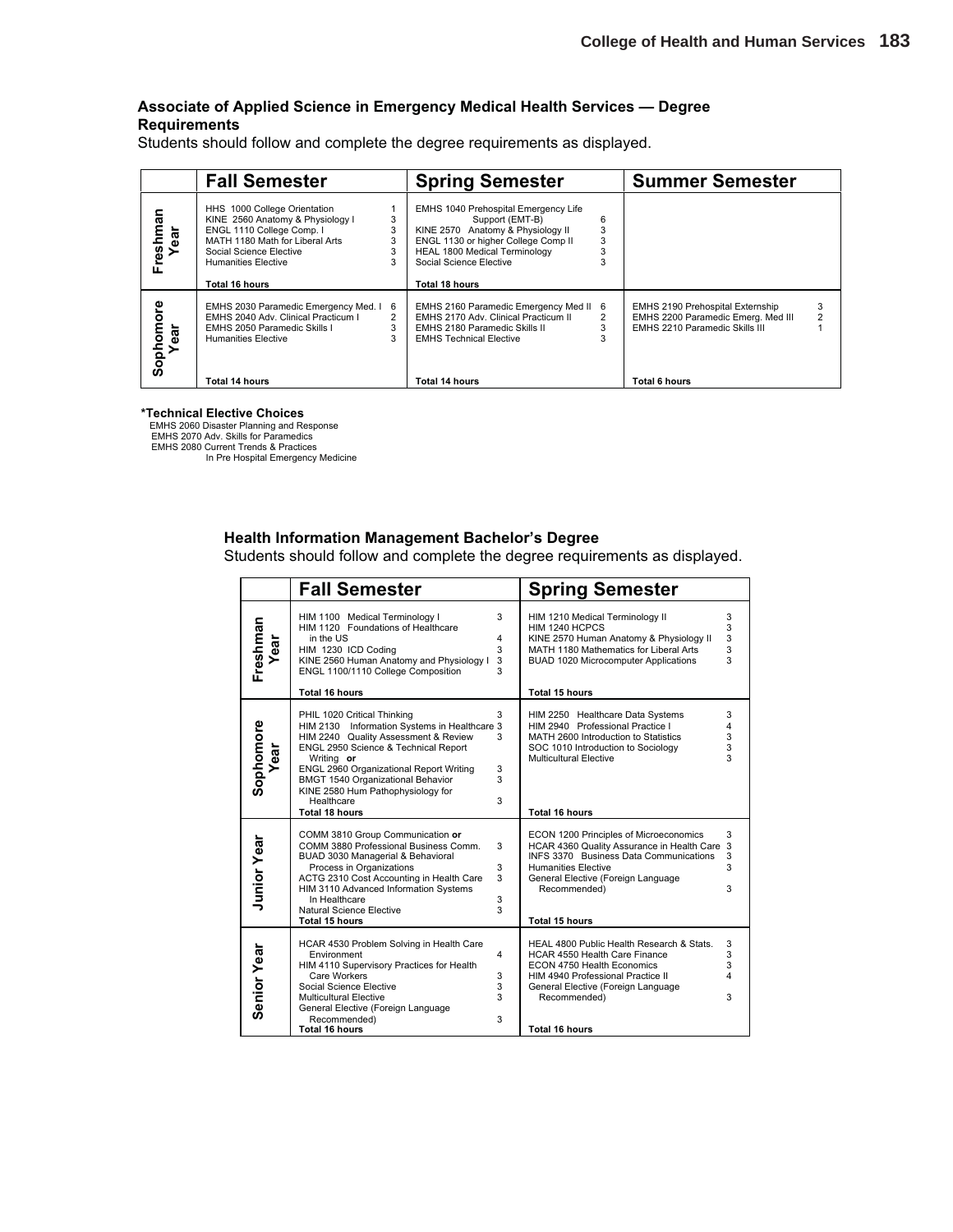### Associate of Applied Science in Emergency Medical Health Services — Degree Requirements

Students should follow and complete the degree requirements as displayed.

| | Fall Semester | | Spring Semester | | Summer Semester | |
|---|---|---|---|---|---|---|
| **Freshman Year** | HHS 1000 College Orientation | 1 | EMHS 1040 Prehospital Emergency Life Support (EMT-B) | 6 | | |
| | KINE 2560 Anatomy & Physiology I | 3 | KINE 2570 Anatomy & Physiology II | 3 | | |
| | ENGL 1110 College Comp. I | 3 | ENGL 1130 or higher College Comp II | 3 | | |
| | MATH 1180 Math for Liberal Arts | 3 | HEAL 1800 Medical Terminology | 3 | | |
| | Social Science Elective | 3 | Social Science Elective | 3 | | |
| | Humanities Elective | 3 | | | | |
| | **Total 16 hours** | | **Total 18 hours** | | | |
| **Sophomore Year** | EMHS 2030 Paramedic Emergency Med. I | 6 | EMHS 2160 Paramedic Emergency Med II | 6 | EMHS 2190 Prehospital Externship | 3 |
| | EMHS 2040 Adv. Clinical Practicum I | 2 | EMHS 2170 Adv. Clinical Practicum II | 2 | EMHS 2200 Paramedic Emerg. Med III | 2 |
| | EMHS 2050 Paramedic Skills I | 3 | EMHS 2180 Paramedic Skills II | 3 | EMHS 2210 Paramedic Skills III | 1 |
| | Humanities Elective | 3 | EMHS Technical Elective | 3 | | |
| | **Total 14 hours** | | **Total 14 hours** | | **Total 6 hours** | |

**\*Technical Elective Choices**

EMHS 2060 Disaster Planning and Response
EMHS 2070 Adv. Skills for Paramedics
EMHS 2080 Current Trends & Practices In Pre Hospital Emergency Medicine

### Health Information Management Bachelor's Degree

Students should follow and complete the degree requirements as displayed.

| | Fall Semester | | Spring Semester | |
|---|---|---|---|---|
| **Freshman Year** | HIM 1100 Medical Terminology I | 3 | HIM 1210 Medical Terminology II | 3 |
| | HIM 1120 Foundations of Healthcare in the US | 4 | HIM 1240 HCPCS | 3 |
| | HIM 1230 ICD Coding | 3 | KINE 2570 Human Anatomy & Physiology II | 3 |
| | KINE 2560 Human Anatomy and Physiology I | 3 | MATH 1180 Mathematics for Liberal Arts | 3 |
| | ENGL 1100/1110 College Composition | 3 | BUAD 1020 Microcomputer Applications | 3 |
| | **Total 16 hours** | | **Total 15 hours** | |
| **Sophomore Year** | PHIL 1020 Critical Thinking | 3 | HIM 2250 Healthcare Data Systems | 3 |
| | HIM 2130 Information Systems in Healthcare | 3 | HIM 2940 Professional Practice I | 4 |
| | HIM 2240 Quality Assessment & Review | 3 | MATH 2600 Introduction to Statistics | 3 |
| | ENGL 2950 Science & Technical Report Writing **or** ENGL 2960 Organizational Report Writing | 3 | SOC 1010 Introduction to Sociology | 3 |
| | BMGT 1540 Organizational Behavior | 3 | Multicultural Elective | 3 |
| | KINE 2580 Hum Pathophysiology for Healthcare | 3 | | |
| | **Total 18 hours** | | **Total 16 hours** | |
| **Junior Year** | COMM 3810 Group Communication **or** COMM 3880 Professional Business Comm. | 3 | ECON 1200 Principles of Microeconomics | 3 |
| | BUAD 3030 Managerial & Behavioral Process in Organizations | 3 | HCAR 4360 Quality Assurance in Health Care | 3 |
| | ACTG 2310 Cost Accounting in Health Care | 3 | INFS 3370 Business Data Communications | 3 |
| | HIM 3110 Advanced Information Systems In Healthcare | 3 | Humanities Elective | 3 |
| | Natural Science Elective | 3 | General Elective (Foreign Language Recommended) | 3 |
| | **Total 15 hours** | | **Total 15 hours** | |
| **Senior Year** | HCAR 4530 Problem Solving in Health Care Environment | 4 | HEAL 4800 Public Health Research & Stats. | 3 |
| | HIM 4110 Supervisory Practices for Health Care Workers | 3 | HCAR 4550 Health Care Finance | 3 |
| | Social Science Elective | 3 | ECON 4750 Health Economics | 3 |
| | Multicultural Elective | 3 | HIM 4940 Professional Practice II | 4 |
| | General Elective (Foreign Language Recommended) | 3 | General Elective (Foreign Language Recommended) | 3 |
| | **Total 16 hours** | | **Total 16 hours** | |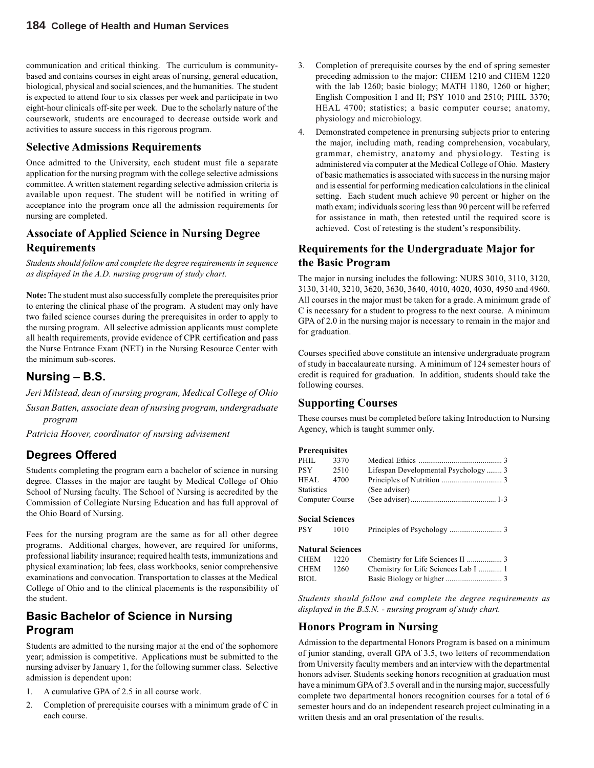communication and critical thinking. The curriculum is community-based and contains courses in eight areas of nursing, general education, biological, physical and social sciences, and the humanities. The student is expected to attend four to six classes per week and participate in two eight-hour clinicals off-site per week. Due to the scholarly nature of the coursework, students are encouraged to decrease outside work and activities to assure success in this rigorous program.

### Selective Admissions Requirements

Once admitted to the University, each student must file a separate application for the nursing program with the college selective admissions committee. A written statement regarding selective admission criteria is available upon request. The student will be notified in writing of acceptance into the program once all the admission requirements for nursing are completed.

### Associate of Applied Science in Nursing Degree Requirements

*Students should follow and complete the degree requirements in sequence as displayed in the A.D. nursing program of study chart.*

**Note:** The student must also successfully complete the prerequisites prior to entering the clinical phase of the program. A student may only have two failed science courses during the prerequisites in order to apply to the nursing program. All selective admission applicants must complete all health requirements, provide evidence of CPR certification and pass the Nurse Entrance Exam (NET) in the Nursing Resource Center with the minimum sub-scores.

## Nursing – B.S.

*Jeri Milstead, dean of nursing program, Medical College of Ohio*

*Susan Batten, associate dean of nursing program, undergraduate program*

*Patricia Hoover, coordinator of nursing advisement*

## Degrees Offered

Students completing the program earn a bachelor of science in nursing degree. Classes in the major are taught by Medical College of Ohio School of Nursing faculty. The School of Nursing is accredited by the Commission of Collegiate Nursing Education and has full approval of the Ohio Board of Nursing.

Fees for the nursing program are the same as for all other degree programs. Additional charges, however, are required for uniforms, professional liability insurance; required health tests, immunizations and physical examination; lab fees, class workbooks, senior comprehensive examinations and convocation. Transportation to classes at the Medical College of Ohio and to the clinical placements is the responsibility of the student.

## Basic Bachelor of Science in Nursing Program

Students are admitted to the nursing major at the end of the sophomore year; admission is competitive. Applications must be submitted to the nursing adviser by January 1, for the following summer class. Selective admission is dependent upon:

1. A cumulative GPA of 2.5 in all course work.
2. Completion of prerequisite courses with a minimum grade of C in each course.
3. Completion of prerequisite courses by the end of spring semester preceding admission to the major: CHEM 1210 and CHEM 1220 with the lab 1260; basic biology; MATH 1180, 1260 or higher; English Composition I and II; PSY 1010 and 2510; PHIL 3370; HEAL 4700; statistics; a basic computer course; anatomy, physiology and microbiology.
4. Demonstrated competence in prenursing subjects prior to entering the major, including math, reading comprehension, vocabulary, grammar, chemistry, anatomy and physiology. Testing is administered via computer at the Medical College of Ohio. Mastery of basic mathematics is associated with success in the nursing major and is essential for performing medication calculations in the clinical setting. Each student much achieve 90 percent or higher on the math exam; individuals scoring less than 90 percent will be referred for assistance in math, then retested until the required score is achieved. Cost of retesting is the student's responsibility.

### Requirements for the Undergraduate Major for the Basic Program

The major in nursing includes the following: NURS 3010, 3110, 3120, 3130, 3140, 3210, 3620, 3630, 3640, 4010, 4020, 4030, 4950 and 4960. All courses in the major must be taken for a grade. A minimum grade of C is necessary for a student to progress to the next course. A minimum GPA of 2.0 in the nursing major is necessary to remain in the major and for graduation.

Courses specified above constitute an intensive undergraduate program of study in baccalaureate nursing. A minimum of 124 semester hours of credit is required for graduation. In addition, students should take the following courses.

### Supporting Courses

These courses must be completed before taking Introduction to Nursing Agency, which is taught summer only.

| | | | |
|---|---|---|---|
| **Prerequisites** | | | |
| PHIL | 3370 | Medical Ethics | 3 |
| PSY | 2510 | Lifespan Developmental Psychology | 3 |
| HEAL | 4700 | Principles of Nutrition | 3 |
| Statistics | | (See adviser) | |
| Computer Course | | (See adviser) | 1-3 |
| **Social Sciences** | | | |
| PSY | 1010 | Principles of Psychology | 3 |
| **Natural Sciences** | | | |
| CHEM | 1220 | Chemistry for Life Sciences II | 3 |
| CHEM | 1260 | Chemistry for Life Sciences Lab I | 1 |
| BIOL | | Basic Biology or higher | 3 |

*Students should follow and complete the degree requirements as displayed in the B.S.N. - nursing program of study chart.*

### Honors Program in Nursing

Admission to the departmental Honors Program is based on a minimum of junior standing, overall GPA of 3.5, two letters of recommendation from University faculty members and an interview with the departmental honors adviser. Students seeking honors recognition at graduation must have a minimum GPA of 3.5 overall and in the nursing major, successfully complete two departmental honors recognition courses for a total of 6 semester hours and do an independent research project culminating in a written thesis and an oral presentation of the results.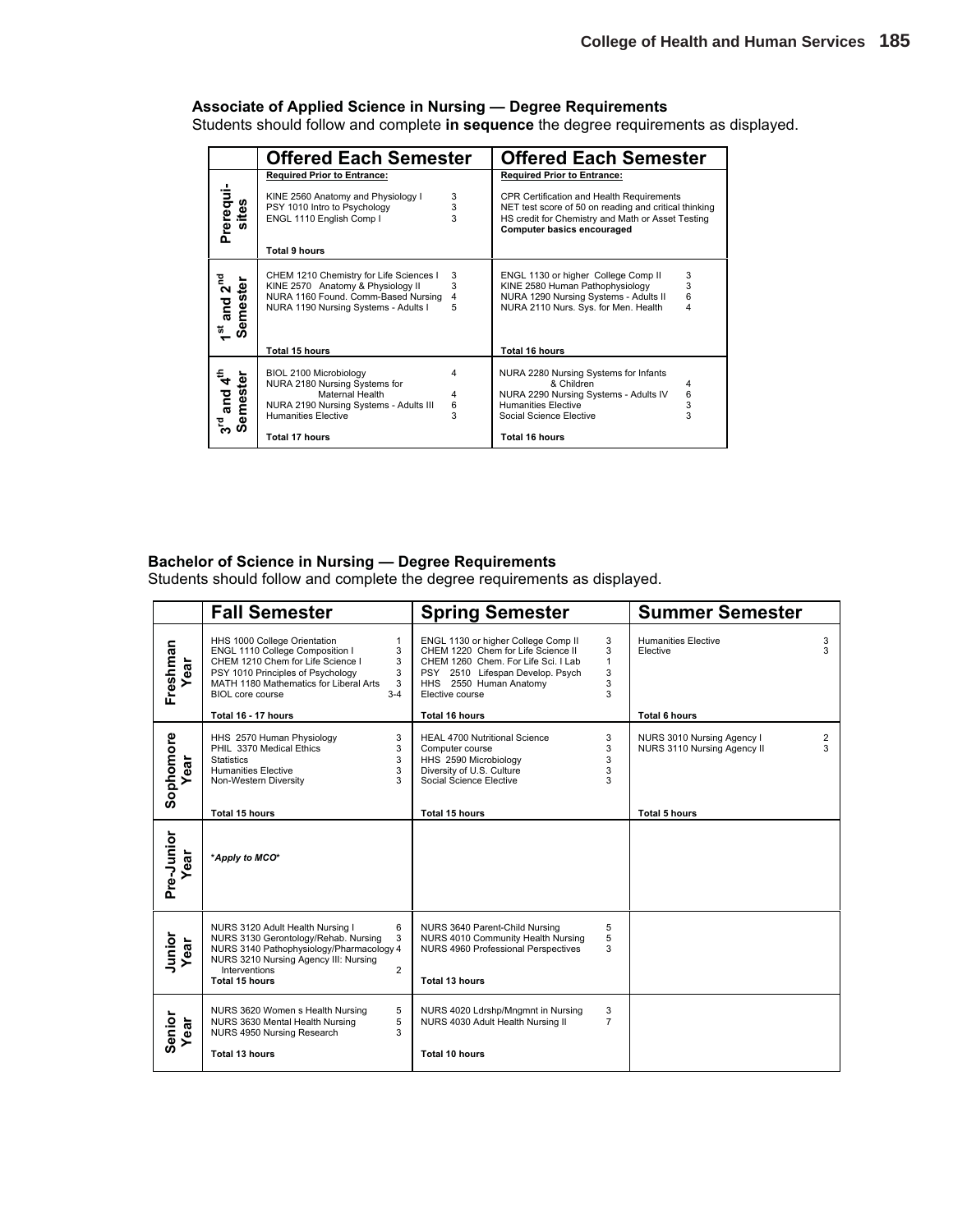### Associate of Applied Science in Nursing — Degree Requirements

Students should follow and complete **in sequence** the degree requirements as displayed.

| | Offered Each Semester | | Offered Each Semester | |
|---|---|---|---|---|
| **Prerequisites** | **Required Prior to Entrance:** | | **Required Prior to Entrance:** | |
| | KINE 2560 Anatomy and Physiology I | 3 | CPR Certification and Health Requirements | |
| | PSY 1010 Intro to Psychology | 3 | NET test score of 50 on reading and critical thinking | |
| | ENGL 1110 English Comp I | 3 | HS credit for Chemistry and Math or Asset Testing | |
| | | | **Computer basics encouraged** | |
| | **Total 9 hours** | | | |
| **1st and 2nd Semester** | CHEM 1210 Chemistry for Life Sciences I | 3 | ENGL 1130 or higher College Comp II | 3 |
| | KINE 2570 Anatomy & Physiology II | 3 | KINE 2580 Human Pathophysiology | 3 |
| | NURA 1160 Found. Comm-Based Nursing | 4 | NURA 1290 Nursing Systems - Adults II | 6 |
| | NURA 1190 Nursing Systems - Adults I | 5 | NURA 2110 Nurs. Sys. for Men. Health | 4 |
| | **Total 15 hours** | | **Total 16 hours** | |
| **3rd and 4th Semester** | BIOL 2100 Microbiology | 4 | NURA 2280 Nursing Systems for Infants & Children | 4 |
| | NURA 2180 Nursing Systems for Maternal Health | 4 | NURA 2290 Nursing Systems - Adults IV | 6 |
| | NURA 2190 Nursing Systems - Adults III | 6 | Humanities Elective | 3 |
| | Humanities Elective | 3 | Social Science Elective | 3 |
| | **Total 17 hours** | | **Total 16 hours** | |

### Bachelor of Science in Nursing — Degree Requirements

Students should follow and complete the degree requirements as displayed.

| | Fall Semester | | Spring Semester | | Summer Semester | |
|---|---|---|---|---|---|---|
| **Freshman Year** | HHS 1000 College Orientation | 1 | ENGL 1130 or higher College Comp II | 3 | Humanities Elective | 3 |
| | ENGL 1110 College Composition I | 3 | CHEM 1220 Chem for Life Science II | 3 | Elective | 3 |
| | CHEM 1210 Chem for Life Science I | 3 | CHEM 1260 Chem. For Life Sci. I Lab | 1 | | |
| | PSY 1010 Principles of Psychology | 3 | PSY 2510 Lifespan Develop. Psych | 3 | | |
| | MATH 1180 Mathematics for Liberal Arts | 3 | HHS 2550 Human Anatomy | 3 | | |
| | BIOL core course | 3-4 | Elective course | 3 | | |
| | **Total 16 - 17 hours** | | **Total 16 hours** | | **Total 6 hours** | |
| **Sophomore Year** | HHS 2570 Human Physiology | 3 | HEAL 4700 Nutritional Science | 3 | NURS 3010 Nursing Agency I | 2 |
| | PHIL 3370 Medical Ethics | 3 | Computer course | 3 | NURS 3110 Nursing Agency II | 3 |
| | Statistics | 3 | HHS 2590 Microbiology | 3 | | |
| | Humanities Elective | 3 | Diversity of U.S. Culture | 3 | | |
| | Non-Western Diversity | 3 | Social Science Elective | 3 | | |
| | **Total 15 hours** | | **Total 15 hours** | | **Total 5 hours** | |
| **Pre-Junior Year** | ***Apply to MCO*** | | | | | |
| **Junior Year** | NURS 3120 Adult Health Nursing I | 6 | NURS 3640 Parent-Child Nursing | 5 | | |
| | NURS 3130 Gerontology/Rehab. Nursing | 3 | NURS 4010 Community Health Nursing | 5 | | |
| | NURS 3140 Pathophysiology/Pharmacology | 4 | NURS 4960 Professional Perspectives | 3 | | |
| | NURS 3210 Nursing Agency III: Nursing Interventions | 2 | | | | |
| | **Total 15 hours** | | **Total 13 hours** | | | |
| **Senior Year** | NURS 3620 Women s Health Nursing | 5 | NURS 4020 Ldrshp/Mngmnt in Nursing | 3 | | |
| | NURS 3630 Mental Health Nursing | 5 | NURS 4030 Adult Health Nursing II | 7 | | |
| | NURS 4950 Nursing Research | 3 | | | | |
| | **Total 13 hours** | | **Total 10 hours** | | | |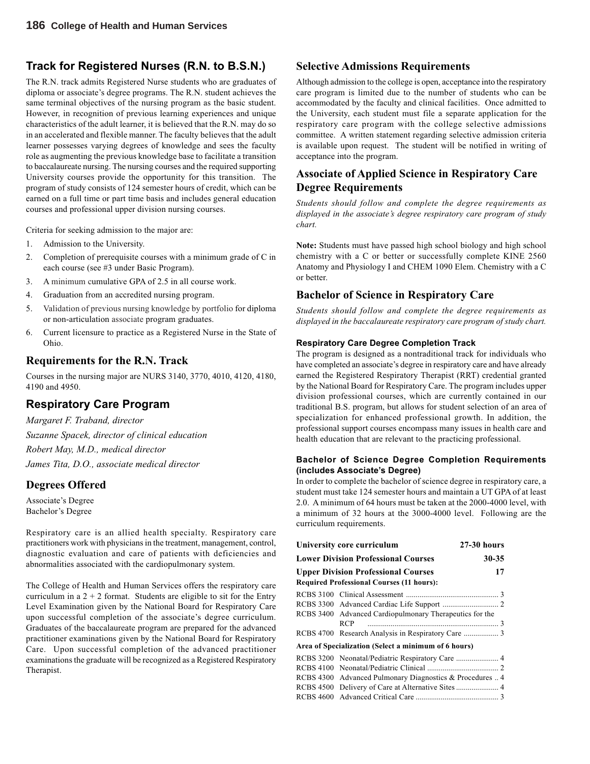## Track for Registered Nurses (R.N. to B.S.N.)

The R.N. track admits Registered Nurse students who are graduates of diploma or associate's degree programs. The R.N. student achieves the same terminal objectives of the nursing program as the basic student. However, in recognition of previous learning experiences and unique characteristics of the adult learner, it is believed that the R.N. may do so in an accelerated and flexible manner. The faculty believes that the adult learner possesses varying degrees of knowledge and sees the faculty role as augmenting the previous knowledge base to facilitate a transition to baccalaureate nursing. The nursing courses and the required supporting University courses provide the opportunity for this transition. The program of study consists of 124 semester hours of credit, which can be earned on a full time or part time basis and includes general education courses and professional upper division nursing courses.

Criteria for seeking admission to the major are:

1. Admission to the University.
2. Completion of prerequisite courses with a minimum grade of C in each course (see #3 under Basic Program).
3. A minimum cumulative GPA of 2.5 in all course work.
4. Graduation from an accredited nursing program.
5. Validation of previous nursing knowledge by portfolio for diploma or non-articulation associate program graduates.
6. Current licensure to practice as a Registered Nurse in the State of Ohio.

## Requirements for the R.N. Track

Courses in the nursing major are NURS 3140, 3770, 4010, 4120, 4180, 4190 and 4950.

## Respiratory Care Program

*Margaret F. Traband, director*

*Suzanne Spacek, director of clinical education*

*Robert May, M.D., medical director*

*James Tita, D.O., associate medical director*

## Degrees Offered

Associate's Degree
Bachelor's Degree

Respiratory care is an allied health specialty. Respiratory care practitioners work with physicians in the treatment, management, control, diagnostic evaluation and care of patients with deficiencies and abnormalities associated with the cardiopulmonary system.

The College of Health and Human Services offers the respiratory care curriculum in a 2 + 2 format. Students are eligible to sit for the Entry Level Examination given by the National Board for Respiratory Care upon successful completion of the associate's degree curriculum. Graduates of the baccalaureate program are prepared for the advanced practitioner examinations given by the National Board for Respiratory Care. Upon successful completion of the advanced practitioner examinations the graduate will be recognized as a Registered Respiratory Therapist.

## Selective Admissions Requirements

Although admission to the college is open, acceptance into the respiratory care program is limited due to the number of students who can be accommodated by the faculty and clinical facilities. Once admitted to the University, each student must file a separate application for the respiratory care program with the college selective admissions committee. A written statement regarding selective admission criteria is available upon request. The student will be notified in writing of acceptance into the program.

## Associate of Applied Science in Respiratory Care Degree Requirements

*Students should follow and complete the degree requirements as displayed in the associate's degree respiratory care program of study chart.*

**Note:** Students must have passed high school biology and high school chemistry with a C or better or successfully complete KINE 2560 Anatomy and Physiology I and CHEM 1090 Elem. Chemistry with a C or better.

## Bachelor of Science in Respiratory Care

*Students should follow and complete the degree requirements as displayed in the baccalaureate respiratory care program of study chart.*

### Respiratory Care Degree Completion Track

The program is designed as a nontraditional track for individuals who have completed an associate's degree in respiratory care and have already earned the Registered Respiratory Therapist (RRT) credential granted by the National Board for Respiratory Care. The program includes upper division professional courses, which are currently contained in our traditional B.S. program, but allows for student selection of an area of specialization for enhanced professional growth. In addition, the professional support courses encompass many issues in health care and health education that are relevant to the practicing professional.

### Bachelor of Science Degree Completion Requirements (includes Associate's Degree)

In order to complete the bachelor of science degree in respiratory care, a student must take 124 semester hours and maintain a UT GPA of at least 2.0. A minimum of 64 hours must be taken at the 2000-4000 level, with a minimum of 32 hours at the 3000-4000 level. Following are the curriculum requirements.

| | | |
|---|---|---|
| **University core curriculum** | | **27-30 hours** |
| **Lower Division Professional Courses** | | **30-35** |
| **Upper Division Professional Courses** | | **17** |
| **Required Professional Courses (11 hours):** | | |
| RCBS 3100 | Clinical Assessment | 3 |
| RCBS 3300 | Advanced Cardiac Life Support | 2 |
| RCBS 3400 | Advanced Cardiopulmonary Therapeutics for the RCP | 3 |
| RCBS 4700 | Research Analysis in Respiratory Care | 3 |
| **Area of Specialization (Select a minimum of 6 hours)** | | |
| RCBS 3200 | Neonatal/Pediatric Respiratory Care | 4 |
| RCBS 4100 | Neonatal/Pediatric Clinical | 2 |
| RCBS 4300 | Advanced Pulmonary Diagnostics & Procedures | 4 |
| RCBS 4500 | Delivery of Care at Alternative Sites | 4 |
| RCBS 4600 | Advanced Critical Care | 3 |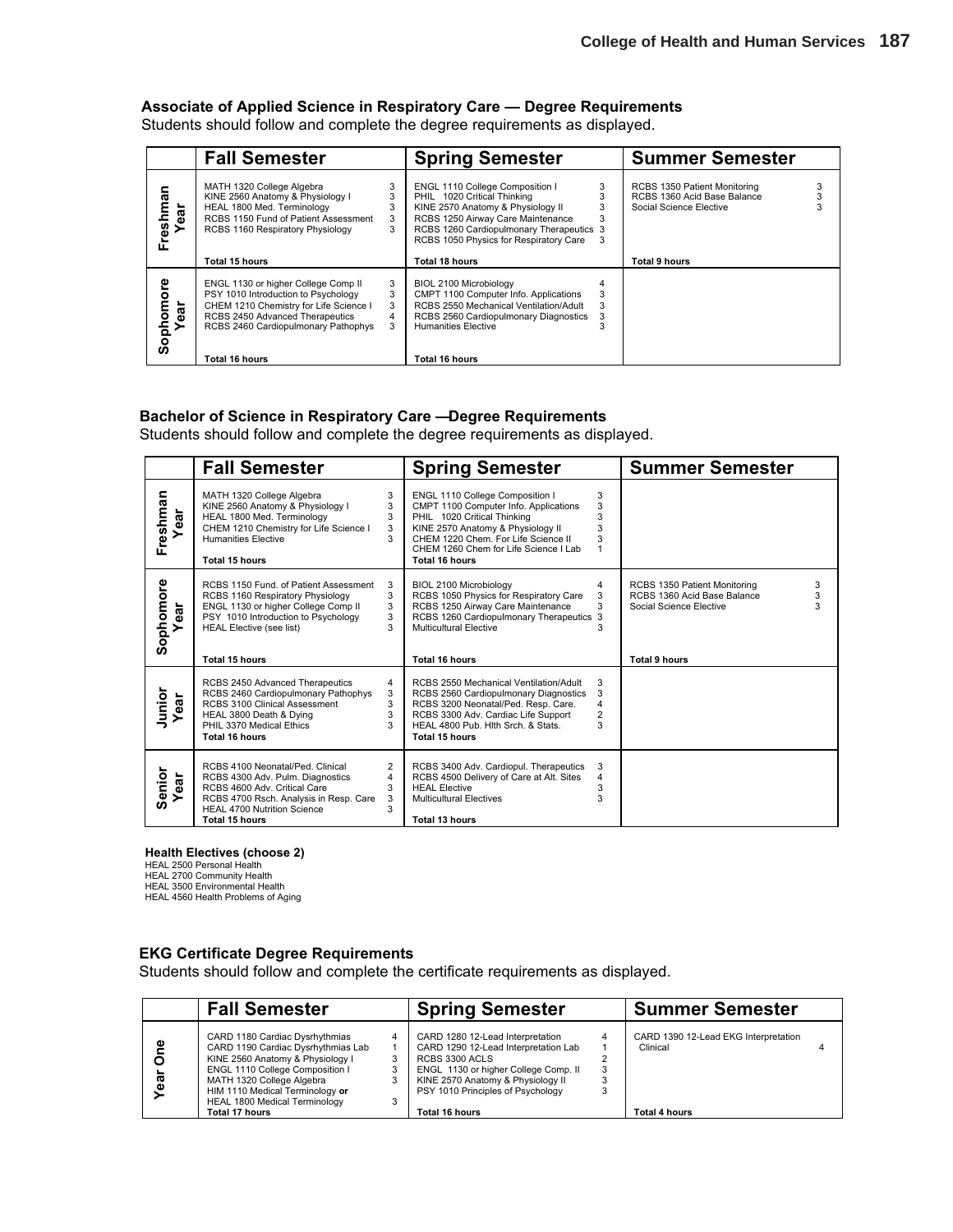## Associate of Applied Science in Respiratory Care — Degree Requirements

Students should follow and complete the degree requirements as displayed.

| | Fall Semester | | Spring Semester | | Summer Semester | |
|---|---|---|---|---|---|---|
| Freshman Year | MATH 1320 College Algebra | 3 | ENGL 1110 College Composition I | 3 | RCBS 1350 Patient Monitoring | 3 |
| | KINE 2560 Anatomy & Physiology I | 3 | PHIL 1020 Critical Thinking | 3 | RCBS 1360 Acid Base Balance | 3 |
| | HEAL 1800 Med. Terminology | 3 | KINE 2570 Anatomy & Physiology II | 3 | Social Science Elective | 3 |
| | RCBS 1150 Fund of Patient Assessment | 3 | RCBS 1250 Airway Care Maintenance | 3 | | |
| | RCBS 1160 Respiratory Physiology | 3 | RCBS 1260 Cardiopulmonary Therapeutics | 3 | | |
| | | | RCBS 1050 Physics for Respiratory Care | 3 | | |
| | **Total 15 hours** | | **Total 18 hours** | | **Total 9 hours** | |
| Sophomore Year | ENGL 1130 or higher College Comp II | 3 | BIOL 2100 Microbiology | 4 | | |
| | PSY 1010 Introduction to Psychology | 3 | CMPT 1100 Computer Info. Applications | 3 | | |
| | CHEM 1210 Chemistry for Life Science I | 3 | RCBS 2550 Mechanical Ventilation/Adult | 3 | | |
| | RCBS 2450 Advanced Therapeutics | 4 | RCBS 2560 Cardiopulmonary Diagnostics | 3 | | |
| | RCBS 2460 Cardiopulmonary Pathophys | 3 | Humanities Elective | 3 | | |
| | **Total 16 hours** | | **Total 16 hours** | | | |

## Bachelor of Science in Respiratory Care —Degree Requirements

Students should follow and complete the degree requirements as displayed.

| | Fall Semester | | Spring Semester | | Summer Semester | |
|---|---|---|---|---|---|---|
| Freshman Year | MATH 1320 College Algebra | 3 | ENGL 1110 College Composition I | 3 | | |
| | KINE 2560 Anatomy & Physiology I | 3 | CMPT 1100 Computer Info. Applications | 3 | | |
| | HEAL 1800 Med. Terminology | 3 | PHIL 1020 Critical Thinking | 3 | | |
| | CHEM 1210 Chemistry for Life Science I | 3 | KINE 2570 Anatomy & Physiology II | 3 | | |
| | Humanities Elective | 3 | CHEM 1220 Chem. For Life Science II | 3 | | |
| | | | CHEM 1260 Chem for Life Science I Lab | 1 | | |
| | **Total 15 hours** | | **Total 16 hours** | | | |
| Sophomore Year | RCBS 1150 Fund. of Patient Assessment | 3 | BIOL 2100 Microbiology | 4 | RCBS 1350 Patient Monitoring | 3 |
| | RCBS 1160 Respiratory Physiology | 3 | RCBS 1050 Physics for Respiratory Care | 3 | RCBS 1360 Acid Base Balance | 3 |
| | ENGL 1130 or higher College Comp II | 3 | RCBS 1250 Airway Care Maintenance | 3 | Social Science Elective | 3 |
| | PSY 1010 Introduction to Psychology | 3 | RCBS 1260 Cardiopulmonary Therapeutics | 3 | | |
| | HEAL Elective (see list) | 3 | Multicultural Elective | 3 | | |
| | **Total 15 hours** | | **Total 16 hours** | | **Total 9 hours** | |
| Junior Year | RCBS 2450 Advanced Therapeutics | 4 | RCBS 2550 Mechanical Ventilation/Adult | 3 | | |
| | RCBS 2460 Cardiopulmonary Pathophys | 3 | RCBS 2560 Cardiopulmonary Diagnostics | 3 | | |
| | RCBS 3100 Clinical Assessment | 3 | RCBS 3200 Neonatal/Ped. Resp. Care. | 4 | | |
| | HEAL 3800 Death & Dying | 3 | RCBS 3300 Adv. Cardiac Life Support | 2 | | |
| | PHIL 3370 Medical Ethics | 3 | HEAL 4800 Pub. Hlth Srch. & Stats. | 3 | | |
| | **Total 16 hours** | | **Total 15 hours** | | | |
| Senior Year | RCBS 4100 Neonatal/Ped. Clinical | 2 | RCBS 3400 Adv. Cardiopul. Therapeutics | 3 | | |
| | RCBS 4300 Adv. Pulm. Diagnostics | 4 | RCBS 4500 Delivery of Care at Alt. Sites | 4 | | |
| | RCBS 4600 Adv. Critical Care | 3 | HEAL Elective | 3 | | |
| | RCBS 4700 Rsch. Analysis in Resp. Care | 3 | Multicultural Electives | 3 | | |
| | HEAL 4700 Nutrition Science | 3 | | | | |
| | **Total 15 hours** | | **Total 13 hours** | | | |

**Health Electives (choose 2)**

HEAL 2500 Personal Health
HEAL 2700 Community Health
HEAL 3500 Environmental Health
HEAL 4560 Health Problems of Aging

## EKG Certificate Degree Requirements

Students should follow and complete the certificate requirements as displayed.

| | Fall Semester | | Spring Semester | | Summer Semester | |
|---|---|---|---|---|---|---|
| Year One | CARD 1180 Cardiac Dysrhythmias | 4 | CARD 1280 12-Lead Interpretation | 4 | CARD 1390 12-Lead EKG Interpretation Clinical | 4 |
| | CARD 1190 Cardiac Dysrhythmias Lab | 1 | CARD 1290 12-Lead Interpretation Lab | 1 | | |
| | KINE 2560 Anatomy & Physiology I | 3 | RCBS 3300 ACLS | 2 | | |
| | ENGL 1110 College Composition I | 3 | ENGL 1130 or higher College Comp. II | 3 | | |
| | MATH 1320 College Algebra | 3 | KINE 2570 Anatomy & Physiology II | 3 | | |
| | HIM 1110 Medical Terminology **or** HEAL 1800 Medical Terminology | 3 | PSY 1010 Principles of Psychology | 3 | | |
| | **Total 17 hours** | | **Total 16 hours** | | **Total 4 hours** | |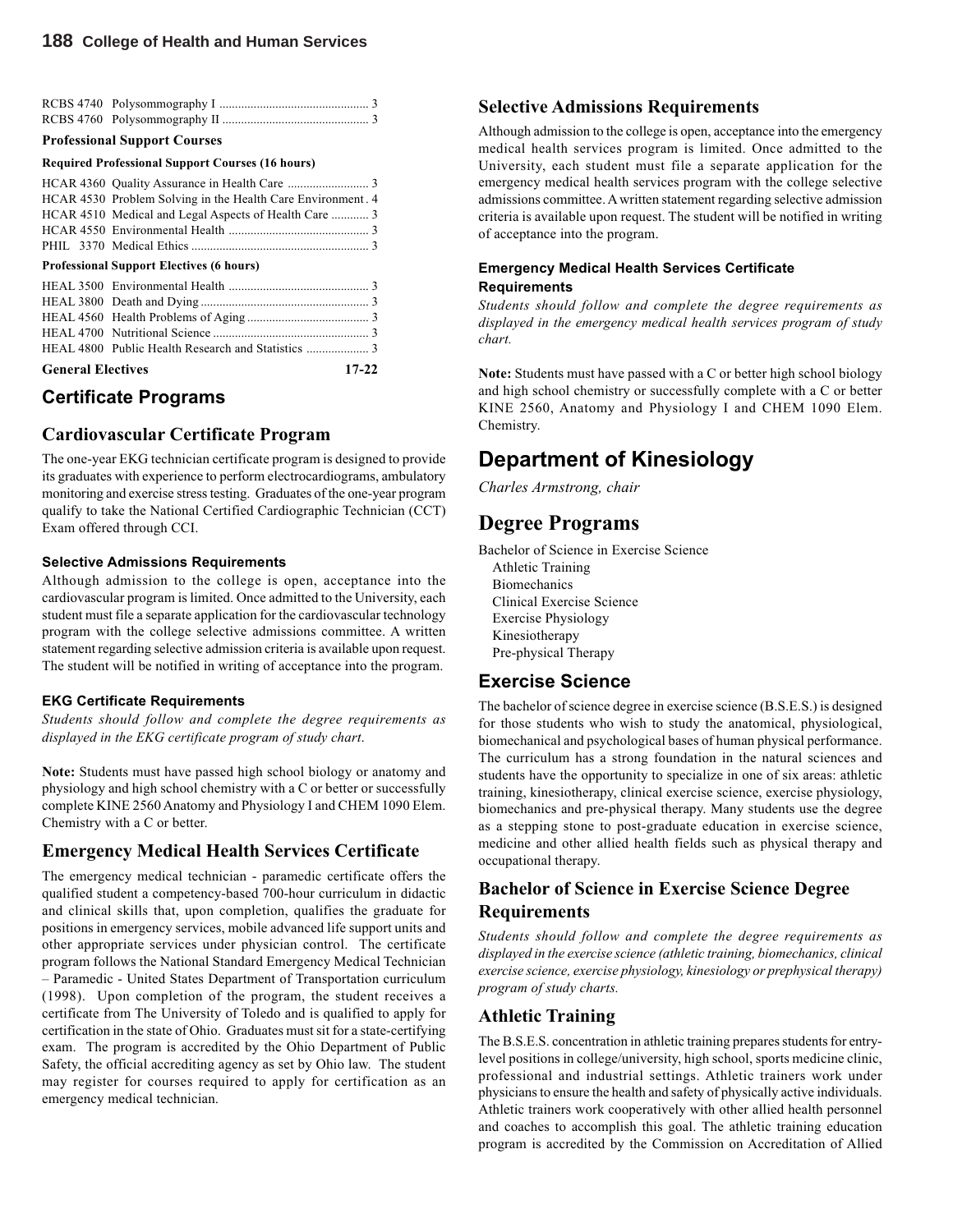| | | |
|---|---|---|
| RCBS 4740 | Polysommography I | 3 |
| RCBS 4760 | Polysommography II | 3 |

**Professional Support Courses**

**Required Professional Support Courses (16 hours)**

| | | |
|---|---|---|
| HCAR 4360 | Quality Assurance in Health Care | 3 |
| HCAR 4530 | Problem Solving in the Health Care Environment | 4 |
| HCAR 4510 | Medical and Legal Aspects of Health Care | 3 |
| HCAR 4550 | Environmental Health | 3 |
| PHIL 3370 | Medical Ethics | 3 |

**Professional Support Electives (6 hours)**

| | | |
|---|---|---|
| HEAL 3500 | Environmental Health | 3 |
| HEAL 3800 | Death and Dying | 3 |
| HEAL 4560 | Health Problems of Aging | 3 |
| HEAL 4700 | Nutritional Science | 3 |
| HEAL 4800 | Public Health Research and Statistics | 3 |

**General Electives** **17-22**

## Certificate Programs

## Cardiovascular Certificate Program

The one-year EKG technician certificate program is designed to provide its graduates with experience to perform electrocardiograms, ambulatory monitoring and exercise stress testing. Graduates of the one-year program qualify to take the National Certified Cardiographic Technician (CCT) Exam offered through CCI.

#### Selective Admissions Requirements

Although admission to the college is open, acceptance into the cardiovascular program is limited. Once admitted to the University, each student must file a separate application for the cardiovascular technology program with the college selective admissions committee. A written statement regarding selective admission criteria is available upon request. The student will be notified in writing of acceptance into the program.

#### EKG Certificate Requirements

*Students should follow and complete the degree requirements as displayed in the EKG certificate program of study chart.*

**Note:** Students must have passed high school biology or anatomy and physiology and high school chemistry with a C or better or successfully complete KINE 2560 Anatomy and Physiology I and CHEM 1090 Elem. Chemistry with a C or better.

## Emergency Medical Health Services Certificate

The emergency medical technician - paramedic certificate offers the qualified student a competency-based 700-hour curriculum in didactic and clinical skills that, upon completion, qualifies the graduate for positions in emergency services, mobile advanced life support units and other appropriate services under physician control. The certificate program follows the National Standard Emergency Medical Technician – Paramedic - United States Department of Transportation curriculum (1998). Upon completion of the program, the student receives a certificate from The University of Toledo and is qualified to apply for certification in the state of Ohio. Graduates must sit for a state-certifying exam. The program is accredited by the Ohio Department of Public Safety, the official accrediting agency as set by Ohio law. The student may register for courses required to apply for certification as an emergency medical technician.

### Selective Admissions Requirements

Although admission to the college is open, acceptance into the emergency medical health services program is limited. Once admitted to the University, each student must file a separate application for the emergency medical health services program with the college selective admissions committee. A written statement regarding selective admission criteria is available upon request. The student will be notified in writing of acceptance into the program.

#### Emergency Medical Health Services Certificate Requirements

*Students should follow and complete the degree requirements as displayed in the emergency medical health services program of study chart.*

**Note:** Students must have passed with a C or better high school biology and high school chemistry or successfully complete with a C or better KINE 2560, Anatomy and Physiology I and CHEM 1090 Elem. Chemistry.

# Department of Kinesiology

*Charles Armstrong, chair*

## Degree Programs

Bachelor of Science in Exercise Science
- Athletic Training
- Biomechanics
- Clinical Exercise Science
- Exercise Physiology
- Kinesiotherapy
- Pre-physical Therapy

## Exercise Science

The bachelor of science degree in exercise science (B.S.E.S.) is designed for those students who wish to study the anatomical, physiological, biomechanical and psychological bases of human physical performance. The curriculum has a strong foundation in the natural sciences and students have the opportunity to specialize in one of six areas: athletic training, kinesiotherapy, clinical exercise science, exercise physiology, biomechanics and pre-physical therapy. Many students use the degree as a stepping stone to post-graduate education in exercise science, medicine and other allied health fields such as physical therapy and occupational therapy.

### Bachelor of Science in Exercise Science Degree Requirements

*Students should follow and complete the degree requirements as displayed in the exercise science (athletic training, biomechanics, clinical exercise science, exercise physiology, kinesiology or prephysical therapy) program of study charts.*

### Athletic Training

The B.S.E.S. concentration in athletic training prepares students for entry-level positions in college/university, high school, sports medicine clinic, professional and industrial settings. Athletic trainers work under physicians to ensure the health and safety of physically active individuals. Athletic trainers work cooperatively with other allied health personnel and coaches to accomplish this goal. The athletic training education program is accredited by the Commission on Accreditation of Allied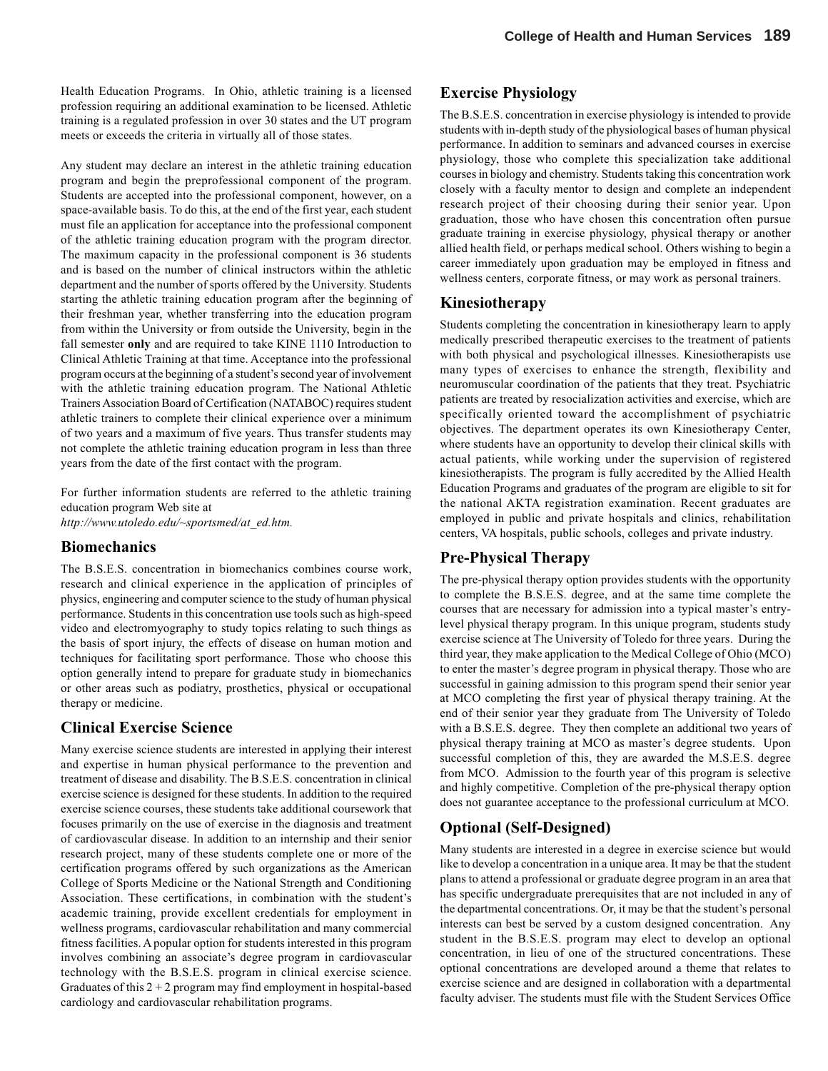Health Education Programs. In Ohio, athletic training is a licensed profession requiring an additional examination to be licensed. Athletic training is a regulated profession in over 30 states and the UT program meets or exceeds the criteria in virtually all of those states.

Any student may declare an interest in the athletic training education program and begin the preprofessional component of the program. Students are accepted into the professional component, however, on a space-available basis. To do this, at the end of the first year, each student must file an application for acceptance into the professional component of the athletic training education program with the program director. The maximum capacity in the professional component is 36 students and is based on the number of clinical instructors within the athletic department and the number of sports offered by the University. Students starting the athletic training education program after the beginning of their freshman year, whether transferring into the education program from within the University or from outside the University, begin in the fall semester **only** and are required to take KINE 1110 Introduction to Clinical Athletic Training at that time. Acceptance into the professional program occurs at the beginning of a student's second year of involvement with the athletic training education program. The National Athletic Trainers Association Board of Certification (NATABOC) requires student athletic trainers to complete their clinical experience over a minimum of two years and a maximum of five years. Thus transfer students may not complete the athletic training education program in less than three years from the date of the first contact with the program.

For further information students are referred to the athletic training education program Web site at *http://www.utoledo.edu/~sportsmed/at_ed.htm.*

### Biomechanics

The B.S.E.S. concentration in biomechanics combines course work, research and clinical experience in the application of principles of physics, engineering and computer science to the study of human physical performance. Students in this concentration use tools such as high-speed video and electromyography to study topics relating to such things as the basis of sport injury, the effects of disease on human motion and techniques for facilitating sport performance. Those who choose this option generally intend to prepare for graduate study in biomechanics or other areas such as podiatry, prosthetics, physical or occupational therapy or medicine.

### Clinical Exercise Science

Many exercise science students are interested in applying their interest and expertise in human physical performance to the prevention and treatment of disease and disability. The B.S.E.S. concentration in clinical exercise science is designed for these students. In addition to the required exercise science courses, these students take additional coursework that focuses primarily on the use of exercise in the diagnosis and treatment of cardiovascular disease. In addition to an internship and their senior research project, many of these students complete one or more of the certification programs offered by such organizations as the American College of Sports Medicine or the National Strength and Conditioning Association. These certifications, in combination with the student's academic training, provide excellent credentials for employment in wellness programs, cardiovascular rehabilitation and many commercial fitness facilities. A popular option for students interested in this program involves combining an associate's degree program in cardiovascular technology with the B.S.E.S. program in clinical exercise science. Graduates of this 2 + 2 program may find employment in hospital-based cardiology and cardiovascular rehabilitation programs.

### Exercise Physiology

The B.S.E.S. concentration in exercise physiology is intended to provide students with in-depth study of the physiological bases of human physical performance. In addition to seminars and advanced courses in exercise physiology, those who complete this specialization take additional courses in biology and chemistry. Students taking this concentration work closely with a faculty mentor to design and complete an independent research project of their choosing during their senior year. Upon graduation, those who have chosen this concentration often pursue graduate training in exercise physiology, physical therapy or another allied health field, or perhaps medical school. Others wishing to begin a career immediately upon graduation may be employed in fitness and wellness centers, corporate fitness, or may work as personal trainers.

### Kinesiotherapy

Students completing the concentration in kinesiotherapy learn to apply medically prescribed therapeutic exercises to the treatment of patients with both physical and psychological illnesses. Kinesiotherapists use many types of exercises to enhance the strength, flexibility and neuromuscular coordination of the patients that they treat. Psychiatric patients are treated by resocialization activities and exercise, which are specifically oriented toward the accomplishment of psychiatric objectives. The department operates its own Kinesiotherapy Center, where students have an opportunity to develop their clinical skills with actual patients, while working under the supervision of registered kinesiotherapists. The program is fully accredited by the Allied Health Education Programs and graduates of the program are eligible to sit for the national AKTA registration examination. Recent graduates are employed in public and private hospitals and clinics, rehabilitation centers, VA hospitals, public schools, colleges and private industry.

### Pre-Physical Therapy

The pre-physical therapy option provides students with the opportunity to complete the B.S.E.S. degree, and at the same time complete the courses that are necessary for admission into a typical master's entry-level physical therapy program. In this unique program, students study exercise science at The University of Toledo for three years. During the third year, they make application to the Medical College of Ohio (MCO) to enter the master's degree program in physical therapy. Those who are successful in gaining admission to this program spend their senior year at MCO completing the first year of physical therapy training. At the end of their senior year they graduate from The University of Toledo with a B.S.E.S. degree. They then complete an additional two years of physical therapy training at MCO as master's degree students. Upon successful completion of this, they are awarded the M.S.E.S. degree from MCO. Admission to the fourth year of this program is selective and highly competitive. Completion of the pre-physical therapy option does not guarantee acceptance to the professional curriculum at MCO.

### Optional (Self-Designed)

Many students are interested in a degree in exercise science but would like to develop a concentration in a unique area. It may be that the student plans to attend a professional or graduate degree program in an area that has specific undergraduate prerequisites that are not included in any of the departmental concentrations. Or, it may be that the student's personal interests can best be served by a custom designed concentration. Any student in the B.S.E.S. program may elect to develop an optional concentration, in lieu of one of the structured concentrations. These optional concentrations are developed around a theme that relates to exercise science and are designed in collaboration with a departmental faculty adviser. The students must file with the Student Services Office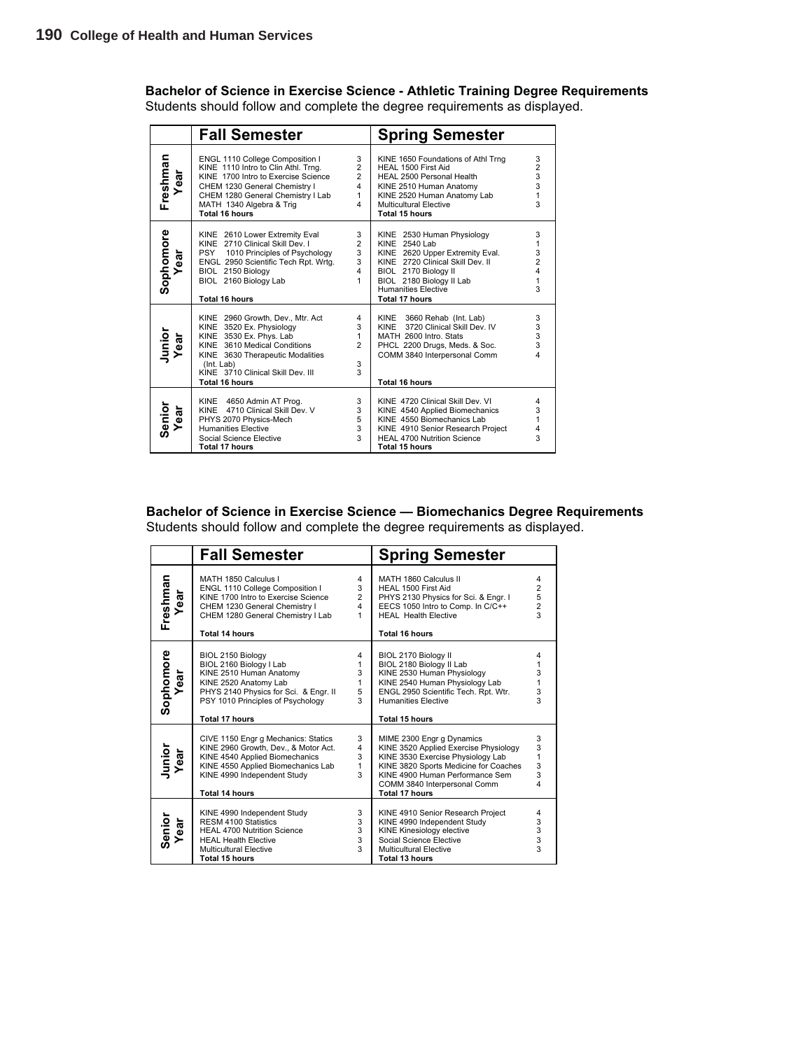**Bachelor of Science in Exercise Science - Athletic Training Degree Requirements**

Students should follow and complete the degree requirements as displayed.

| | Fall Semester | | Spring Semester | |
|---|---|---|---|---|
| **Freshman Year** | ENGL 1110 College Composition I | 3 | KINE 1650 Foundations of Athl Trng | 3 |
| | KINE 1110 Intro to Clin Athl. Trng. | 2 | HEAL 1500 First Aid | 2 |
| | KINE 1700 Intro to Exercise Science | 2 | HEAL 2500 Personal Health | 3 |
| | CHEM 1230 General Chemistry I | 4 | KINE 2510 Human Anatomy | 3 |
| | CHEM 1280 General Chemistry I Lab | 1 | KINE 2520 Human Anatomy Lab | 1 |
| | MATH 1340 Algebra & Trig | 4 | Multicultural Elective | 3 |
| | **Total 16 hours** | | **Total 15 hours** | |
| **Sophomore Year** | KINE 2610 Lower Extremity Eval | 3 | KINE 2530 Human Physiology | 3 |
| | KINE 2710 Clinical Skill Dev. I | 2 | KINE 2540 Lab | 1 |
| | PSY 1010 Principles of Psychology | 3 | KINE 2620 Upper Extremity Eval. | 3 |
| | ENGL 2950 Scientific Tech Rpt. Wrtg. | 3 | KINE 2720 Clinical Skill Dev. II | 2 |
| | BIOL 2150 Biology | 4 | BIOL 2170 Biology II | 4 |
| | BIOL 2160 Biology Lab | 1 | BIOL 2180 Biology II Lab | 1 |
| | | | Humanities Elective | 3 |
| | **Total 16 hours** | | **Total 17 hours** | |
| **Junior Year** | KINE 2960 Growth, Dev., Mtr. Act | 4 | KINE 3660 Rehab (Int. Lab) | 3 |
| | KINE 3520 Ex. Physiology | 3 | KINE 3720 Clinical Skill Dev. IV | 3 |
| | KINE 3530 Ex. Phys. Lab | 1 | MATH 2600 Intro. Stats | 3 |
| | KINE 3610 Medical Conditions | 2 | PHCL 2200 Drugs, Meds. & Soc. | 3 |
| | KINE 3630 Therapeutic Modalities (Int. Lab) | 3 | COMM 3840 Interpersonal Comm | 4 |
| | KINE 3710 Clinical Skill Dev. III | 3 | | |
| | **Total 16 hours** | | **Total 16 hours** | |
| **Senior Year** | KINE 4650 Admin AT Prog. | 3 | KINE 4720 Clinical Skill Dev. VI | 4 |
| | KINE 4710 Clinical Skill Dev. V | 3 | KINE 4540 Applied Biomechanics | 3 |
| | PHYS 2070 Physics-Mech | 5 | KINE 4550 Biomechanics Lab | 1 |
| | Humanities Elective | 3 | KINE 4910 Senior Research Project | 4 |
| | Social Science Elective | 3 | HEAL 4700 Nutrition Science | 3 |
| | **Total 17 hours** | | **Total 15 hours** | |

**Bachelor of Science in Exercise Science — Biomechanics Degree Requirements**

Students should follow and complete the degree requirements as displayed.

| | Fall Semester | | Spring Semester | |
|---|---|---|---|---|
| **Freshman Year** | MATH 1850 Calculus I | 4 | MATH 1860 Calculus II | 4 |
| | ENGL 1110 College Composition I | 3 | HEAL 1500 First Aid | 2 |
| | KINE 1700 Intro to Exercise Science | 2 | PHYS 2130 Physics for Sci. & Engr. I | 5 |
| | CHEM 1230 General Chemistry I | 4 | EECS 1050 Intro to Comp. In C/C++ | 2 |
| | CHEM 1280 General Chemistry I Lab | 1 | HEAL Health Elective | 3 |
| | **Total 14 hours** | | **Total 16 hours** | |
| **Sophomore Year** | BIOL 2150 Biology | 4 | BIOL 2170 Biology II | 4 |
| | BIOL 2160 Biology I Lab | 1 | BIOL 2180 Biology II Lab | 1 |
| | KINE 2510 Human Anatomy | 3 | KINE 2530 Human Physiology | 3 |
| | KINE 2520 Anatomy Lab | 1 | KINE 2540 Human Physiology Lab | 1 |
| | PHYS 2140 Physics for Sci. & Engr. II | 5 | ENGL 2950 Scientific Tech. Rpt. Wtr. | 3 |
| | PSY 1010 Principles of Psychology | 3 | Humanities Elective | 3 |
| | **Total 17 hours** | | **Total 15 hours** | |
| **Junior Year** | CIVE 1150 Engr g Mechanics: Statics | 3 | MIME 2300 Engr g Dynamics | 3 |
| | KINE 2960 Growth, Dev., & Motor Act. | 4 | KINE 3520 Applied Exercise Physiology | 3 |
| | KINE 4540 Applied Biomechanics | 3 | KINE 3530 Exercise Physiology Lab | 1 |
| | KINE 4550 Applied Biomechanics Lab | 1 | KINE 3820 Sports Medicine for Coaches | 3 |
| | KINE 4990 Independent Study | 3 | KINE 4900 Human Performance Sem | 3 |
| | | | COMM 3840 Interpersonal Comm | 4 |
| | **Total 14 hours** | | **Total 17 hours** | |
| **Senior Year** | KINE 4990 Independent Study | 3 | KINE 4910 Senior Research Project | 4 |
| | RESM 4100 Statistics | 3 | KINE 4990 Independent Study | 3 |
| | HEAL 4700 Nutrition Science | 3 | KINE Kinesiology elective | 3 |
| | HEAL Health Elective | 3 | Social Science Elective | 3 |
| | Multicultural Elective | 3 | Multicultural Elective | 3 |
| | **Total 15 hours** | | **Total 13 hours** | |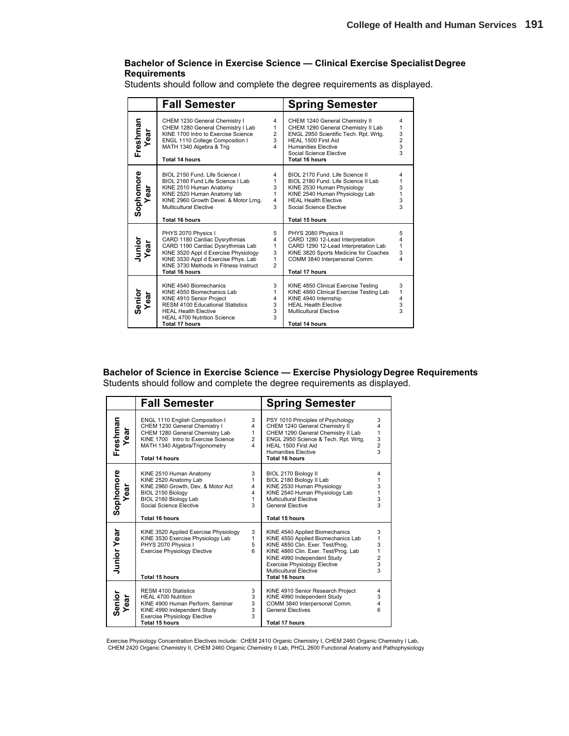### Bachelor of Science in Exercise Science — Clinical Exercise Specialist Degree Requirements

Students should follow and complete the degree requirements as displayed.

| | Fall Semester | | Spring Semester | |
|---|---|---|---|---|
| **Freshman Year** | CHEM 1230 General Chemistry I | 4 | CHEM 1240 General Chemistry II | 4 |
| | CHEM 1280 General Chemistry I Lab | 1 | CHEM 1290 General Chemistry II Lab | 1 |
| | KINE 1700 Intro to Exercise Science | 2 | ENGL 2950 Scientific Tech. Rpt. Wrtg. | 3 |
| | ENGL 1110 College Composition I | 3 | HEAL 1500 First Aid | 2 |
| | MATH 1340 Algebra & Trig | 4 | Humanities Elective | 3 |
| | | | Social Science Elective | 3 |
| | **Total 14 hours** | | **Total 16 hours** | |
| **Sophomore Year** | BIOL 2150 Fund. Life Science I | 4 | BIOL 2170 Fund. Life Science II | 4 |
| | BIOL 2160 Fund Life Science I Lab | 1 | BIOL 2180 Fund. Life Science II Lab | 1 |
| | KINE 2510 Human Anatomy | 3 | KINE 2530 Human Physiology | 3 |
| | KINE 2520 Human Anatomy lab | 1 | KINE 2540 Human Physiology Lab | 1 |
| | KINE 2960 Growth Devel. & Motor Lrng. | 4 | HEAL Health Elective | 3 |
| | Multicultural Elective | 3 | Social Science Elective | 3 |
| | **Total 16 hours** | | **Total 15 hours** | |
| **Junior Year** | PHYS 2070 Physics I | 5 | PHYS 2080 Physics II | 5 |
| | CARD 1180 Cardiac Dysrythmias | 4 | CARD 1280 12-Lead Interpretation | 4 |
| | CARD 1190 Cardiac Dysrythmias Lab | 1 | CARD 1290 12-Lead Interpretation Lab | 1 |
| | KINE 3520 Appl d Exercise Physiology | 3 | KINE 3820 Sports Medicine for Coaches | 3 |
| | KINE 3530 Appl d Exercise Phys. Lab | 1 | COMM 3840 Interpersonal Comm. | 4 |
| | KINE 3730 Methods in Fitness Instruct | 2 | | |
| | **Total 16 hours** | | **Total 17 hours** | |
| **Senior Year** | KINE 4540 Biomechanics | 3 | KINE 4850 Clinical Exercise Testing | 3 |
| | KINE 4550 Biomechanics Lab | 1 | KINE 4860 Clinical Exercise Testing Lab | 1 |
| | KINE 4910 Senior Project | 4 | KINE 4940 Internship | 4 |
| | RESM 4100 Educational Statistics | 3 | HEAL Health Elective | 3 |
| | HEAL Health Elective | 3 | Multicultural Elective | 3 |
| | HEAL 4700 Nutrition Science | 3 | | |
| | **Total 17 hours** | | **Total 14 hours** | |

### Bachelor of Science in Exercise Science — Exercise Physiology Degree Requirements

Students should follow and complete the degree requirements as displayed.

| | Fall Semester | | Spring Semester | |
|---|---|---|---|---|
| **Freshman Year** | ENGL 1110 English Composition I | 3 | PSY 1010 Principles of Psychology | 3 |
| | CHEM 1230 General Chemistry I | 4 | CHEM 1240 General Chemistry II | 4 |
| | CHEM 1280 General Chemistry Lab | 1 | CHEM 1290 General Chemistry II Lab | 1 |
| | KINE 1700 Intro to Exercise Science | 2 | ENGL 2950 Science & Tech. Rpt. Wrtg. | 3 |
| | MATH 1340 Algebra/Trigonometry | 4 | HEAL 1500 First Aid | 2 |
| | | | Humanities Elective | 3 |
| | **Total 14 hours** | | **Total 16 hours** | |
| **Sophomore Year** | KINE 2510 Human Anatomy | 3 | BIOL 2170 Biology II | 4 |
| | KINE 2520 Anatomy Lab | 1 | BIOL 2180 Biology II Lab | 1 |
| | KINE 2960 Growth, Dev, & Motor Act | 4 | KINE 2530 Human Physiology | 3 |
| | BIOL 2150 Biology | 4 | KINE 2540 Human Physiology Lab | 1 |
| | BIOL 2160 Biology Lab | 1 | Multicultural Elective | 3 |
| | Social Science Elective | 3 | General Elective | 3 |
| | **Total 16 hours** | | **Total 15 hours** | |
| **Junior Year** | KINE 3520 Applied Exercise Physiology | 3 | KINE 4540 Applied Biomechanics | 3 |
| | KINE 3530 Exercise Physiology Lab | 1 | KINE 4550 Applied Biomechanics Lab | 1 |
| | PHYS 2070 Physics I | 5 | KINE 4850 Clin. Exer. Test/Prog. | 3 |
| | Exercise Physiology Elective | 6 | KINE 4860 Clin. Exer. Test/Prog. Lab | 1 |
| | | | KINE 4990 Independent Study | 2 |
| | | | Exercise Physiology Elective | 3 |
| | | | Multicultural Elective | 3 |
| | **Total 15 hours** | | **Total 16 hours** | |
| **Senior Year** | RESM 4100 Statistics | 3 | KINE 4910 Senior Research Project | 4 |
| | HEAL 4700 Nutrition | 3 | KINE 4990 Independent Study | 3 |
| | KINE 4900 Human Perform. Seminar | 3 | COMM 3840 Interpersonal Comm. | 4 |
| | KINE 4990 Independent Study | 3 | General Electives | 6 |
| | Exercise Physiology Elective | 3 | | |
| | **Total 15 hours** | | **Total 17 hours** | |

Exercise Physiology Concentration Electives include: CHEM 2410 Organic Chemistry I, CHEM 2460 Organic Chemistry I Lab, CHEM 2420 Organic Chemistry II, CHEM 2460 Organic Chemistry II Lab, PHCL 2600 Functional Anatomy and Pathophysiology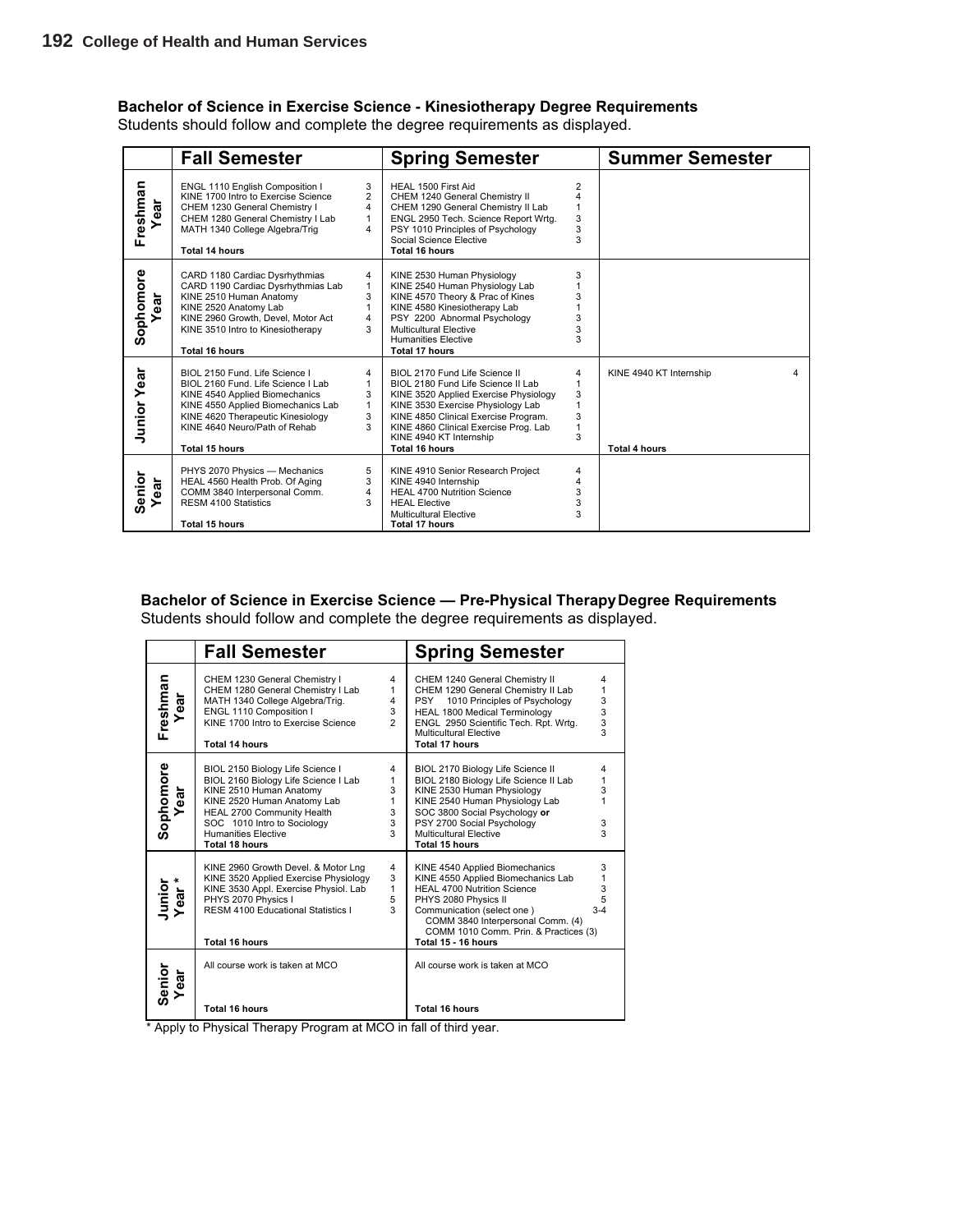### Bachelor of Science in Exercise Science - Kinesiotherapy Degree Requirements

Students should follow and complete the degree requirements as displayed.

| | Fall Semester | | Spring Semester | | Summer Semester | |
|---|---|---|---|---|---|---|
| **Freshman Year** | ENGL 1110 English Composition I | 3 | HEAL 1500 First Aid | 2 | | |
| | KINE 1700 Intro to Exercise Science | 2 | CHEM 1240 General Chemistry II | 4 | | |
| | CHEM 1230 General Chemistry I | 4 | CHEM 1290 General Chemistry II Lab | 1 | | |
| | CHEM 1280 General Chemistry I Lab | 1 | ENGL 2950 Tech. Science Report Wrtg. | 3 | | |
| | MATH 1340 College Algebra/Trig | 4 | PSY 1010 Principles of Psychology | 3 | | |
| | | | Social Science Elective | 3 | | |
| | **Total 14 hours** | | **Total 16 hours** | | | |
| **Sophomore Year** | CARD 1180 Cardiac Dysrhythmias | 4 | KINE 2530 Human Physiology | 3 | | |
| | CARD 1190 Cardiac Dysrhythmias Lab | 1 | KINE 2540 Human Physiology Lab | 1 | | |
| | KINE 2510 Human Anatomy | 3 | KINE 4570 Theory & Prac of Kines | 3 | | |
| | KINE 2520 Anatomy Lab | 1 | KINE 4580 Kinesiotherapy Lab | 1 | | |
| | KINE 2960 Growth, Devel, Motor Act | 4 | PSY 2200 Abnormal Psychology | 3 | | |
| | KINE 3510 Intro to Kinesiotherapy | 3 | Multicultural Elective | 3 | | |
| | | | Humanities Elective | 3 | | |
| | **Total 16 hours** | | **Total 17 hours** | | | |
| **Junior Year** | BIOL 2150 Fund. Life Science I | 4 | BIOL 2170 Fund Life Science II | 4 | KINE 4940 KT Internship | 4 |
| | BIOL 2160 Fund. Life Science I Lab | 1 | BIOL 2180 Fund Life Science II Lab | 1 | | |
| | KINE 4540 Applied Biomechanics | 3 | KINE 3520 Applied Exercise Physiology | 3 | | |
| | KINE 4550 Applied Biomechanics Lab | 1 | KINE 3530 Exercise Physiology Lab | 1 | | |
| | KINE 4620 Therapeutic Kinesiology | 3 | KINE 4850 Clinical Exercise Program. | 3 | | |
| | KINE 4640 Neuro/Path of Rehab | 3 | KINE 4860 Clinical Exercise Prog. Lab | 1 | | |
| | | | KINE 4940 KT Internship | 3 | | |
| | **Total 15 hours** | | **Total 16 hours** | | **Total 4 hours** | |
| **Senior Year** | PHYS 2070 Physics — Mechanics | 5 | KINE 4910 Senior Research Project | 4 | | |
| | HEAL 4560 Health Prob. Of Aging | 3 | KINE 4940 Internship | 4 | | |
| | COMM 3840 Interpersonal Comm. | 4 | HEAL 4700 Nutrition Science | 3 | | |
| | RESM 4100 Statistics | 3 | HEAL Elective | 3 | | |
| | | | Multicultural Elective | 3 | | |
| | **Total 15 hours** | | **Total 17 hours** | | | |

### Bachelor of Science in Exercise Science — Pre-Physical Therapy Degree Requirements

Students should follow and complete the degree requirements as displayed.

| | Fall Semester | | Spring Semester | |
|---|---|---|---|---|
| **Freshman Year** | CHEM 1230 General Chemistry I | 4 | CHEM 1240 General Chemistry II | 4 |
| | CHEM 1280 General Chemistry I Lab | 1 | CHEM 1290 General Chemistry II Lab | 1 |
| | MATH 1340 College Algebra/Trig. | 4 | PSY 1010 Principles of Psychology | 3 |
| | ENGL 1110 Composition I | 3 | HEAL 1800 Medical Terminology | 3 |
| | KINE 1700 Intro to Exercise Science | 2 | ENGL 2950 Scientific Tech. Rpt. Wrtg. | 3 |
| | | | Multicultural Elective | 3 |
| | **Total 14 hours** | | **Total 17 hours** | |
| **Sophomore Year** | BIOL 2150 Biology Life Science I | 4 | BIOL 2170 Biology Life Science II | 4 |
| | BIOL 2160 Biology Life Science I Lab | 1 | BIOL 2180 Biology Life Science II Lab | 1 |
| | KINE 2510 Human Anatomy | 3 | KINE 2530 Human Physiology | 3 |
| | KINE 2520 Human Anatomy Lab | 1 | KINE 2540 Human Physiology Lab | 1 |
| | HEAL 2700 Community Health | 3 | SOC 3800 Social Psychology **or** | |
| | SOC 1010 Intro to Sociology | 3 | PSY 2700 Social Psychology | 3 |
| | Humanities Elective | 3 | Multicultural Elective | 3 |
| | **Total 18 hours** | | **Total 15 hours** | |
| **Junior Year \*** | KINE 2960 Growth Devel. & Motor Lng | 4 | KINE 4540 Applied Biomechanics | 3 |
| | KINE 3520 Applied Exercise Physiology | 3 | KINE 4550 Applied Biomechanics Lab | 1 |
| | KINE 3530 Appl. Exercise Physiol. Lab | 1 | HEAL 4700 Nutrition Science | 3 |
| | PHYS 2070 Physics I | 5 | PHYS 2080 Physics II | 5 |
| | RESM 4100 Educational Statistics I | 3 | Communication (select one ) | 3-4 |
| | | | COMM 3840 Interpersonal Comm. (4) | |
| | | | COMM 1010 Comm. Prin. & Practices (3) | |
| | **Total 16 hours** | | **Total 15 - 16 hours** | |
| **Senior Year** | All course work is taken at MCO | | All course work is taken at MCO | |
| | **Total 16 hours** | | **Total 16 hours** | |

\* Apply to Physical Therapy Program at MCO in fall of third year.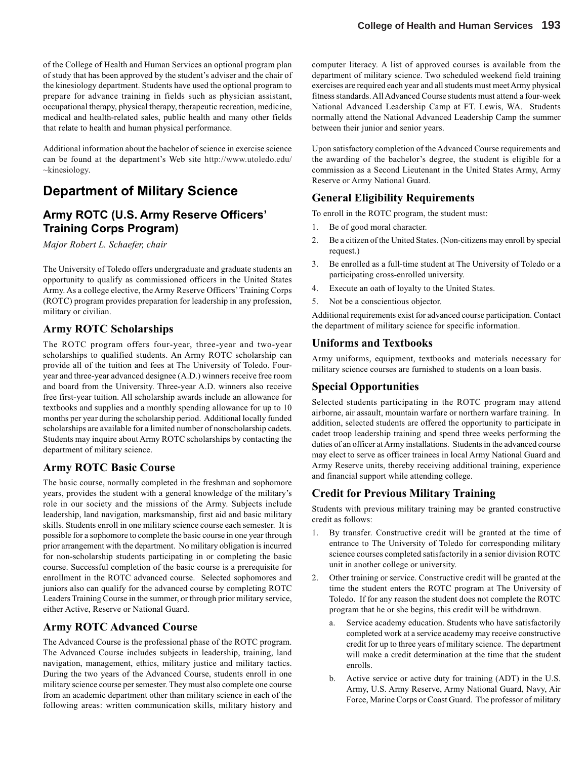of the College of Health and Human Services an optional program plan of study that has been approved by the student's adviser and the chair of the kinesiology department. Students have used the optional program to prepare for advance training in fields such as physician assistant, occupational therapy, physical therapy, therapeutic recreation, medicine, medical and health-related sales, public health and many other fields that relate to health and human physical performance.

Additional information about the bachelor of science in exercise science can be found at the department's Web site http://www.utoledo.edu/~kinesiology.

# Department of Military Science

## Army ROTC (U.S. Army Reserve Officers' Training Corps Program)

*Major Robert L. Schaefer, chair*

The University of Toledo offers undergraduate and graduate students an opportunity to qualify as commissioned officers in the United States Army. As a college elective, the Army Reserve Officers' Training Corps (ROTC) program provides preparation for leadership in any profession, military or civilian.

### Army ROTC Scholarships

The ROTC program offers four-year, three-year and two-year scholarships to qualified students. An Army ROTC scholarship can provide all of the tuition and fees at The University of Toledo. Four-year and three-year advanced designee (A.D.) winners receive free room and board from the University. Three-year A.D. winners also receive free first-year tuition. All scholarship awards include an allowance for textbooks and supplies and a monthly spending allowance for up to 10 months per year during the scholarship period. Additional locally funded scholarships are available for a limited number of nonscholarship cadets. Students may inquire about Army ROTC scholarships by contacting the department of military science.

### Army ROTC Basic Course

The basic course, normally completed in the freshman and sophomore years, provides the student with a general knowledge of the military's role in our society and the missions of the Army. Subjects include leadership, land navigation, marksmanship, first aid and basic military skills. Students enroll in one military science course each semester. It is possible for a sophomore to complete the basic course in one year through prior arrangement with the department. No military obligation is incurred for non-scholarship students participating in or completing the basic course. Successful completion of the basic course is a prerequisite for enrollment in the ROTC advanced course. Selected sophomores and juniors also can qualify for the advanced course by completing ROTC Leaders Training Course in the summer, or through prior military service, either Active, Reserve or National Guard.

### Army ROTC Advanced Course

The Advanced Course is the professional phase of the ROTC program. The Advanced Course includes subjects in leadership, training, land navigation, management, ethics, military justice and military tactics. During the two years of the Advanced Course, students enroll in one military science course per semester. They must also complete one course from an academic department other than military science in each of the following areas: written communication skills, military history and computer literacy. A list of approved courses is available from the department of military science. Two scheduled weekend field training exercises are required each year and all students must meet Army physical fitness standards. All Advanced Course students must attend a four-week National Advanced Leadership Camp at FT. Lewis, WA. Students normally attend the National Advanced Leadership Camp the summer between their junior and senior years.

Upon satisfactory completion of the Advanced Course requirements and the awarding of the bachelor's degree, the student is eligible for a commission as a Second Lieutenant in the United States Army, Army Reserve or Army National Guard.

### General Eligibility Requirements

To enroll in the ROTC program, the student must:

1. Be of good moral character.
2. Be a citizen of the United States. (Non-citizens may enroll by special request.)
3. Be enrolled as a full-time student at The University of Toledo or a participating cross-enrolled university.
4. Execute an oath of loyalty to the United States.
5. Not be a conscientious objector.

Additional requirements exist for advanced course participation. Contact the department of military science for specific information.

### Uniforms and Textbooks

Army uniforms, equipment, textbooks and materials necessary for military science courses are furnished to students on a loan basis.

### Special Opportunities

Selected students participating in the ROTC program may attend airborne, air assault, mountain warfare or northern warfare training. In addition, selected students are offered the opportunity to participate in cadet troop leadership training and spend three weeks performing the duties of an officer at Army installations. Students in the advanced course may elect to serve as officer trainees in local Army National Guard and Army Reserve units, thereby receiving additional training, experience and financial support while attending college.

### Credit for Previous Military Training

Students with previous military training may be granted constructive credit as follows:

1. By transfer. Constructive credit will be granted at the time of entrance to The University of Toledo for corresponding military science courses completed satisfactorily in a senior division ROTC unit in another college or university.
2. Other training or service. Constructive credit will be granted at the time the student enters the ROTC program at The University of Toledo. If for any reason the student does not complete the ROTC program that he or she begins, this credit will be withdrawn.
   a. Service academy education. Students who have satisfactorily completed work at a service academy may receive constructive credit for up to three years of military science. The department will make a credit determination at the time that the student enrolls.
   b. Active service or active duty for training (ADT) in the U.S. Army, U.S. Army Reserve, Army National Guard, Navy, Air Force, Marine Corps or Coast Guard. The professor of military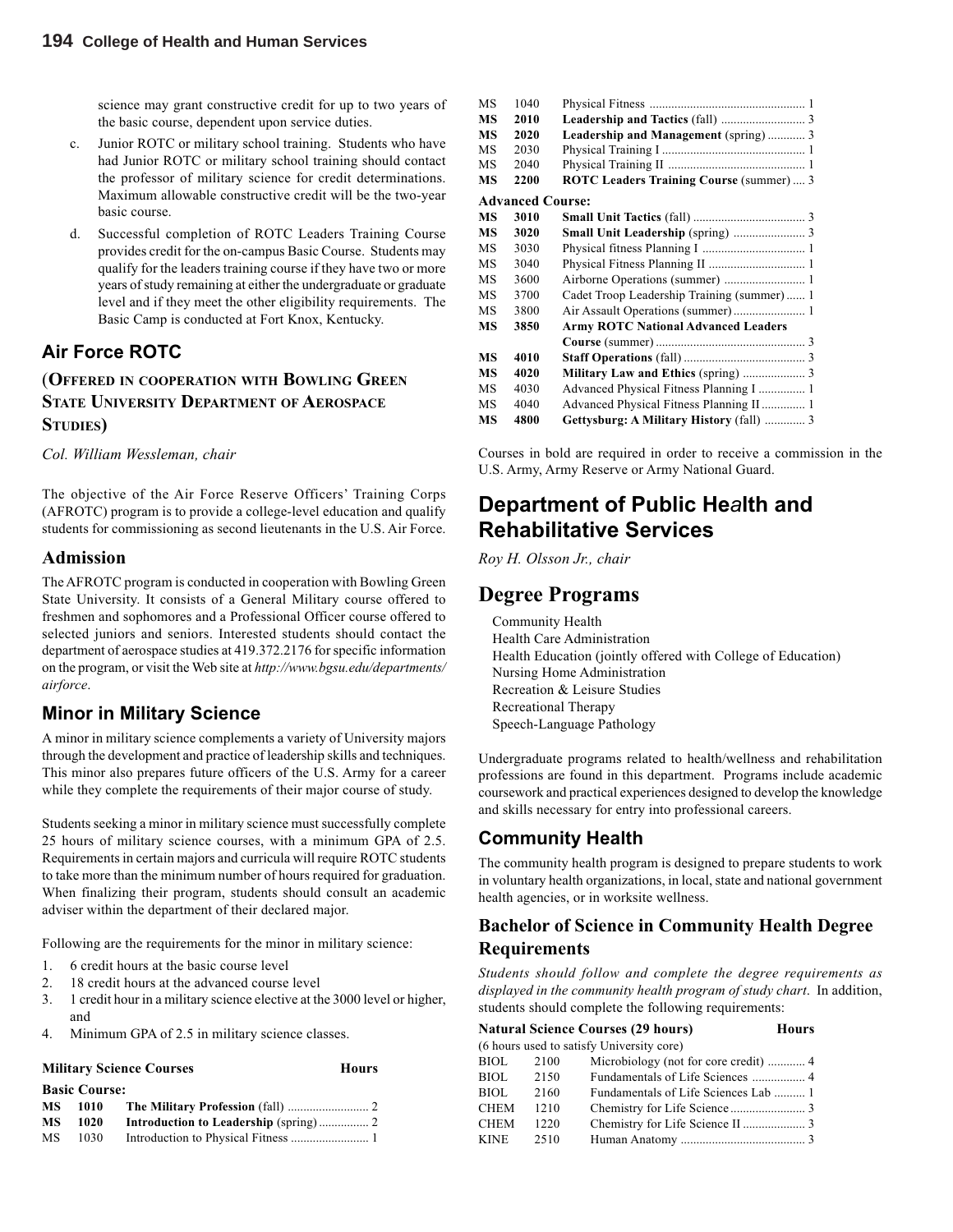science may grant constructive credit for up to two years of the basic course, dependent upon service duties.

c. Junior ROTC or military school training. Students who have had Junior ROTC or military school training should contact the professor of military science for credit determinations. Maximum allowable constructive credit will be the two-year basic course.

d. Successful completion of ROTC Leaders Training Course provides credit for the on-campus Basic Course. Students may qualify for the leaders training course if they have two or more years of study remaining at either the undergraduate or graduate level and if they meet the other eligibility requirements. The Basic Camp is conducted at Fort Knox, Kentucky.

## Air Force ROTC

### (Offered in cooperation with Bowling Green State University Department of Aerospace Studies)

*Col. William Wessleman, chair*

The objective of the Air Force Reserve Officers' Training Corps (AFROTC) program is to provide a college-level education and qualify students for commissioning as second lieutenants in the U.S. Air Force.

### Admission

The AFROTC program is conducted in cooperation with Bowling Green State University. It consists of a General Military course offered to freshmen and sophomores and a Professional Officer course offered to selected juniors and seniors. Interested students should contact the department of aerospace studies at 419.372.2176 for specific information on the program, or visit the Web site at *http://www.bgsu.edu/departments/airforce*.

### Minor in Military Science

A minor in military science complements a variety of University majors through the development and practice of leadership skills and techniques. This minor also prepares future officers of the U.S. Army for a career while they complete the requirements of their major course of study.

Students seeking a minor in military science must successfully complete 25 hours of military science courses, with a minimum GPA of 2.5. Requirements in certain majors and curricula will require ROTC students to take more than the minimum number of hours required for graduation. When finalizing their program, students should consult an academic adviser within the department of their declared major.

Following are the requirements for the minor in military science:

1. 6 credit hours at the basic course level
2. 18 credit hours at the advanced course level
3. 1 credit hour in a military science elective at the 3000 level or higher, and
4. Minimum GPA of 2.5 in military science classes.

| **Military Science Courses** | | | **Hours** |
|---|---|---|---|
| **Basic Course:** | | | |
| **MS** | **1010** | **The Military Profession** (fall) | 2 |
| **MS** | **1020** | **Introduction to Leadership** (spring) | 2 |
| MS | 1030 | Introduction to Physical Fitness | 1 |
| MS | 1040 | Physical Fitness | 1 |
| **MS** | **2010** | **Leadership and Tactics** (fall) | 3 |
| **MS** | **2020** | **Leadership and Management** (spring) | 3 |
| MS | 2030 | Physical Training I | 1 |
| MS | 2040 | Physical Training II | 1 |
| **MS** | **2200** | **ROTC Leaders Training Course** (summer) | 3 |
| **Advanced Course:** | | | |
| **MS** | **3010** | **Small Unit Tactics** (fall) | 3 |
| **MS** | **3020** | **Small Unit Leadership** (spring) | 3 |
| MS | 3030 | Physical fitness Planning I | 1 |
| MS | 3040 | Physical Fitness Planning II | 1 |
| MS | 3600 | Airborne Operations (summer) | 1 |
| MS | 3700 | Cadet Troop Leadership Training (summer) | 1 |
| MS | 3800 | Air Assault Operations (summer) | 1 |
| **MS** | **3850** | **Army ROTC National Advanced Leaders Course** (summer) | 3 |
| **MS** | **4010** | **Staff Operations** (fall) | 3 |
| **MS** | **4020** | **Military Law and Ethics** (spring) | 3 |
| MS | 4030 | Advanced Physical Fitness Planning I | 1 |
| MS | 4040 | Advanced Physical Fitness Planning II | 1 |
| **MS** | **4800** | **Gettysburg: A Military History** (fall) | 3 |

Courses in bold are required in order to receive a commission in the U.S. Army, Army Reserve or Army National Guard.

## Department of Public Health and Rehabilitative Services

*Roy H. Olsson Jr., chair*

## Degree Programs

Community Health
Health Care Administration
Health Education (jointly offered with College of Education)
Nursing Home Administration
Recreation & Leisure Studies
Recreational Therapy
Speech-Language Pathology

Undergraduate programs related to health/wellness and rehabilitation professions are found in this department. Programs include academic coursework and practical experiences designed to develop the knowledge and skills necessary for entry into professional careers.

### Community Health

The community health program is designed to prepare students to work in voluntary health organizations, in local, state and national government health agencies, or in worksite wellness.

### Bachelor of Science in Community Health Degree Requirements

*Students should follow and complete the degree requirements as displayed in the community health program of study chart*. In addition, students should complete the following requirements:

| **Natural Science Courses (29 hours)** | | | **Hours** |
|---|---|---|---|
| (6 hours used to satisfy University core) | | | |
| BIOL | 2100 | Microbiology (not for core credit) | 4 |
| BIOL | 2150 | Fundamentals of Life Sciences | 4 |
| BIOL | 2160 | Fundamentals of Life Sciences Lab | 1 |
| CHEM | 1210 | Chemistry for Life Science | 3 |
| CHEM | 1220 | Chemistry for Life Science II | 3 |
| KINE | 2510 | Human Anatomy | 3 |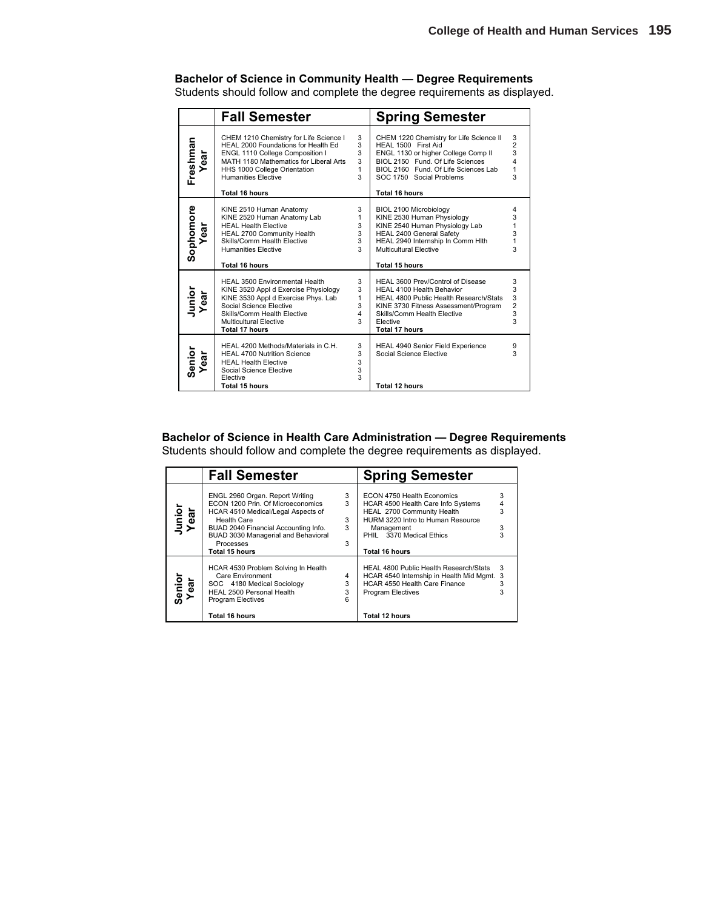## Bachelor of Science in Community Health — Degree Requirements

Students should follow and complete the degree requirements as displayed.

| | Fall Semester | | Spring Semester | |
|---|---|---|---|---|
| **Freshman Year** | CHEM 1210 Chemistry for Life Science I | 3 | CHEM 1220 Chemistry for Life Science II | 3 |
| | HEAL 2000 Foundations for Health Ed | 3 | HEAL 1500 First Aid | 2 |
| | ENGL 1110 College Composition I | 3 | ENGL 1130 or higher College Comp II | 3 |
| | MATH 1180 Mathematics for Liberal Arts | 3 | BIOL 2150 Fund. Of Life Sciences | 4 |
| | HHS 1000 College Orientation | 1 | BIOL 2160 Fund. Of Life Sciences Lab | 1 |
| | Humanities Elective | 3 | SOC 1750 Social Problems | 3 |
| | **Total 16 hours** | | **Total 16 hours** | |
| **Sophomore Year** | KINE 2510 Human Anatomy | 3 | BIOL 2100 Microbiology | 4 |
| | KINE 2520 Human Anatomy Lab | 1 | KINE 2530 Human Physiology | 3 |
| | HEAL Health Elective | 3 | KINE 2540 Human Physiology Lab | 1 |
| | HEAL 2700 Community Health | 3 | HEAL 2400 General Safety | 3 |
| | Skills/Comm Health Elective | 3 | HEAL 2940 Internship In Comm Hlth | 1 |
| | Humanities Elective | 3 | Multicultural Elective | 3 |
| | **Total 16 hours** | | **Total 15 hours** | |
| **Junior Year** | HEAL 3500 Environmental Health | 3 | HEAL 3600 Prev/Control of Disease | 3 |
| | KINE 3520 Appl d Exercise Physiology | 3 | HEAL 4100 Health Behavior | 3 |
| | KINE 3530 Appl d Exercise Phys. Lab | 1 | HEAL 4800 Public Health Research/Stats | 3 |
| | Social Science Elective | 3 | KINE 3730 Fitness Assessment/Program | 2 |
| | Skills/Comm Health Elective | 4 | Skills/Comm Health Elective | 3 |
| | Multicultural Elective | 3 | Elective | 3 |
| | **Total 17 hours** | | **Total 17 hours** | |
| **Senior Year** | HEAL 4200 Methods/Materials in C.H. | 3 | HEAL 4940 Senior Field Experience | 9 |
| | HEAL 4700 Nutrition Science | 3 | Social Science Elective | 3 |
| | HEAL Health Elective | 3 | | |
| | Social Science Elective | 3 | | |
| | Elective | 3 | | |
| | **Total 15 hours** | | **Total 12 hours** | |

## Bachelor of Science in Health Care Administration — Degree Requirements

Students should follow and complete the degree requirements as displayed.

| | Fall Semester | | Spring Semester | |
|---|---|---|---|---|
| **Junior Year** | ENGL 2960 Organ. Report Writing | 3 | ECON 4750 Health Economics | 3 |
| | ECON 1200 Prin. Of Microeconomics | 3 | HCAR 4500 Health Care Info Systems | 4 |
| | HCAR 4510 Medical/Legal Aspects of Health Care | 3 | HEAL 2700 Community Health | 3 |
| | BUAD 2040 Financial Accounting Info. | 3 | HURM 3220 Intro to Human Resource Management | 3 |
| | BUAD 3030 Managerial and Behavioral Processes | 3 | PHIL 3370 Medical Ethics | 3 |
| | **Total 15 hours** | | **Total 16 hours** | |
| **Senior Year** | HCAR 4530 Problem Solving In Health Care Environment | 4 | HEAL 4800 Public Health Research/Stats | 3 |
| | SOC 4180 Medical Sociology | 3 | HCAR 4540 Internship in Health Mid Mgmt. | 3 |
| | HEAL 2500 Personal Health | 3 | HCAR 4550 Health Care Finance | 3 |
| | Program Electives | 6 | Program Electives | 3 |
| | **Total 16 hours** | | **Total 12 hours** | |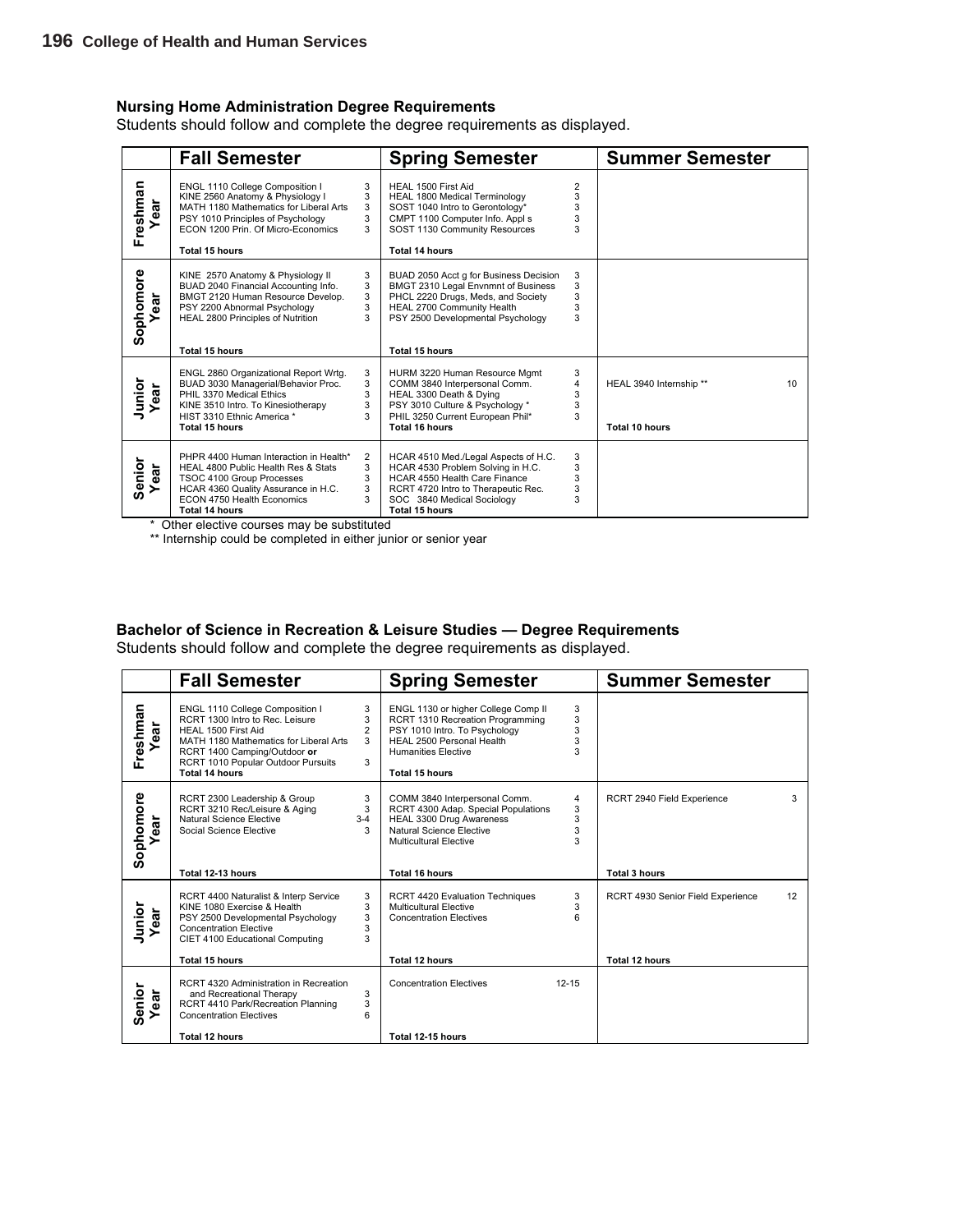## Nursing Home Administration Degree Requirements

Students should follow and complete the degree requirements as displayed.

| | Fall Semester | | Spring Semester | | Summer Semester | |
|---|---|---|---|---|---|---|
| Freshman Year | ENGL 1110 College Composition I | 3 | HEAL 1500 First Aid | 2 | | |
| | KINE 2560 Anatomy & Physiology I | 3 | HEAL 1800 Medical Terminology | 3 | | |
| | MATH 1180 Mathematics for Liberal Arts | 3 | SOST 1040 Intro to Gerontology* | 3 | | |
| | PSY 1010 Principles of Psychology | 3 | CMPT 1100 Computer Info. Appl s | 3 | | |
| | ECON 1200 Prin. Of Micro-Economics | 3 | SOST 1130 Community Resources | 3 | | |
| | **Total 15 hours** | | **Total 14 hours** | | | |
| Sophomore Year | KINE 2570 Anatomy & Physiology II | 3 | BUAD 2050 Acct g for Business Decision | 3 | | |
| | BUAD 2040 Financial Accounting Info. | 3 | BMGT 2310 Legal Envnmnt of Business | 3 | | |
| | BMGT 2120 Human Resource Develop. | 3 | PHCL 2220 Drugs, Meds, and Society | 3 | | |
| | PSY 2200 Abnormal Psychology | 3 | HEAL 2700 Community Health | 3 | | |
| | HEAL 2800 Principles of Nutrition | 3 | PSY 2500 Developmental Psychology | 3 | | |
| | **Total 15 hours** | | **Total 15 hours** | | | |
| Junior Year | ENGL 2860 Organizational Report Wrtg. | 3 | HURM 3220 Human Resource Mgmt | 3 | | |
| | BUAD 3030 Managerial/Behavior Proc. | 3 | COMM 3840 Interpersonal Comm. | 4 | HEAL 3940 Internship ** | 10 |
| | PHIL 3370 Medical Ethics | 3 | HEAL 3300 Death & Dying | 3 | | |
| | KINE 3510 Intro. To Kinesiotherapy | 3 | PSY 3010 Culture & Psychology * | 3 | | |
| | HIST 3310 Ethnic America * | 3 | PHIL 3250 Current European Phil* | 3 | | |
| | **Total 15 hours** | | **Total 16 hours** | | **Total 10 hours** | |
| Senior Year | PHPR 4400 Human Interaction in Health* | 2 | HCAR 4510 Med./Legal Aspects of H.C. | 3 | | |
| | HEAL 4800 Public Health Res & Stats | 3 | HCAR 4530 Problem Solving in H.C. | 3 | | |
| | TSOC 4100 Group Processes | 3 | HCAR 4550 Health Care Finance | 3 | | |
| | HCAR 4360 Quality Assurance in H.C. | 3 | RCRT 4720 Intro to Therapeutic Rec. | 3 | | |
| | ECON 4750 Health Economics | 3 | SOC 3840 Medical Sociology | 3 | | |
| | **Total 14 hours** | | **Total 15 hours** | | | |

\* Other elective courses may be substituted

\*\* Internship could be completed in either junior or senior year

## Bachelor of Science in Recreation & Leisure Studies — Degree Requirements

Students should follow and complete the degree requirements as displayed.

| | Fall Semester | | Spring Semester | | Summer Semester | |
|---|---|---|---|---|---|---|
| Freshman Year | ENGL 1110 College Composition I | 3 | ENGL 1130 or higher College Comp II | 3 | | |
| | RCRT 1300 Intro to Rec. Leisure | 3 | RCRT 1310 Recreation Programming | 3 | | |
| | HEAL 1500 First Aid | 2 | PSY 1010 Intro. To Psychology | 3 | | |
| | MATH 1180 Mathematics for Liberal Arts | 3 | HEAL 2500 Personal Health | 3 | | |
| | RCRT 1400 Camping/Outdoor **or** RCRT 1010 Popular Outdoor Pursuits | 3 | Humanities Elective | 3 | | |
| | **Total 14 hours** | | **Total 15 hours** | | | |
| Sophomore Year | RCRT 2300 Leadership & Group | 3 | COMM 3840 Interpersonal Comm. | 4 | RCRT 2940 Field Experience | 3 |
| | RCRT 3210 Rec/Leisure & Aging | 3 | RCRT 4300 Adap. Special Populations | 3 | | |
| | Natural Science Elective | 3-4 | HEAL 3300 Drug Awareness | 3 | | |
| | Social Science Elective | 3 | Natural Science Elective | 3 | | |
| | | | Multicultural Elective | 3 | | |
| | **Total 12-13 hours** | | **Total 16 hours** | | **Total 3 hours** | |
| Junior Year | RCRT 4400 Naturalist & Interp Service | 3 | RCRT 4420 Evaluation Techniques | 3 | RCRT 4930 Senior Field Experience | 12 |
| | KINE 1080 Exercise & Health | 3 | Multicultural Elective | 3 | | |
| | PSY 2500 Developmental Psychology | 3 | Concentration Electives | 6 | | |
| | Concentration Elective | 3 | | | | |
| | CIET 4100 Educational Computing | 3 | | | | |
| | **Total 15 hours** | | **Total 12 hours** | | **Total 12 hours** | |
| Senior Year | RCRT 4320 Administration in Recreation and Recreational Therapy | 3 | Concentration Electives | 12-15 | | |
| | RCRT 4410 Park/Recreation Planning | 3 | | | | |
| | Concentration Electives | 6 | | | | |
| | **Total 12 hours** | | **Total 12-15 hours** | | | |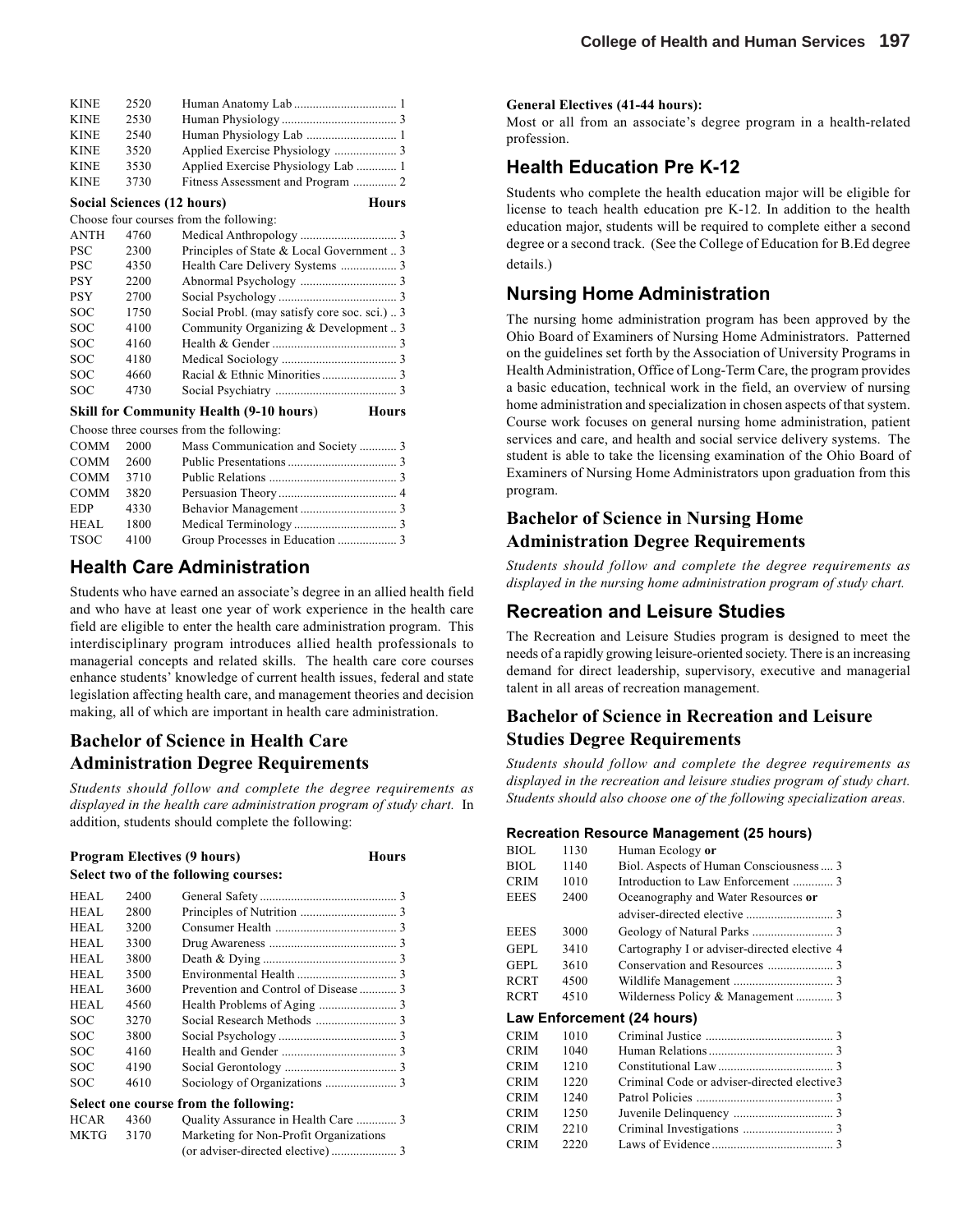| | | | |
|---|---|---|---|
| KINE | 2520 | Human Anatomy Lab | 1 |
| KINE | 2530 | Human Physiology | 3 |
| KINE | 2540 | Human Physiology Lab | 1 |
| KINE | 3520 | Applied Exercise Physiology | 3 |
| KINE | 3530 | Applied Exercise Physiology Lab | 1 |
| KINE | 3730 | Fitness Assessment and Program | 2 |

**Social Sciences (12 hours)** **Hours**

Choose four courses from the following:

| | | | |
|---|---|---|---|
| ANTH | 4760 | Medical Anthropology | 3 |
| PSC | 2300 | Principles of State & Local Government | 3 |
| PSC | 4350 | Health Care Delivery Systems | 3 |
| PSY | 2200 | Abnormal Psychology | 3 |
| PSY | 2700 | Social Psychology | 3 |
| SOC | 1750 | Social Probl. (may satisfy core soc. sci.) | 3 |
| SOC | 4100 | Community Organizing & Development | 3 |
| SOC | 4160 | Health & Gender | 3 |
| SOC | 4180 | Medical Sociology | 3 |
| SOC | 4660 | Racial & Ethnic Minorities | 3 |
| SOC | 4730 | Social Psychiatry | 3 |

**Skill for Community Health (9-10 hours)** **Hours**

Choose three courses from the following:

| | | | |
|---|---|---|---|
| COMM | 2000 | Mass Communication and Society | 3 |
| COMM | 2600 | Public Presentations | 3 |
| COMM | 3710 | Public Relations | 3 |
| COMM | 3820 | Persuasion Theory | 4 |
| EDP | 4330 | Behavior Management | 3 |
| HEAL | 1800 | Medical Terminology | 3 |
| TSOC | 4100 | Group Processes in Education | 3 |

## Health Care Administration

Students who have earned an associate's degree in an allied health field and who have at least one year of work experience in the health care field are eligible to enter the health care administration program. This interdisciplinary program introduces allied health professionals to managerial concepts and related skills. The health care core courses enhance students' knowledge of current health issues, federal and state legislation affecting health care, and management theories and decision making, all of which are important in health care administration.

### Bachelor of Science in Health Care Administration Degree Requirements

*Students should follow and complete the degree requirements as displayed in the health care administration program of study chart.* In addition, students should complete the following:

**Program Electives (9 hours)** **Hours**

**Select two of the following courses:**

| | | | |
|---|---|---|---|
| HEAL | 2400 | General Safety | 3 |
| HEAL | 2800 | Principles of Nutrition | 3 |
| HEAL | 3200 | Consumer Health | 3 |
| HEAL | 3300 | Drug Awareness | 3 |
| HEAL | 3800 | Death & Dying | 3 |
| HEAL | 3500 | Environmental Health | 3 |
| HEAL | 3600 | Prevention and Control of Disease | 3 |
| HEAL | 4560 | Health Problems of Aging | 3 |
| SOC | 3270 | Social Research Methods | 3 |
| SOC | 3800 | Social Psychology | 3 |
| SOC | 4160 | Health and Gender | 3 |
| SOC | 4190 | Social Gerontology | 3 |
| SOC | 4610 | Sociology of Organizations | 3 |

**Select one course from the following:**

| | | | |
|---|---|---|---|
| HCAR | 4360 | Quality Assurance in Health Care | 3 |
| MKTG | 3170 | Marketing for Non-Profit Organizations (or adviser-directed elective) | 3 |

**General Electives (41-44 hours):**

Most or all from an associate's degree program in a health-related profession.

## Health Education Pre K-12

Students who complete the health education major will be eligible for license to teach health education pre K-12. In addition to the health education major, students will be required to complete either a second degree or a second track. (See the College of Education for B.Ed degree details.)

## Nursing Home Administration

The nursing home administration program has been approved by the Ohio Board of Examiners of Nursing Home Administrators. Patterned on the guidelines set forth by the Association of University Programs in Health Administration, Office of Long-Term Care, the program provides a basic education, technical work in the field, an overview of nursing home administration and specialization in chosen aspects of that system. Course work focuses on general nursing home administration, patient services and care, and health and social service delivery systems. The student is able to take the licensing examination of the Ohio Board of Examiners of Nursing Home Administrators upon graduation from this program.

### Bachelor of Science in Nursing Home Administration Degree Requirements

*Students should follow and complete the degree requirements as displayed in the nursing home administration program of study chart.*

## Recreation and Leisure Studies

The Recreation and Leisure Studies program is designed to meet the needs of a rapidly growing leisure-oriented society. There is an increasing demand for direct leadership, supervisory, executive and managerial talent in all areas of recreation management.

### Bachelor of Science in Recreation and Leisure Studies Degree Requirements

*Students should follow and complete the degree requirements as displayed in the recreation and leisure studies program of study chart. Students should also choose one of the following specialization areas.*

#### Recreation Resource Management (25 hours)

| | | | |
|---|---|---|---|
| BIOL | 1130 | Human Ecology **or** | |
| BIOL | 1140 | Biol. Aspects of Human Consciousness | 3 |
| CRIM | 1010 | Introduction to Law Enforcement | 3 |
| EEES | 2400 | Oceanography and Water Resources **or** adviser-directed elective | 3 |
| EEES | 3000 | Geology of Natural Parks | 3 |
| GEPL | 3410 | Cartography I or adviser-directed elective | 4 |
| GEPL | 3610 | Conservation and Resources | 3 |
| RCRT | 4500 | Wildlife Management | 3 |
| RCRT | 4510 | Wilderness Policy & Management | 3 |

#### Law Enforcement (24 hours)

| | | | |
|---|---|---|---|
| CRIM | 1010 | Criminal Justice | 3 |
| CRIM | 1040 | Human Relations | 3 |
| CRIM | 1210 | Constitutional Law | 3 |
| CRIM | 1220 | Criminal Code or adviser-directed elective | 3 |
| CRIM | 1240 | Patrol Policies | 3 |
| CRIM | 1250 | Juvenile Delinquency | 3 |
| CRIM | 2210 | Criminal Investigations | 3 |
| CRIM | 2220 | Laws of Evidence | 3 |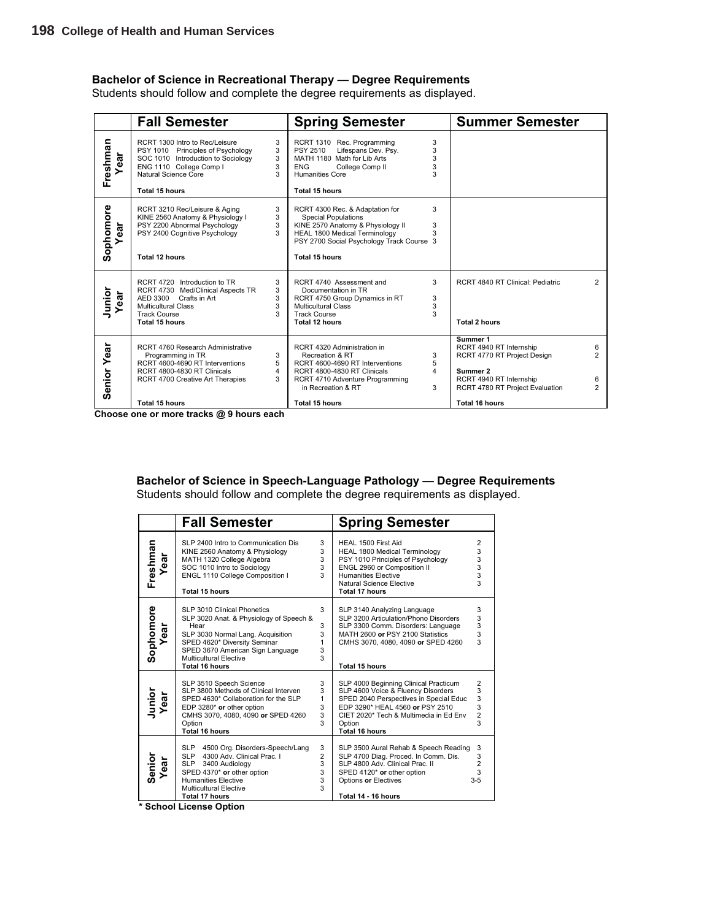## Bachelor of Science in Recreational Therapy — Degree Requirements

Students should follow and complete the degree requirements as displayed.

| | Fall Semester | | Spring Semester | | Summer Semester | |
|---|---|---|---|---|---|---|
| **Freshman Year** | RCRT 1300 Intro to Rec/Leisure | 3 | RCRT 1310 Rec. Programming | 3 | | |
| | PSY 1010 Principles of Psychology | 3 | PSY 2510 Lifespans Dev. Psy. | 3 | | |
| | SOC 1010 Introduction to Sociology | 3 | MATH 1180 Math for Lib Arts | 3 | | |
| | ENG 1110 College Comp I | 3 | ENG College Comp II | 3 | | |
| | Natural Science Core | 3 | Humanities Core | 3 | | |
| | **Total 15 hours** | | **Total 15 hours** | | | |
| **Sophomore Year** | RCRT 3210 Rec/Leisure & Aging | 3 | RCRT 4300 Rec. & Adaptation for Special Populations | 3 | | |
| | KINE 2560 Anatomy & Physiology I | 3 | KINE 2570 Anatomy & Physiology II | 3 | | |
| | PSY 2200 Abnormal Psychology | 3 | HEAL 1800 Medical Terminology | 3 | | |
| | PSY 2400 Cognitive Psychology | 3 | PSY 2700 Social Psychology Track Course | 3 | | |
| | **Total 12 hours** | | **Total 15 hours** | | | |
| **Junior Year** | RCRT 4720 Introduction to TR | 3 | RCRT 4740 Assessment and Documentation in TR | 3 | RCRT 4840 RT Clinical: Pediatric | 2 |
| | RCRT 4730 Med/Clinical Aspects TR | 3 | RCRT 4750 Group Dynamics in RT | 3 | | |
| | AED 3300 Crafts in Art | 3 | Multicultural Class | 3 | | |
| | Multicultural Class | 3 | Track Course | 3 | | |
| | Track Course | 3 | | | | |
| | **Total 15 hours** | | **Total 12 hours** | | **Total 2 hours** | |
| **Senior Year** | RCRT 4760 Research Administrative Programming in TR | 3 | RCRT 4320 Administration in Recreation & RT | 3 | **Summer 1** | |
| | RCRT 4600-4690 RT Interventions | 5 | RCRT 4600-4690 RT Interventions | 5 | RCRT 4940 RT Internship | 6 |
| | RCRT 4800-4830 RT Clinicals | 4 | RCRT 4800-4830 RT Clinicals | 4 | RCRT 4770 RT Project Design | 2 |
| | RCRT 4700 Creative Art Therapies | 3 | RCRT 4710 Adventure Programming in Recreation & RT | 3 | **Summer 2** | |
| | | | | | RCRT 4940 RT Internship | 6 |
| | | | | | RCRT 4780 RT Project Evaluation | 2 |
| | **Total 15 hours** | | **Total 15 hours** | | **Total 16 hours** | |

**Choose one or more tracks @ 9 hours each**

## Bachelor of Science in Speech-Language Pathology — Degree Requirements

Students should follow and complete the degree requirements as displayed.

| | Fall Semester | | Spring Semester | |
|---|---|---|---|---|
| **Freshman Year** | SLP 2400 Intro to Communication Dis | 3 | HEAL 1500 First Aid | 2 |
| | KINE 2560 Anatomy & Physiology | 3 | HEAL 1800 Medical Terminology | 3 |
| | MATH 1320 College Algebra | 3 | PSY 1010 Principles of Psychology | 3 |
| | SOC 1010 Intro to Sociology | 3 | ENGL 2960 or Composition II | 3 |
| | ENGL 1110 College Composition I | 3 | Humanities Elective | 3 |
| | | | Natural Science Elective | 3 |
| | **Total 15 hours** | | **Total 17 hours** | |
| **Sophomore Year** | SLP 3010 Clinical Phonetics | 3 | SLP 3140 Analyzing Language | 3 |
| | SLP 3020 Anat. & Physiology of Speech & Hear | 3 | SLP 3200 Articulation/Phono Disorders | 3 |
| | SLP 3030 Normal Lang. Acquisition | 3 | SLP 3300 Comm. Disorders: Language | 3 |
| | SPED 4620* Diversity Seminar | 1 | MATH 2600 **or** PSY 2100 Statistics | 3 |
| | SPED 3670 American Sign Language | 3 | CMHS 3070, 4080, 4090 **or** SPED 4260 | 3 |
| | Multicultural Elective | 3 | | |
| | **Total 16 hours** | | **Total 15 hours** | |
| **Junior Year** | SLP 3510 Speech Science | 3 | SLP 4000 Beginning Clinical Practicum | 2 |
| | SLP 3800 Methods of Clinical Interven | 3 | SLP 4600 Voice & Fluency Disorders | 3 |
| | SPED 4630* Collaboration for the SLP | 1 | SPED 2040 Perspectives in Special Educ | 3 |
| | EDP 3280* **or** other option | 3 | EDP 3290* HEAL 4560 **or** PSY 2510 | 3 |
| | CMHS 3070, 4080, 4090 **or** SPED 4260 | 3 | CIET 2020* Tech & Multimedia in Ed Env | 2 |
| | Option | 3 | Option | 3 |
| | **Total 16 hours** | | **Total 16 hours** | |
| **Senior Year** | SLP 4500 Org. Disorders-Speech/Lang | 3 | SLP 3500 Aural Rehab & Speech Reading | 3 |
| | SLP 4300 Adv. Clinical Prac. I | 2 | SLP 4700 Diag. Proced. In Comm. Dis. | 3 |
| | SLP 3400 Audiology | 3 | SLP 4800 Adv. Clinical Prac. II | 2 |
| | SPED 4370* **or** other option | 3 | SPED 4120* **or** other option | 3 |
| | Humanities Elective | 3 | Options **or** Electives | 3-5 |
| | Multicultural Elective | 3 | | |
| | **Total 17 hours** | | **Total 14 - 16 hours** | |

**\* School License Option**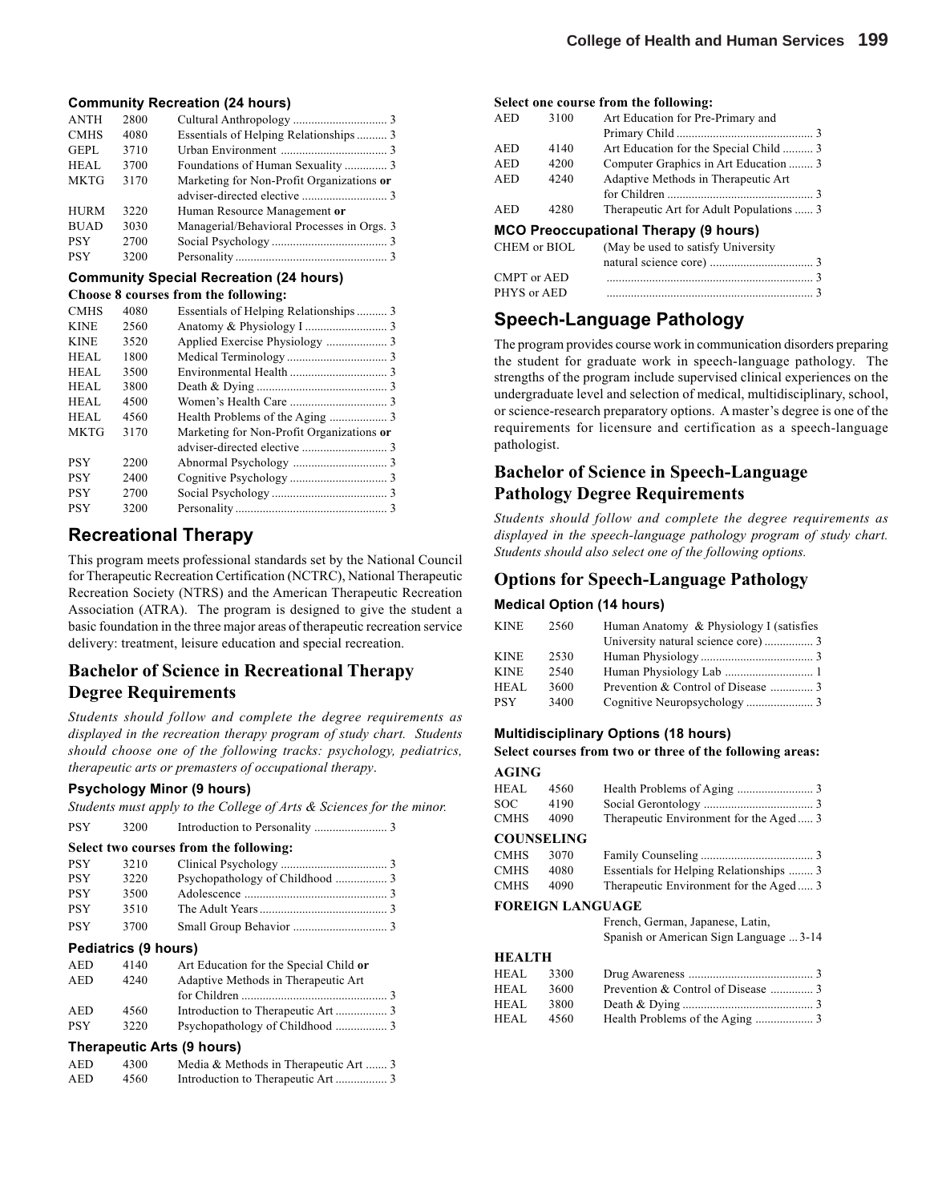#### Community Recreation (24 hours)

| | | | |
|---|---|---|---|
| ANTH | 2800 | Cultural Anthropology | 3 |
| CMHS | 4080 | Essentials of Helping Relationships | 3 |
| GEPL | 3710 | Urban Environment | 3 |
| HEAL | 3700 | Foundations of Human Sexuality | 3 |
| MKTG | 3170 | Marketing for Non-Profit Organizations **or** adviser-directed elective | 3 |
| HURM | 3220 | Human Resource Management **or** | |
| BUAD | 3030 | Managerial/Behavioral Processes in Orgs. | 3 |
| PSY | 2700 | Social Psychology | 3 |
| PSY | 3200 | Personality | 3 |

#### Community Special Recreation (24 hours)

**Choose 8 courses from the following:**

| | | | |
|---|---|---|---|
| CMHS | 4080 | Essentials of Helping Relationships | 3 |
| KINE | 2560 | Anatomy & Physiology I | 3 |
| KINE | 3520 | Applied Exercise Physiology | 3 |
| HEAL | 1800 | Medical Terminology | 3 |
| HEAL | 3500 | Environmental Health | 3 |
| HEAL | 3800 | Death & Dying | 3 |
| HEAL | 4500 | Women's Health Care | 3 |
| HEAL | 4560 | Health Problems of the Aging | 3 |
| MKTG | 3170 | Marketing for Non-Profit Organizations **or** adviser-directed elective | 3 |
| PSY | 2200 | Abnormal Psychology | 3 |
| PSY | 2400 | Cognitive Psychology | 3 |
| PSY | 2700 | Social Psychology | 3 |
| PSY | 3200 | Personality | 3 |

## Recreational Therapy

This program meets professional standards set by the National Council for Therapeutic Recreation Certification (NCTRC), National Therapeutic Recreation Society (NTRS) and the American Therapeutic Recreation Association (ATRA). The program is designed to give the student a basic foundation in the three major areas of therapeutic recreation service delivery: treatment, leisure education and special recreation.

### Bachelor of Science in Recreational Therapy Degree Requirements

*Students should follow and complete the degree requirements as displayed in the recreation therapy program of study chart. Students should choose one of the following tracks: psychology, pediatrics, therapeutic arts or premasters of occupational therapy.*

#### Psychology Minor (9 hours)

*Students must apply to the College of Arts & Sciences for the minor.*

| | | | |
|---|---|---|---|
| PSY | 3200 | Introduction to Personality | 3 |

**Select two courses from the following:**

| | | | |
|---|---|---|---|
| PSY | 3210 | Clinical Psychology | 3 |
| PSY | 3220 | Psychopathology of Childhood | 3 |
| PSY | 3500 | Adolescence | 3 |
| PSY | 3510 | The Adult Years | 3 |
| PSY | 3700 | Small Group Behavior | 3 |

#### Pediatrics (9 hours)

| | | | |
|---|---|---|---|
| AED | 4140 | Art Education for the Special Child **or** | |
| AED | 4240 | Adaptive Methods in Therapeutic Art for Children | 3 |
| AED | 4560 | Introduction to Therapeutic Art | 3 |
| PSY | 3220 | Psychopathology of Childhood | 3 |

#### Therapeutic Arts (9 hours)

| | | | |
|---|---|---|---|
| AED | 4300 | Media & Methods in Therapeutic Art | 3 |
| AED | 4560 | Introduction to Therapeutic Art | 3 |

**Select one course from the following:**

| | | | |
|---|---|---|---|
| AED | 3100 | Art Education for Pre-Primary and Primary Child | 3 |
| AED | 4140 | Art Education for the Special Child | 3 |
| AED | 4200 | Computer Graphics in Art Education | 3 |
| AED | 4240 | Adaptive Methods in Therapeutic Art for Children | 3 |
| AED | 4280 | Therapeutic Art for Adult Populations | 3 |

#### MCO Preoccupational Therapy (9 hours)

| | | |
|---|---|---|
| CHEM or BIOL | (May be used to satisfy University natural science core) | 3 |
| CMPT or AED | | 3 |
| PHYS or AED | | 3 |

## Speech-Language Pathology

The program provides course work in communication disorders preparing the student for graduate work in speech-language pathology. The strengths of the program include supervised clinical experiences on the undergraduate level and selection of medical, multidisciplinary, school, or science-research preparatory options. A master's degree is one of the requirements for licensure and certification as a speech-language pathologist.

### Bachelor of Science in Speech-Language Pathology Degree Requirements

*Students should follow and complete the degree requirements as displayed in the speech-language pathology program of study chart. Students should also select one of the following options.*

### Options for Speech-Language Pathology

#### Medical Option (14 hours)

| | | | |
|---|---|---|---|
| KINE | 2560 | Human Anatomy & Physiology I (satisfies University natural science core) | 3 |
| KINE | 2530 | Human Physiology | 3 |
| KINE | 2540 | Human Physiology Lab | 1 |
| HEAL | 3600 | Prevention & Control of Disease | 3 |
| PSY | 3400 | Cognitive Neuropsychology | 3 |

#### Multidisciplinary Options (18 hours)

**Select courses from two or three of the following areas:**

**AGING**

| | | | |
|---|---|---|---|
| HEAL | 4560 | Health Problems of Aging | 3 |
| SOC | 4190 | Social Gerontology | 3 |
| CMHS | 4090 | Therapeutic Environment for the Aged | 3 |

**COUNSELING**

| | | | |
|---|---|---|---|
| CMHS | 3070 | Family Counseling | 3 |
| CMHS | 4080 | Essentials for Helping Relationships | 3 |
| CMHS | 4090 | Therapeutic Environment for the Aged | 3 |

**FOREIGN LANGUAGE**

French, German, Japanese, Latin, Spanish or American Sign Language ... 3-14

**HEALTH**

| | | | |
|---|---|---|---|
| HEAL | 3300 | Drug Awareness | 3 |
| HEAL | 3600 | Prevention & Control of Disease | 3 |
| HEAL | 3800 | Death & Dying | 3 |
| HEAL | 4560 | Health Problems of the Aging | 3 |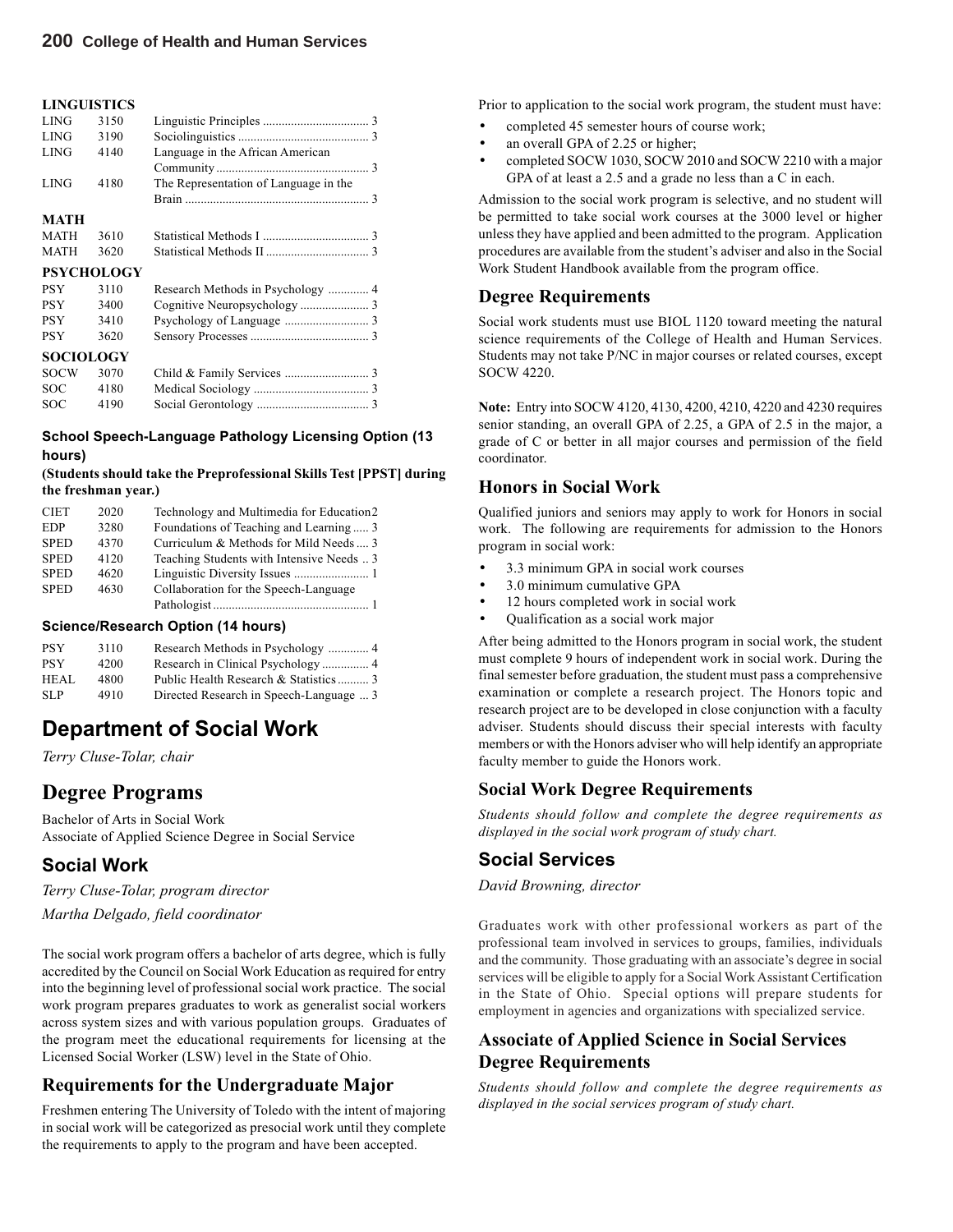**LINGUISTICS**

| | | | |
|---|---|---|---|
| LING | 3150 | Linguistic Principles | 3 |
| LING | 3190 | Sociolinguistics | 3 |
| LING | 4140 | Language in the African American Community | 3 |
| LING | 4180 | The Representation of Language in the Brain | 3 |

**MATH**

| | | | |
|---|---|---|---|
| MATH | 3610 | Statistical Methods I | 3 |
| MATH | 3620 | Statistical Methods II | 3 |

**PSYCHOLOGY**

| | | | |
|---|---|---|---|
| PSY | 3110 | Research Methods in Psychology | 4 |
| PSY | 3400 | Cognitive Neuropsychology | 3 |
| PSY | 3410 | Psychology of Language | 3 |
| PSY | 3620 | Sensory Processes | 3 |

**SOCIOLOGY**

| | | | |
|---|---|---|---|
| SOCW | 3070 | Child & Family Services | 3 |
| SOC | 4180 | Medical Sociology | 3 |
| SOC | 4190 | Social Gerontology | 3 |

### School Speech-Language Pathology Licensing Option (13 hours)

**(Students should take the Preprofessional Skills Test [PPST] during the freshman year.)**

| | | | |
|---|---|---|---|
| CIET | 2020 | Technology and Multimedia for Education | 2 |
| EDP | 3280 | Foundations of Teaching and Learning | 3 |
| SPED | 4370 | Curriculum & Methods for Mild Needs | 3 |
| SPED | 4120 | Teaching Students with Intensive Needs | 3 |
| SPED | 4620 | Linguistic Diversity Issues | 1 |
| SPED | 4630 | Collaboration for the Speech-Language Pathologist | 1 |

### Science/Research Option (14 hours)

| | | | |
|---|---|---|---|
| PSY | 3110 | Research Methods in Psychology | 4 |
| PSY | 4200 | Research in Clinical Psychology | 4 |
| HEAL | 4800 | Public Health Research & Statistics | 3 |
| SLP | 4910 | Directed Research in Speech-Language | 3 |

# Department of Social Work

*Terry Cluse-Tolar, chair*

## Degree Programs

Bachelor of Arts in Social Work
Associate of Applied Science Degree in Social Service

## Social Work

*Terry Cluse-Tolar, program director*

*Martha Delgado, field coordinator*

The social work program offers a bachelor of arts degree, which is fully accredited by the Council on Social Work Education as required for entry into the beginning level of professional social work practice. The social work program prepares graduates to work as generalist social workers across system sizes and with various population groups. Graduates of the program meet the educational requirements for licensing at the Licensed Social Worker (LSW) level in the State of Ohio.

### Requirements for the Undergraduate Major

Freshmen entering The University of Toledo with the intent of majoring in social work will be categorized as presocial work until they complete the requirements to apply to the program and have been accepted.

Prior to application to the social work program, the student must have:

- completed 45 semester hours of course work;
- an overall GPA of 2.25 or higher;
- completed SOCW 1030, SOCW 2010 and SOCW 2210 with a major GPA of at least a 2.5 and a grade no less than a C in each.

Admission to the social work program is selective, and no student will be permitted to take social work courses at the 3000 level or higher unless they have applied and been admitted to the program. Application procedures are available from the student's adviser and also in the Social Work Student Handbook available from the program office.

### Degree Requirements

Social work students must use BIOL 1120 toward meeting the natural science requirements of the College of Health and Human Services. Students may not take P/NC in major courses or related courses, except SOCW 4220.

**Note:** Entry into SOCW 4120, 4130, 4200, 4210, 4220 and 4230 requires senior standing, an overall GPA of 2.25, a GPA of 2.5 in the major, a grade of C or better in all major courses and permission of the field coordinator.

### Honors in Social Work

Qualified juniors and seniors may apply to work for Honors in social work. The following are requirements for admission to the Honors program in social work:

- 3.3 minimum GPA in social work courses
- 3.0 minimum cumulative GPA
- 12 hours completed work in social work
- Qualification as a social work major

After being admitted to the Honors program in social work, the student must complete 9 hours of independent work in social work. During the final semester before graduation, the student must pass a comprehensive examination or complete a research project. The Honors topic and research project are to be developed in close conjunction with a faculty adviser. Students should discuss their special interests with faculty members or with the Honors adviser who will help identify an appropriate faculty member to guide the Honors work.

### Social Work Degree Requirements

*Students should follow and complete the degree requirements as displayed in the social work program of study chart.*

## Social Services

*David Browning, director*

Graduates work with other professional workers as part of the professional team involved in services to groups, families, individuals and the community. Those graduating with an associate's degree in social services will be eligible to apply for a Social Work Assistant Certification in the State of Ohio. Special options will prepare students for employment in agencies and organizations with specialized service.

### Associate of Applied Science in Social Services Degree Requirements

*Students should follow and complete the degree requirements as displayed in the social services program of study chart.*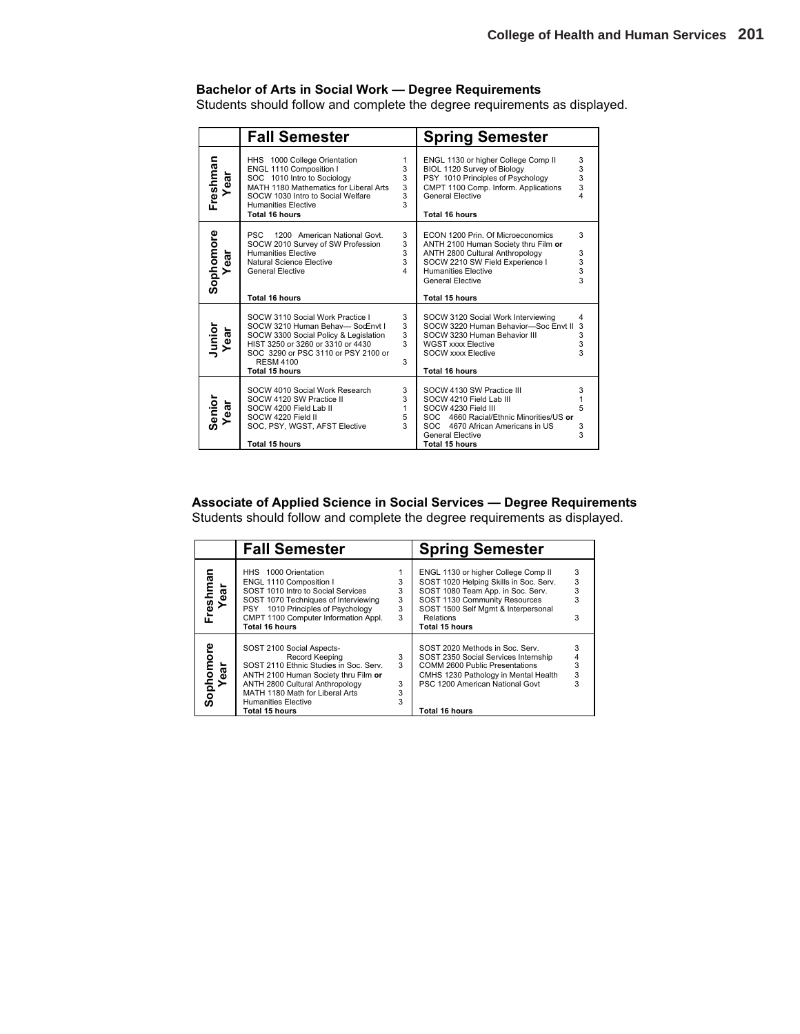**Bachelor of Arts in Social Work — Degree Requirements**

Students should follow and complete the degree requirements as displayed.

| | Fall Semester | | Spring Semester | |
|---|---|---|---|---|
| **Freshman Year** | HHS 1000 College Orientation | 1 | ENGL 1130 or higher College Comp II | 3 |
| | ENGL 1110 Composition I | 3 | BIOL 1120 Survey of Biology | 3 |
| | SOC 1010 Intro to Sociology | 3 | PSY 1010 Principles of Psychology | 3 |
| | MATH 1180 Mathematics for Liberal Arts | 3 | CMPT 1100 Comp. Inform. Applications | 3 |
| | SOCW 1030 Intro to Social Welfare | 3 | General Elective | 4 |
| | Humanities Elective | 3 | | |
| | **Total 16 hours** | | **Total 16 hours** | |
| **Sophomore Year** | PSC 1200 American National Govt. | 3 | ECON 1200 Prin. Of Microeconomics | 3 |
| | SOCW 2010 Survey of SW Profession | 3 | ANTH 2100 Human Society thru Film **or** ANTH 2800 Cultural Anthropology | 3 |
| | Humanities Elective | 3 | SOCW 2210 SW Field Experience I | 3 |
| | Natural Science Elective | 3 | Humanities Elective | 3 |
| | General Elective | 4 | General Elective | 3 |
| | **Total 16 hours** | | **Total 15 hours** | |
| **Junior Year** | SOCW 3110 Social Work Practice I | 3 | SOCW 3120 Social Work Interviewing | 4 |
| | SOCW 3210 Human Behav— SocEnvt I | 3 | SOCW 3220 Human Behavior—Soc Envt II | 3 |
| | SOCW 3300 Social Policy & Legislation | 3 | SOCW 3230 Human Behavior III | 3 |
| | HIST 3250 or 3260 or 3310 or 4430 | 3 | WGST xxxx Elective | 3 |
| | SOC 3290 or PSC 3110 or PSY 2100 or RESM 4100 | 3 | SOCW xxxx Elective | 3 |
| | **Total 15 hours** | | **Total 16 hours** | |
| **Senior Year** | SOCW 4010 Social Work Research | 3 | SOCW 4130 SW Practice III | 3 |
| | SOCW 4120 SW Practice II | 3 | SOCW 4210 Field Lab III | 1 |
| | SOCW 4200 Field Lab II | 1 | SOCW 4230 Field III | 5 |
| | SOCW 4220 Field II | 5 | SOC 4660 Racial/Ethnic Minorities/US **or** SOC 4670 African Americans in US | 3 |
| | SOC, PSY, WGST, AFST Elective | 3 | General Elective | 3 |
| | **Total 15 hours** | | **Total 15 hours** | |

**Associate of Applied Science in Social Services — Degree Requirements**

Students should follow and complete the degree requirements as displayed.

| | Fall Semester | | Spring Semester | |
|---|---|---|---|---|
| **Freshman Year** | HHS 1000 Orientation | 1 | ENGL 1130 or higher College Comp II | 3 |
| | ENGL 1110 Composition I | 3 | SOST 1020 Helping Skills in Soc. Serv. | 3 |
| | SOST 1010 Intro to Social Services | 3 | SOST 1080 Team App. in Soc. Serv. | 3 |
| | SOST 1070 Techniques of Interviewing | 3 | SOST 1130 Community Resources | 3 |
| | PSY 1010 Principles of Psychology | 3 | SOST 1500 Self Mgmt & Interpersonal Relations | 3 |
| | CMPT 1100 Computer Information Appl. | 3 | | |
| | **Total 16 hours** | | **Total 15 hours** | |
| **Sophomore Year** | SOST 2100 Social Aspects-Record Keeping | 3 | SOST 2020 Methods in Soc. Serv. | 3 |
| | SOST 2110 Ethnic Studies in Soc. Serv. | 3 | SOST 2350 Social Services Internship | 4 |
| | ANTH 2100 Human Society thru Film **or** ANTH 2800 Cultural Anthropology | 3 | COMM 2600 Public Presentations | 3 |
| | MATH 1180 Math for Liberal Arts | 3 | CMHS 1230 Pathology in Mental Health | 3 |
| | Humanities Elective | 3 | PSC 1200 American National Govt | 3 |
| | **Total 15 hours** | | **Total 16 hours** | |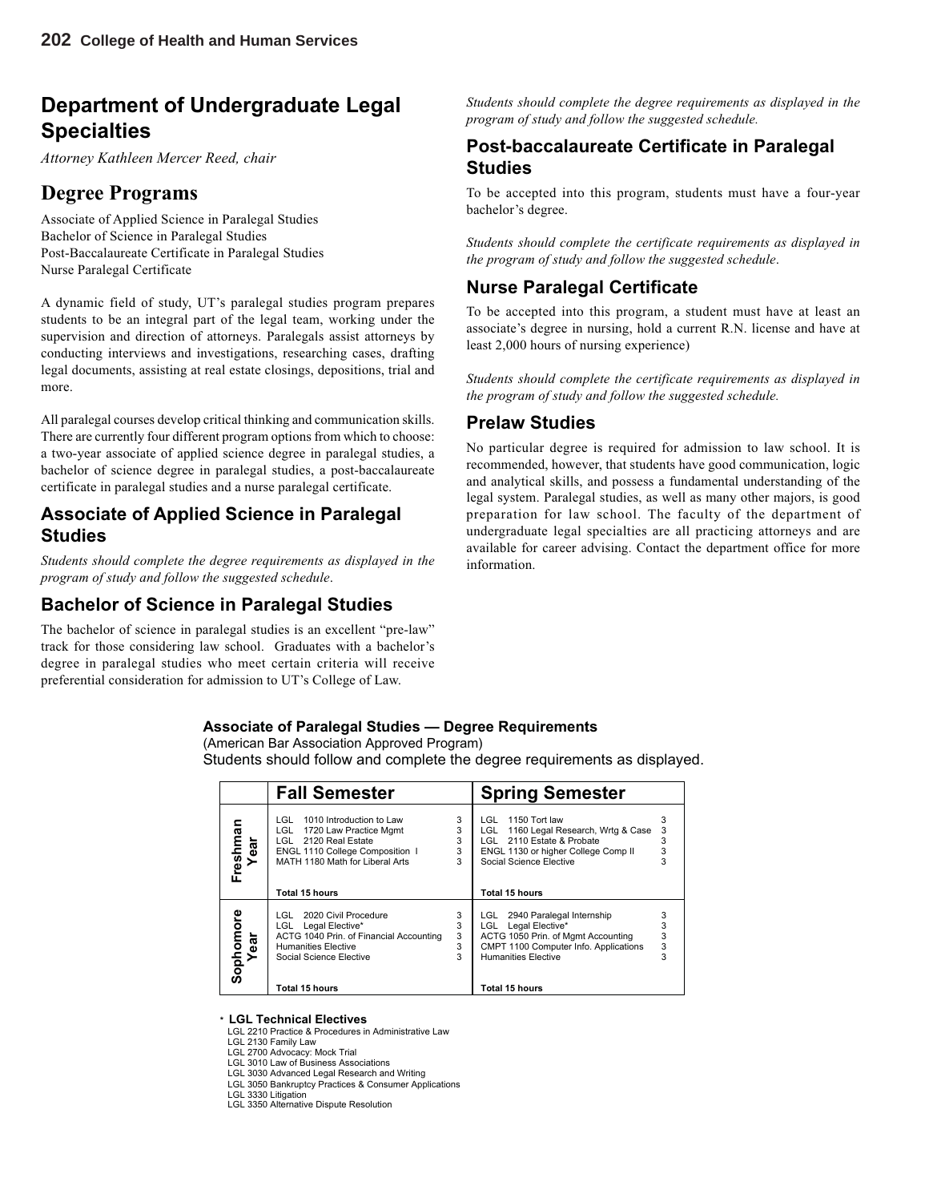# Department of Undergraduate Legal Specialties

*Attorney Kathleen Mercer Reed, chair*

## Degree Programs

Associate of Applied Science in Paralegal Studies
Bachelor of Science in Paralegal Studies
Post-Baccalaureate Certificate in Paralegal Studies
Nurse Paralegal Certificate

A dynamic field of study, UT's paralegal studies program prepares students to be an integral part of the legal team, working under the supervision and direction of attorneys. Paralegals assist attorneys by conducting interviews and investigations, researching cases, drafting legal documents, assisting at real estate closings, depositions, trial and more.

All paralegal courses develop critical thinking and communication skills. There are currently four different program options from which to choose: a two-year associate of applied science degree in paralegal studies, a bachelor of science degree in paralegal studies, a post-baccalaureate certificate in paralegal studies and a nurse paralegal certificate.

### Associate of Applied Science in Paralegal Studies

*Students should complete the degree requirements as displayed in the program of study and follow the suggested schedule*.

### Bachelor of Science in Paralegal Studies

The bachelor of science in paralegal studies is an excellent "pre-law" track for those considering law school. Graduates with a bachelor's degree in paralegal studies who meet certain criteria will receive preferential consideration for admission to UT's College of Law.

*Students should complete the degree requirements as displayed in the program of study and follow the suggested schedule.*

### Post-baccalaureate Certificate in Paralegal Studies

To be accepted into this program, students must have a four-year bachelor's degree.

*Students should complete the certificate requirements as displayed in the program of study and follow the suggested schedule*.

### Nurse Paralegal Certificate

To be accepted into this program, a student must have at least an associate's degree in nursing, hold a current R.N. license and have at least 2,000 hours of nursing experience)

*Students should complete the certificate requirements as displayed in the program of study and follow the suggested schedule.*

### Prelaw Studies

No particular degree is required for admission to law school. It is recommended, however, that students have good communication, logic and analytical skills, and possess a fundamental understanding of the legal system. Paralegal studies, as well as many other majors, is good preparation for law school. The faculty of the department of undergraduate legal specialties are all practicing attorneys and are available for career advising. Contact the department office for more information.

**Associate of Paralegal Studies — Degree Requirements**
(American Bar Association Approved Program)
Students should follow and complete the degree requirements as displayed.

| | Fall Semester | | Spring Semester | |
|---|---|---|---|---|
| Freshman Year | LGL 1010 Introduction to Law | 3 | LGL 1150 Tort law | 3 |
| | LGL 1720 Law Practice Mgmt | 3 | LGL 1160 Legal Research, Wrtg & Case | 3 |
| | LGL 2120 Real Estate | 3 | LGL 2110 Estate & Probate | 3 |
| | ENGL 1110 College Composition I | 3 | ENGL 1130 or higher College Comp II | 3 |
| | MATH 1180 Math for Liberal Arts | 3 | Social Science Elective | 3 |
| | **Total 15 hours** | | **Total 15 hours** | |
| Sophomore Year | LGL 2020 Civil Procedure | 3 | LGL 2940 Paralegal Internship | 3 |
| | LGL Legal Elective* | 3 | LGL Legal Elective* | 3 |
| | ACTG 1040 Prin. of Financial Accounting | 3 | ACTG 1050 Prin. of Mgmt Accounting | 3 |
| | Humanities Elective | 3 | CMPT 1100 Computer Info. Applications | 3 |
| | Social Science Elective | 3 | Humanities Elective | 3 |
| | **Total 15 hours** | | **Total 15 hours** | |

\* **LGL Technical Electives**
LGL 2210 Practice & Procedures in Administrative Law
LGL 2130 Family Law
LGL 2700 Advocacy: Mock Trial
LGL 3010 Law of Business Associations
LGL 3030 Advanced Legal Research and Writing
LGL 3050 Bankruptcy Practices & Consumer Applications
LGL 3330 Litigation
LGL 3350 Alternative Dispute Resolution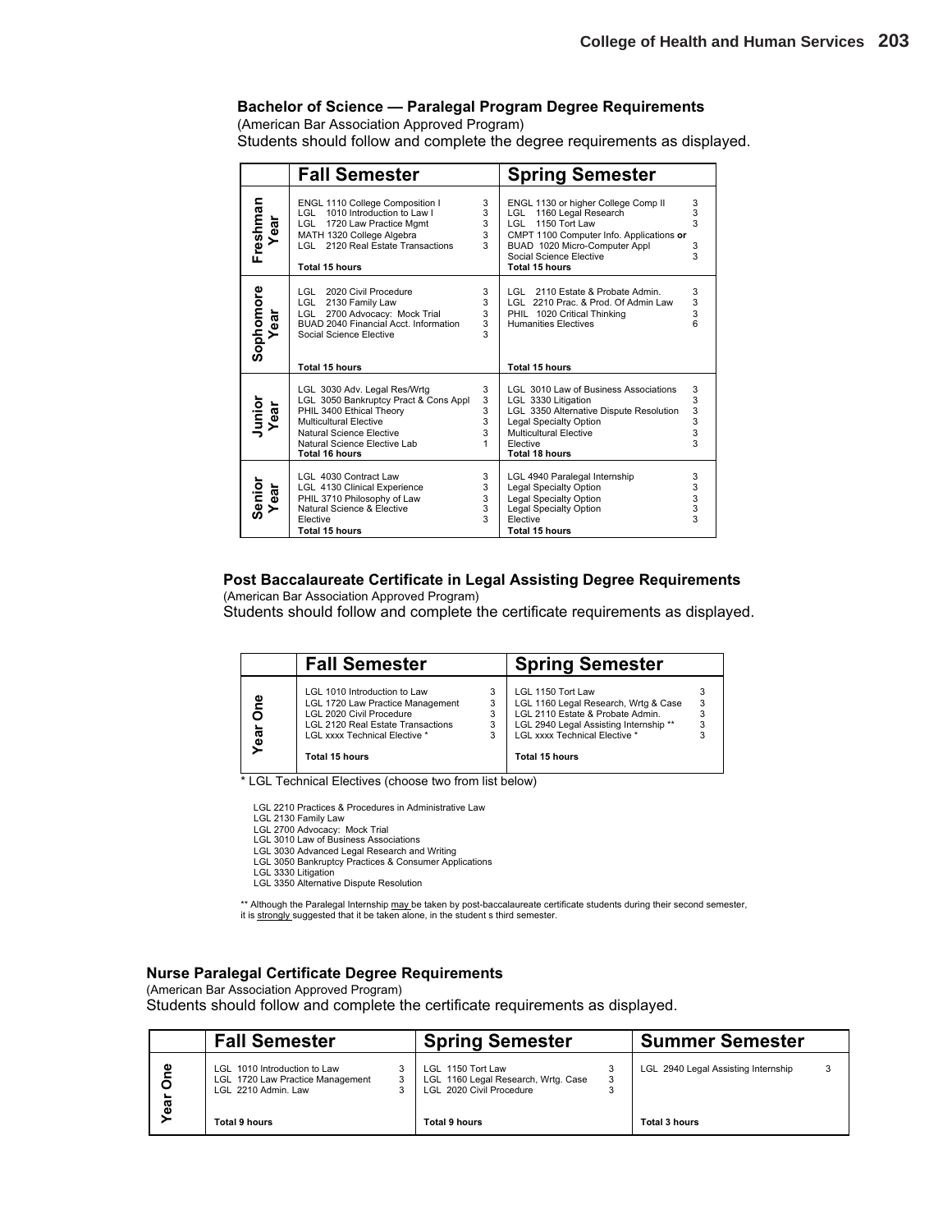### Bachelor of Science — Paralegal Program Degree Requirements

(American Bar Association Approved Program)

Students should follow and complete the degree requirements as displayed.

| | Fall Semester | | Spring Semester | |
|---|---|---|---|---|
| Freshman Year | ENGL 1110 College Composition I | 3 | ENGL 1130 or higher College Comp II | 3 |
| | LGL 1010 Introduction to Law I | 3 | LGL 1160 Legal Research | 3 |
| | LGL 1720 Law Practice Mgmt | 3 | LGL 1150 Tort Law | 3 |
| | MATH 1320 College Algebra | 3 | CMPT 1100 Computer Info. Applications **or** | |
| | LGL 2120 Real Estate Transactions | 3 | BUAD 1020 Micro-Computer Appl | 3 |
| | | | Social Science Elective | 3 |
| | **Total 15 hours** | | **Total 15 hours** | |
| Sophomore Year | LGL 2020 Civil Procedure | 3 | LGL 2110 Estate & Probate Admin. | 3 |
| | LGL 2130 Family Law | 3 | LGL 2210 Prac. & Prod. Of Admin Law | 3 |
| | LGL 2700 Advocacy: Mock Trial | 3 | PHIL 1020 Critical Thinking | 3 |
| | BUAD 2040 Financial Acct. Information | 3 | Humanities Electives | 6 |
| | Social Science Elective | 3 | | |
| | **Total 15 hours** | | **Total 15 hours** | |
| Junior Year | LGL 3030 Adv. Legal Res/Wrtg | 3 | LGL 3010 Law of Business Associations | 3 |
| | LGL 3050 Bankruptcy Pract & Cons Appl | 3 | LGL 3330 Litigation | 3 |
| | PHIL 3400 Ethical Theory | 3 | LGL 3350 Alternative Dispute Resolution | 3 |
| | Multicultural Elective | 3 | Legal Specialty Option | 3 |
| | Natural Science Elective | 3 | Multicultural Elective | 3 |
| | Natural Science Elective Lab | 1 | Elective | 3 |
| | **Total 16 hours** | | **Total 18 hours** | |
| Senior Year | LGL 4030 Contract Law | 3 | LGL 4940 Paralegal Internship | 3 |
| | LGL 4130 Clinical Experience | 3 | Legal Specialty Option | 3 |
| | PHIL 3710 Philosophy of Law | 3 | Legal Specialty Option | 3 |
| | Natural Science & Elective | 3 | Legal Specialty Option | 3 |
| | Elective | 3 | Elective | 3 |
| | **Total 15 hours** | | **Total 15 hours** | |

### Post Baccalaureate Certificate in Legal Assisting Degree Requirements

(American Bar Association Approved Program)

Students should follow and complete the certificate requirements as displayed.

| | Fall Semester | | Spring Semester | |
|---|---|---|---|---|
| Year One | LGL 1010 Introduction to Law | 3 | LGL 1150 Tort Law | 3 |
| | LGL 1720 Law Practice Management | 3 | LGL 1160 Legal Research, Wrtg & Case | 3 |
| | LGL 2020 Civil Procedure | 3 | LGL 2110 Estate & Probate Admin. | 3 |
| | LGL 2120 Real Estate Transactions | 3 | LGL 2940 Legal Assisting Internship ** | 3 |
| | LGL xxxx Technical Elective * | 3 | LGL xxxx Technical Elective * | 3 |
| | **Total 15 hours** | | **Total 15 hours** | |

* LGL Technical Electives (choose two from list below)

LGL 2210 Practices & Procedures in Administrative Law
LGL 2130 Family Law
LGL 2700 Advocacy: Mock Trial
LGL 3010 Law of Business Associations
LGL 3030 Advanced Legal Research and Writing
LGL 3050 Bankruptcy Practices & Consumer Applications
LGL 3330 Litigation
LGL 3350 Alternative Dispute Resolution

** Although the Paralegal Internship may be taken by post-baccalaureate certificate students during their second semester, it is strongly suggested that it be taken alone, in the student s third semester.

### Nurse Paralegal Certificate Degree Requirements

(American Bar Association Approved Program)

Students should follow and complete the certificate requirements as displayed.

| | Fall Semester | | Spring Semester | | Summer Semester | |
|---|---|---|---|---|---|---|
| Year One | LGL 1010 Introduction to Law | 3 | LGL 1150 Tort Law | 3 | LGL 2940 Legal Assisting Internship | 3 |
| | LGL 1720 Law Practice Management | 3 | LGL 1160 Legal Research, Wrtg. Case | 3 | | |
| | LGL 2210 Admin. Law | 3 | LGL 2020 Civil Procedure | 3 | | |
| | **Total 9 hours** | | **Total 9 hours** | | **Total 3 hours** | |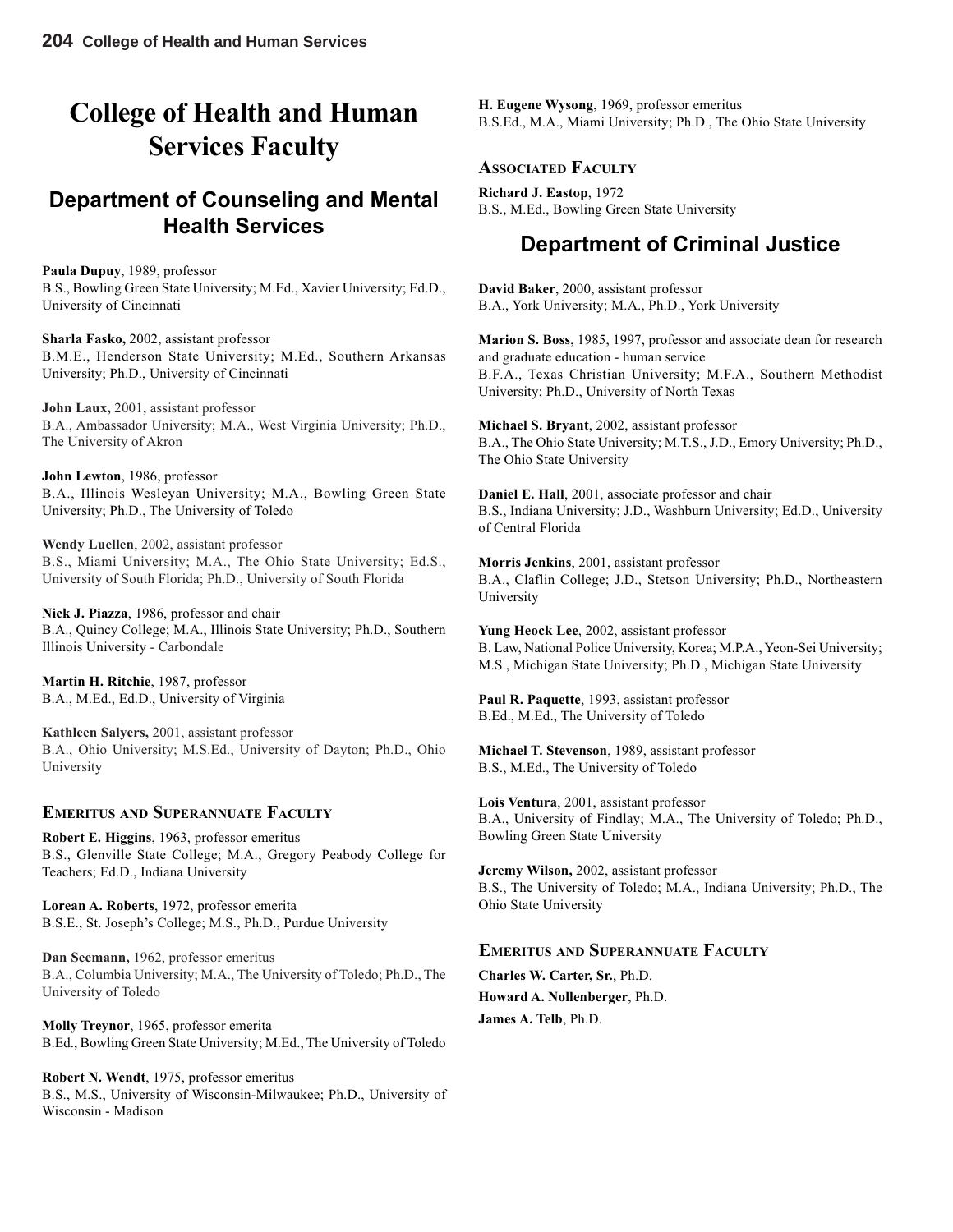# College of Health and Human Services Faculty

## Department of Counseling and Mental Health Services

**Paula Dupuy**, 1989, professor
B.S., Bowling Green State University; M.Ed., Xavier University; Ed.D., University of Cincinnati

**Sharla Fasko,** 2002, assistant professor
B.M.E., Henderson State University; M.Ed., Southern Arkansas University; Ph.D., University of Cincinnati

**John Laux,** 2001, assistant professor
B.A., Ambassador University; M.A., West Virginia University; Ph.D., The University of Akron

**John Lewton**, 1986, professor
B.A., Illinois Wesleyan University; M.A., Bowling Green State University; Ph.D., The University of Toledo

**Wendy Luellen**, 2002, assistant professor
B.S., Miami University; M.A., The Ohio State University; Ed.S., University of South Florida; Ph.D., University of South Florida

**Nick J. Piazza**, 1986, professor and chair
B.A., Quincy College; M.A., Illinois State University; Ph.D., Southern Illinois University - Carbondale

**Martin H. Ritchie**, 1987, professor
B.A., M.Ed., Ed.D., University of Virginia

**Kathleen Salyers,** 2001, assistant professor
B.A., Ohio University; M.S.Ed., University of Dayton; Ph.D., Ohio University

### Emeritus and Superannuate Faculty

**Robert E. Higgins**, 1963, professor emeritus
B.S., Glenville State College; M.A., Gregory Peabody College for Teachers; Ed.D., Indiana University

**Lorean A. Roberts**, 1972, professor emerita
B.S.E., St. Joseph's College; M.S., Ph.D., Purdue University

**Dan Seemann,** 1962, professor emeritus
B.A., Columbia University; M.A., The University of Toledo; Ph.D., The University of Toledo

**Molly Treynor**, 1965, professor emerita
B.Ed., Bowling Green State University; M.Ed., The University of Toledo

**Robert N. Wendt**, 1975, professor emeritus
B.S., M.S., University of Wisconsin-Milwaukee; Ph.D., University of Wisconsin - Madison

**H. Eugene Wysong**, 1969, professor emeritus
B.S.Ed., M.A., Miami University; Ph.D., The Ohio State University

### Associated Faculty

**Richard J. Eastop**, 1972
B.S., M.Ed., Bowling Green State University

## Department of Criminal Justice

**David Baker**, 2000, assistant professor
B.A., York University; M.A., Ph.D., York University

**Marion S. Boss**, 1985, 1997, professor and associate dean for research and graduate education - human service
B.F.A., Texas Christian University; M.F.A., Southern Methodist University; Ph.D., University of North Texas

**Michael S. Bryant**, 2002, assistant professor
B.A., The Ohio State University; M.T.S., J.D., Emory University; Ph.D., The Ohio State University

**Daniel E. Hall**, 2001, associate professor and chair
B.S., Indiana University; J.D., Washburn University; Ed.D., University of Central Florida

**Morris Jenkins**, 2001, assistant professor
B.A., Claflin College; J.D., Stetson University; Ph.D., Northeastern University

**Yung Heock Lee**, 2002, assistant professor
B. Law, National Police University, Korea; M.P.A., Yeon-Sei University; M.S., Michigan State University; Ph.D., Michigan State University

**Paul R. Paquette**, 1993, assistant professor
B.Ed., M.Ed., The University of Toledo

**Michael T. Stevenson**, 1989, assistant professor
B.S., M.Ed., The University of Toledo

**Lois Ventura**, 2001, assistant professor
B.A., University of Findlay; M.A., The University of Toledo; Ph.D., Bowling Green State University

**Jeremy Wilson,** 2002, assistant professor
B.S., The University of Toledo; M.A., Indiana University; Ph.D., The Ohio State University

### Emeritus and Superannuate Faculty

**Charles W. Carter, Sr.**, Ph.D.

**Howard A. Nollenberger**, Ph.D.

**James A. Telb**, Ph.D.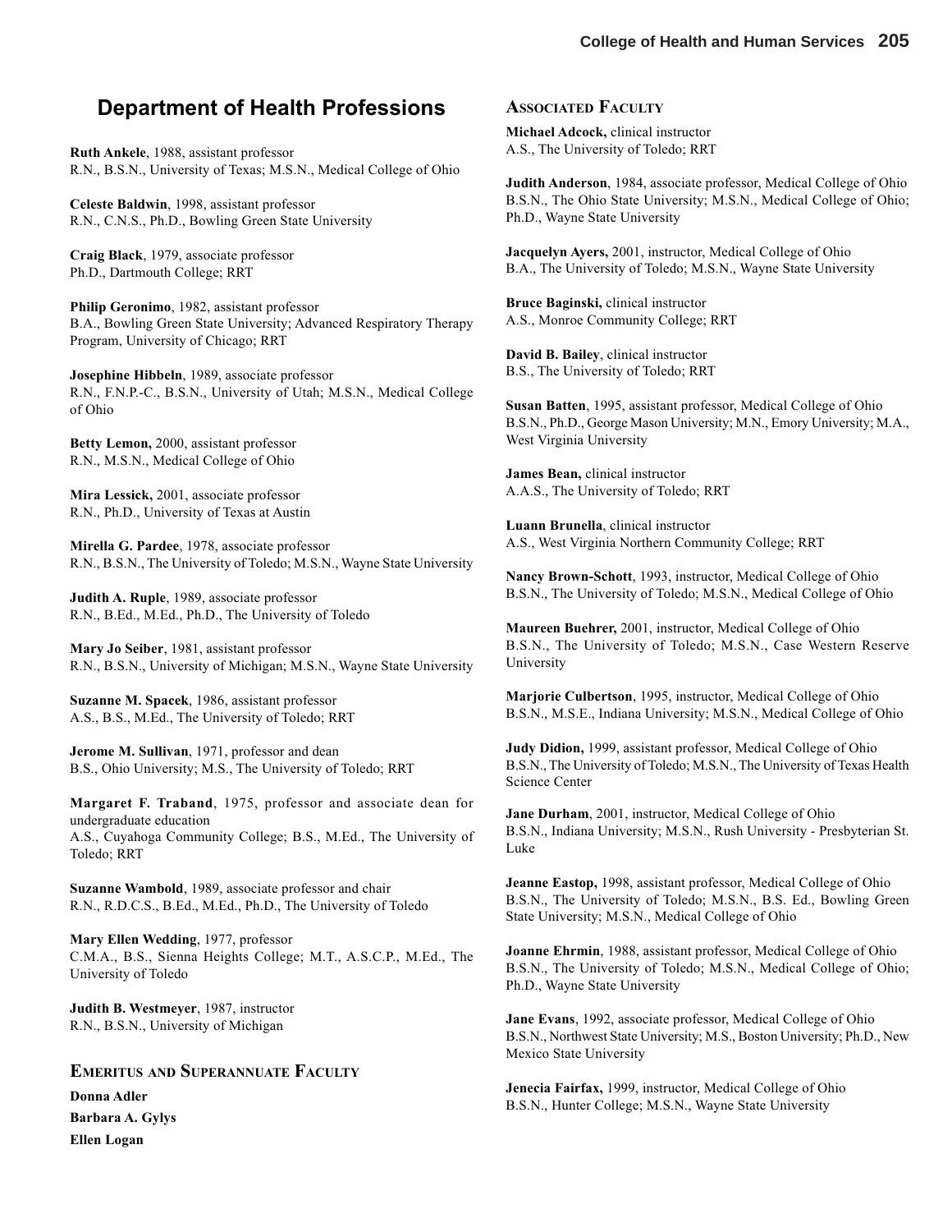# Department of Health Professions

**Ruth Ankele**, 1988, assistant professor
R.N., B.S.N., University of Texas; M.S.N., Medical College of Ohio

**Celeste Baldwin**, 1998, assistant professor
R.N., C.N.S., Ph.D., Bowling Green State University

**Craig Black**, 1979, associate professor
Ph.D., Dartmouth College; RRT

**Philip Geronimo**, 1982, assistant professor
B.A., Bowling Green State University; Advanced Respiratory Therapy Program, University of Chicago; RRT

**Josephine Hibbeln**, 1989, associate professor
R.N., F.N.P.-C., B.S.N., University of Utah; M.S.N., Medical College of Ohio

**Betty Lemon,** 2000, assistant professor
R.N., M.S.N., Medical College of Ohio

**Mira Lessick,** 2001, associate professor
R.N., Ph.D., University of Texas at Austin

**Mirella G. Pardee**, 1978, associate professor
R.N., B.S.N., The University of Toledo; M.S.N., Wayne State University

**Judith A. Ruple**, 1989, associate professor
R.N., B.Ed., M.Ed., Ph.D., The University of Toledo

**Mary Jo Seiber**, 1981, assistant professor
R.N., B.S.N., University of Michigan; M.S.N., Wayne State University

**Suzanne M. Spacek**, 1986, assistant professor
A.S., B.S., M.Ed., The University of Toledo; RRT

**Jerome M. Sullivan**, 1971, professor and dean
B.S., Ohio University; M.S., The University of Toledo; RRT

**Margaret F. Traband**, 1975, professor and associate dean for undergraduate education
A.S., Cuyahoga Community College; B.S., M.Ed., The University of Toledo; RRT

**Suzanne Wambold**, 1989, associate professor and chair
R.N., R.D.C.S., B.Ed., M.Ed., Ph.D., The University of Toledo

**Mary Ellen Wedding**, 1977, professor
C.M.A., B.S., Sienna Heights College; M.T., A.S.C.P., M.Ed., The University of Toledo

**Judith B. Westmeyer**, 1987, instructor
R.N., B.S.N., University of Michigan

## Emeritus and Superannuate Faculty

**Donna Adler**

**Barbara A. Gylys**

**Ellen Logan**

## Associated Faculty

**Michael Adcock,** clinical instructor
A.S., The University of Toledo; RRT

**Judith Anderson**, 1984, associate professor, Medical College of Ohio
B.S.N., The Ohio State University; M.S.N., Medical College of Ohio; Ph.D., Wayne State University

**Jacquelyn Ayers,** 2001, instructor, Medical College of Ohio
B.A., The University of Toledo; M.S.N., Wayne State University

**Bruce Baginski,** clinical instructor
A.S., Monroe Community College; RRT

**David B. Bailey**, clinical instructor
B.S., The University of Toledo; RRT

**Susan Batten**, 1995, assistant professor, Medical College of Ohio
B.S.N., Ph.D., George Mason University; M.N., Emory University; M.A., West Virginia University

**James Bean,** clinical instructor
A.A.S., The University of Toledo; RRT

**Luann Brunella**, clinical instructor
A.S., West Virginia Northern Community College; RRT

**Nancy Brown-Schott**, 1993, instructor, Medical College of Ohio
B.S.N., The University of Toledo; M.S.N., Medical College of Ohio

**Maureen Buehrer,** 2001, instructor, Medical College of Ohio
B.S.N., The University of Toledo; M.S.N., Case Western Reserve University

**Marjorie Culbertson**, 1995, instructor, Medical College of Ohio
B.S.N., M.S.E., Indiana University; M.S.N., Medical College of Ohio

**Judy Didion,** 1999, assistant professor, Medical College of Ohio
B.S.N., The University of Toledo; M.S.N., The University of Texas Health Science Center

**Jane Durham**, 2001, instructor, Medical College of Ohio
B.S.N., Indiana University; M.S.N., Rush University - Presbyterian St. Luke

**Jeanne Eastop,** 1998, assistant professor, Medical College of Ohio
B.S.N., The University of Toledo; M.S.N., B.S. Ed., Bowling Green State University; M.S.N., Medical College of Ohio

**Joanne Ehrmin**, 1988, assistant professor, Medical College of Ohio
B.S.N., The University of Toledo; M.S.N., Medical College of Ohio; Ph.D., Wayne State University

**Jane Evans**, 1992, associate professor, Medical College of Ohio
B.S.N., Northwest State University; M.S., Boston University; Ph.D., New Mexico State University

**Jenecia Fairfax,** 1999, instructor, Medical College of Ohio
B.S.N., Hunter College; M.S.N., Wayne State University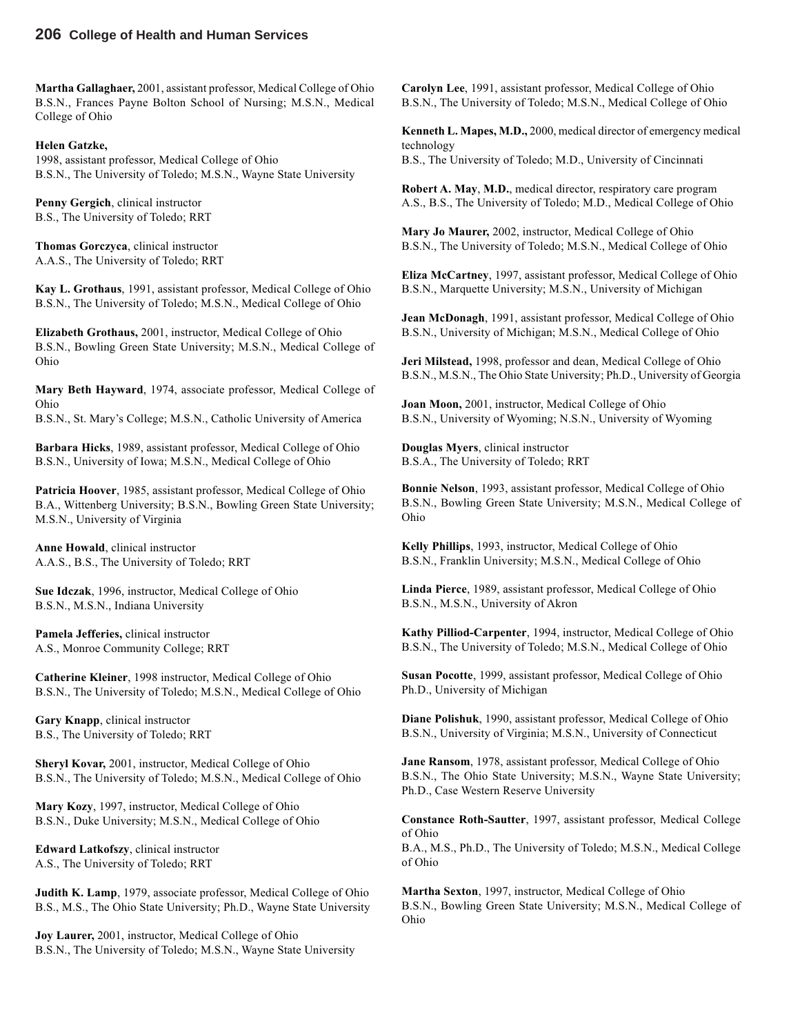**Martha Gallaghaer,** 2001, assistant professor, Medical College of Ohio
B.S.N., Frances Payne Bolton School of Nursing; M.S.N., Medical College of Ohio

**Helen Gatzke,**
1998, assistant professor, Medical College of Ohio
B.S.N., The University of Toledo; M.S.N., Wayne State University

**Penny Gergich**, clinical instructor
B.S., The University of Toledo; RRT

**Thomas Gorczyca**, clinical instructor
A.A.S., The University of Toledo; RRT

**Kay L. Grothaus**, 1991, assistant professor, Medical College of Ohio
B.S.N., The University of Toledo; M.S.N., Medical College of Ohio

**Elizabeth Grothaus,** 2001, instructor, Medical College of Ohio
B.S.N., Bowling Green State University; M.S.N., Medical College of Ohio

**Mary Beth Hayward**, 1974, associate professor, Medical College of Ohio
B.S.N., St. Mary's College; M.S.N., Catholic University of America

**Barbara Hicks**, 1989, assistant professor, Medical College of Ohio
B.S.N., University of Iowa; M.S.N., Medical College of Ohio

**Patricia Hoover**, 1985, assistant professor, Medical College of Ohio
B.A., Wittenberg University; B.S.N., Bowling Green State University; M.S.N., University of Virginia

**Anne Howald**, clinical instructor
A.A.S., B.S., The University of Toledo; RRT

**Sue Idczak**, 1996, instructor, Medical College of Ohio
B.S.N., M.S.N., Indiana University

**Pamela Jefferies,** clinical instructor
A.S., Monroe Community College; RRT

**Catherine Kleiner**, 1998 instructor, Medical College of Ohio
B.S.N., The University of Toledo; M.S.N., Medical College of Ohio

**Gary Knapp**, clinical instructor
B.S., The University of Toledo; RRT

**Sheryl Kovar,** 2001, instructor, Medical College of Ohio
B.S.N., The University of Toledo; M.S.N., Medical College of Ohio

**Mary Kozy**, 1997, instructor, Medical College of Ohio
B.S.N., Duke University; M.S.N., Medical College of Ohio

**Edward Latkofszy**, clinical instructor
A.S., The University of Toledo; RRT

**Judith K. Lamp**, 1979, associate professor, Medical College of Ohio
B.S., M.S., The Ohio State University; Ph.D., Wayne State University

**Joy Laurer,** 2001, instructor, Medical College of Ohio
B.S.N., The University of Toledo; M.S.N., Wayne State University

**Carolyn Lee**, 1991, assistant professor, Medical College of Ohio
B.S.N., The University of Toledo; M.S.N., Medical College of Ohio

**Kenneth L. Mapes, M.D.,** 2000, medical director of emergency medical technology
B.S., The University of Toledo; M.D., University of Cincinnati

**Robert A. May**, **M.D.**, medical director, respiratory care program
A.S., B.S., The University of Toledo; M.D., Medical College of Ohio

**Mary Jo Maurer,** 2002, instructor, Medical College of Ohio
B.S.N., The University of Toledo; M.S.N., Medical College of Ohio

**Eliza McCartney**, 1997, assistant professor, Medical College of Ohio
B.S.N., Marquette University; M.S.N., University of Michigan

**Jean McDonagh**, 1991, assistant professor, Medical College of Ohio
B.S.N., University of Michigan; M.S.N., Medical College of Ohio

**Jeri Milstead,** 1998, professor and dean, Medical College of Ohio
B.S.N., M.S.N., The Ohio State University; Ph.D., University of Georgia

**Joan Moon,** 2001, instructor, Medical College of Ohio
B.S.N., University of Wyoming; N.S.N., University of Wyoming

**Douglas Myers**, clinical instructor
B.S.A., The University of Toledo; RRT

**Bonnie Nelson**, 1993, assistant professor, Medical College of Ohio
B.S.N., Bowling Green State University; M.S.N., Medical College of Ohio

**Kelly Phillips**, 1993, instructor, Medical College of Ohio
B.S.N., Franklin University; M.S.N., Medical College of Ohio

**Linda Pierce**, 1989, assistant professor, Medical College of Ohio
B.S.N., M.S.N., University of Akron

**Kathy Pilliod-Carpenter**, 1994, instructor, Medical College of Ohio
B.S.N., The University of Toledo; M.S.N., Medical College of Ohio

**Susan Pocotte**, 1999, assistant professor, Medical College of Ohio
Ph.D., University of Michigan

**Diane Polishuk**, 1990, assistant professor, Medical College of Ohio
B.S.N., University of Virginia; M.S.N., University of Connecticut

**Jane Ransom**, 1978, assistant professor, Medical College of Ohio
B.S.N., The Ohio State University; M.S.N., Wayne State University; Ph.D., Case Western Reserve University

**Constance Roth-Sautter**, 1997, assistant professor, Medical College of Ohio
B.A., M.S., Ph.D., The University of Toledo; M.S.N., Medical College of Ohio

**Martha Sexton**, 1997, instructor, Medical College of Ohio
B.S.N., Bowling Green State University; M.S.N., Medical College of Ohio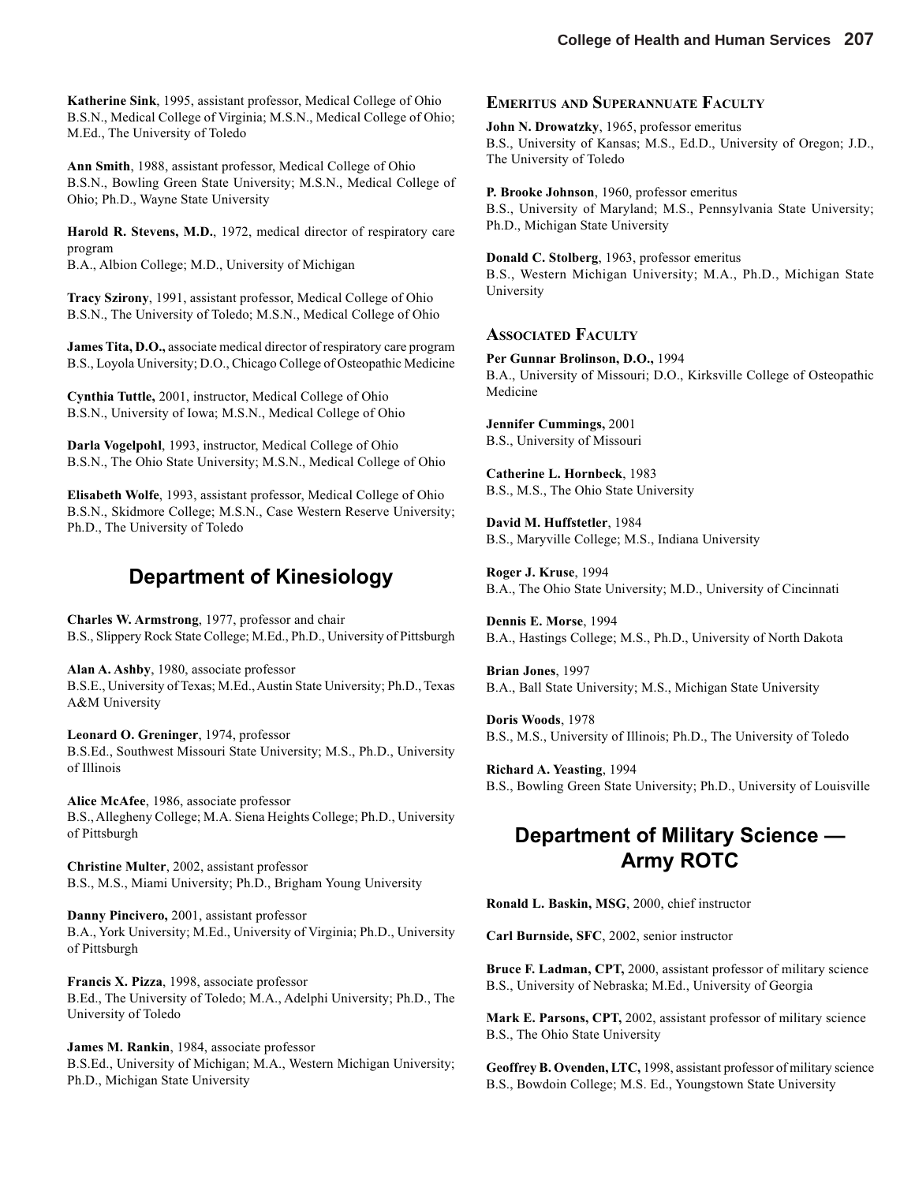**Katherine Sink**, 1995, assistant professor, Medical College of Ohio
B.S.N., Medical College of Virginia; M.S.N., Medical College of Ohio; M.Ed., The University of Toledo

**Ann Smith**, 1988, assistant professor, Medical College of Ohio
B.S.N., Bowling Green State University; M.S.N., Medical College of Ohio; Ph.D., Wayne State University

**Harold R. Stevens, M.D.**, 1972, medical director of respiratory care program
B.A., Albion College; M.D., University of Michigan

**Tracy Szirony**, 1991, assistant professor, Medical College of Ohio
B.S.N., The University of Toledo; M.S.N., Medical College of Ohio

**James Tita, D.O.,** associate medical director of respiratory care program
B.S., Loyola University; D.O., Chicago College of Osteopathic Medicine

**Cynthia Tuttle,** 2001, instructor, Medical College of Ohio
B.S.N., University of Iowa; M.S.N., Medical College of Ohio

**Darla Vogelpohl**, 1993, instructor, Medical College of Ohio
B.S.N., The Ohio State University; M.S.N., Medical College of Ohio

**Elisabeth Wolfe**, 1993, assistant professor, Medical College of Ohio
B.S.N., Skidmore College; M.S.N., Case Western Reserve University; Ph.D., The University of Toledo

## Department of Kinesiology

**Charles W. Armstrong**, 1977, professor and chair
B.S., Slippery Rock State College; M.Ed., Ph.D., University of Pittsburgh

**Alan A. Ashby**, 1980, associate professor
B.S.E., University of Texas; M.Ed., Austin State University; Ph.D., Texas A&M University

**Leonard O. Greninger**, 1974, professor
B.S.Ed., Southwest Missouri State University; M.S., Ph.D., University of Illinois

**Alice McAfee**, 1986, associate professor
B.S., Allegheny College; M.A. Siena Heights College; Ph.D., University of Pittsburgh

**Christine Multer**, 2002, assistant professor
B.S., M.S., Miami University; Ph.D., Brigham Young University

**Danny Pincivero,** 2001, assistant professor
B.A., York University; M.Ed., University of Virginia; Ph.D., University of Pittsburgh

**Francis X. Pizza**, 1998, associate professor
B.Ed., The University of Toledo; M.A., Adelphi University; Ph.D., The University of Toledo

**James M. Rankin**, 1984, associate professor
B.S.Ed., University of Michigan; M.A., Western Michigan University; Ph.D., Michigan State University

### Emeritus and Superannuate Faculty

**John N. Drowatzky**, 1965, professor emeritus
B.S., University of Kansas; M.S., Ed.D., University of Oregon; J.D., The University of Toledo

**P. Brooke Johnson**, 1960, professor emeritus
B.S., University of Maryland; M.S., Pennsylvania State University; Ph.D., Michigan State University

**Donald C. Stolberg**, 1963, professor emeritus
B.S., Western Michigan University; M.A., Ph.D., Michigan State University

### Associated Faculty

**Per Gunnar Brolinson, D.O.,** 1994
B.A., University of Missouri; D.O., Kirksville College of Osteopathic Medicine

**Jennifer Cummings,** 2001
B.S., University of Missouri

**Catherine L. Hornbeck**, 1983
B.S., M.S., The Ohio State University

**David M. Huffstetler**, 1984
B.S., Maryville College; M.S., Indiana University

**Roger J. Kruse**, 1994
B.A., The Ohio State University; M.D., University of Cincinnati

**Dennis E. Morse**, 1994
B.A., Hastings College; M.S., Ph.D., University of North Dakota

**Brian Jones**, 1997
B.A., Ball State University; M.S., Michigan State University

**Doris Woods**, 1978
B.S., M.S., University of Illinois; Ph.D., The University of Toledo

**Richard A. Yeasting**, 1994
B.S., Bowling Green State University; Ph.D., University of Louisville

## Department of Military Science — Army ROTC

**Ronald L. Baskin, MSG**, 2000, chief instructor

**Carl Burnside, SFC**, 2002, senior instructor

**Bruce F. Ladman, CPT,** 2000, assistant professor of military science
B.S., University of Nebraska; M.Ed., University of Georgia

**Mark E. Parsons, CPT,** 2002, assistant professor of military science
B.S., The Ohio State University

**Geoffrey B. Ovenden, LTC,** 1998, assistant professor of military science
B.S., Bowdoin College; M.S. Ed., Youngstown State University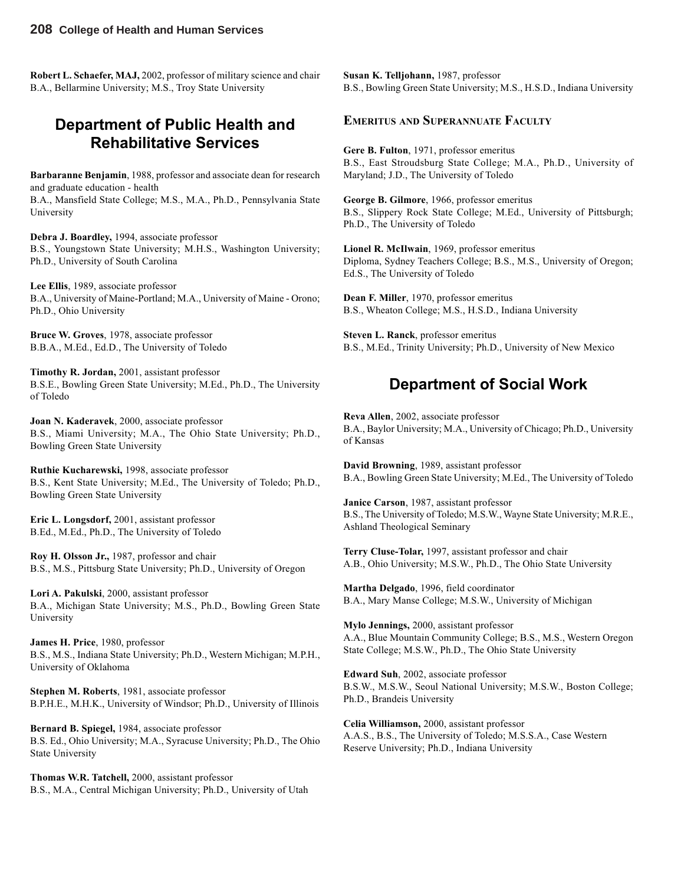**Robert L. Schaefer, MAJ,** 2002, professor of military science and chair
B.A., Bellarmine University; M.S., Troy State University

## Department of Public Health and Rehabilitative Services

**Barbaranne Benjamin**, 1988, professor and associate dean for research and graduate education - health
B.A., Mansfield State College; M.S., M.A., Ph.D., Pennsylvania State University

**Debra J. Boardley,** 1994, associate professor
B.S., Youngstown State University; M.H.S., Washington University; Ph.D., University of South Carolina

**Lee Ellis**, 1989, associate professor
B.A., University of Maine-Portland; M.A., University of Maine - Orono; Ph.D., Ohio University

**Bruce W. Groves**, 1978, associate professor
B.B.A., M.Ed., Ed.D., The University of Toledo

**Timothy R. Jordan,** 2001, assistant professor
B.S.E., Bowling Green State University; M.Ed., Ph.D., The University of Toledo

**Joan N. Kaderavek**, 2000, associate professor
B.S., Miami University; M.A., The Ohio State University; Ph.D., Bowling Green State University

**Ruthie Kucharewski,** 1998, associate professor
B.S., Kent State University; M.Ed., The University of Toledo; Ph.D., Bowling Green State University

**Eric L. Longsdorf,** 2001, assistant professor
B.Ed., M.Ed., Ph.D., The University of Toledo

**Roy H. Olsson Jr.,** 1987, professor and chair
B.S., M.S., Pittsburg State University; Ph.D., University of Oregon

**Lori A. Pakulski**, 2000, assistant professor
B.A., Michigan State University; M.S., Ph.D., Bowling Green State University

**James H. Price**, 1980, professor
B.S., M.S., Indiana State University; Ph.D., Western Michigan; M.P.H., University of Oklahoma

**Stephen M. Roberts**, 1981, associate professor
B.P.H.E., M.H.K., University of Windsor; Ph.D., University of Illinois

**Bernard B. Spiegel,** 1984, associate professor
B.S. Ed., Ohio University; M.A., Syracuse University; Ph.D., The Ohio State University

**Thomas W.R. Tatchell,** 2000, assistant professor
B.S., M.A., Central Michigan University; Ph.D., University of Utah

**Susan K. Telljohann,** 1987, professor
B.S., Bowling Green State University; M.S., H.S.D., Indiana University

### Emeritus and Superannuate Faculty

**Gere B. Fulton**, 1971, professor emeritus
B.S., East Stroudsburg State College; M.A., Ph.D., University of Maryland; J.D., The University of Toledo

**George B. Gilmore**, 1966, professor emeritus
B.S., Slippery Rock State College; M.Ed., University of Pittsburgh; Ph.D., The University of Toledo

**Lionel R. McIlwain**, 1969, professor emeritus
Diploma, Sydney Teachers College; B.S., M.S., University of Oregon; Ed.S., The University of Toledo

**Dean F. Miller**, 1970, professor emeritus
B.S., Wheaton College; M.S., H.S.D., Indiana University

**Steven L. Ranck**, professor emeritus
B.S., M.Ed., Trinity University; Ph.D., University of New Mexico

## Department of Social Work

**Reva Allen**, 2002, associate professor
B.A., Baylor University; M.A., University of Chicago; Ph.D., University of Kansas

**David Browning**, 1989, assistant professor
B.A., Bowling Green State University; M.Ed., The University of Toledo

**Janice Carson**, 1987, assistant professor
B.S., The University of Toledo; M.S.W., Wayne State University; M.R.E., Ashland Theological Seminary

**Terry Cluse-Tolar,** 1997, assistant professor and chair
A.B., Ohio University; M.S.W., Ph.D., The Ohio State University

**Martha Delgado**, 1996, field coordinator
B.A., Mary Manse College; M.S.W., University of Michigan

**Mylo Jennings,** 2000, assistant professor
A.A., Blue Mountain Community College; B.S., M.S., Western Oregon State College; M.S.W., Ph.D., The Ohio State University

**Edward Suh**, 2002, associate professor
B.S.W., M.S.W., Seoul National University; M.S.W., Boston College; Ph.D., Brandeis University

**Celia Williamson,** 2000, assistant professor
A.A.S., B.S., The University of Toledo; M.S.S.A., Case Western Reserve University; Ph.D., Indiana University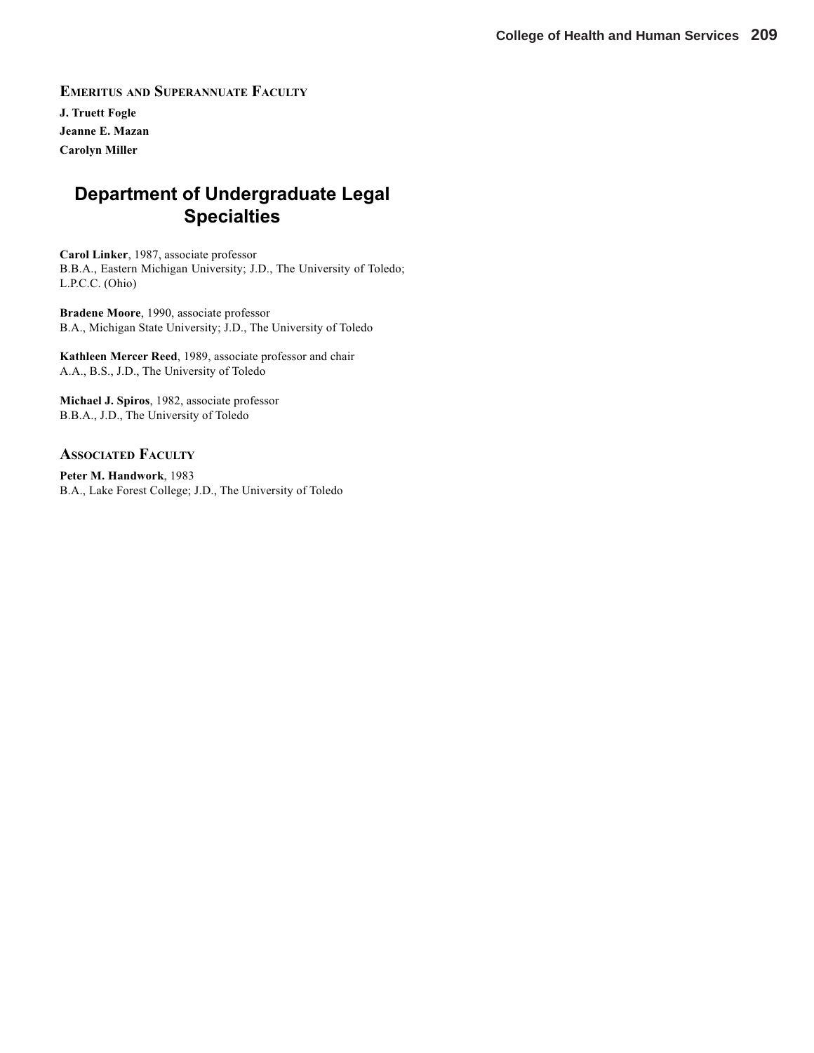### Emeritus and Superannuate Faculty

**J. Truett Fogle**

**Jeanne E. Mazan**

**Carolyn Miller**

## Department of Undergraduate Legal Specialties

**Carol Linker**, 1987, associate professor
B.B.A., Eastern Michigan University; J.D., The University of Toledo; L.P.C.C. (Ohio)

**Bradene Moore**, 1990, associate professor
B.A., Michigan State University; J.D., The University of Toledo

**Kathleen Mercer Reed**, 1989, associate professor and chair
A.A., B.S., J.D., The University of Toledo

**Michael J. Spiros**, 1982, associate professor
B.B.A., J.D., The University of Toledo

### Associated Faculty

**Peter M. Handwork**, 1983
B.A., Lake Forest College; J.D., The University of Toledo